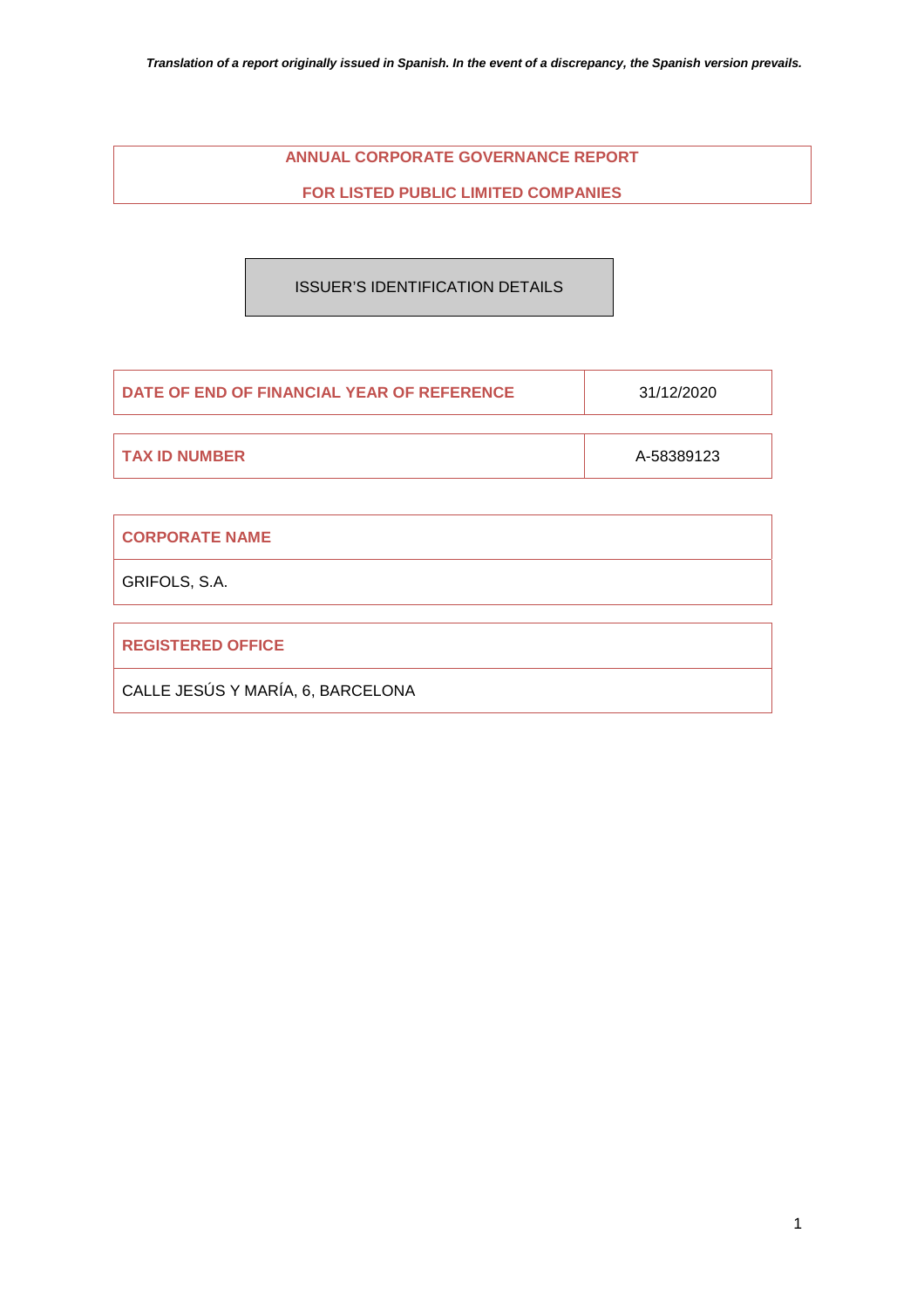*Translation of a report originally issued in Spanish. In the event of a discrepancy, the Spanish version prevails.*

# ANNUAL CORPORATE GOVERNANCE REPORT

# FOR LISTED PUBLIC LIMITED COMPANIES

## ISSUER'S IDENTIFICATION DETAILS

| DATE OF END OF FINANCIAL YEAR OF REFERENCE | 31/12/2020 |
|---|---|

| TAX ID NUMBER | A-58389123 |
|---|---|

| CORPORATE NAME |
|---|
| GRIFOLS, S.A. |

| REGISTERED OFFICE |
|---|
| CALLE JESÚS Y MARÍA, 6, BARCELONA |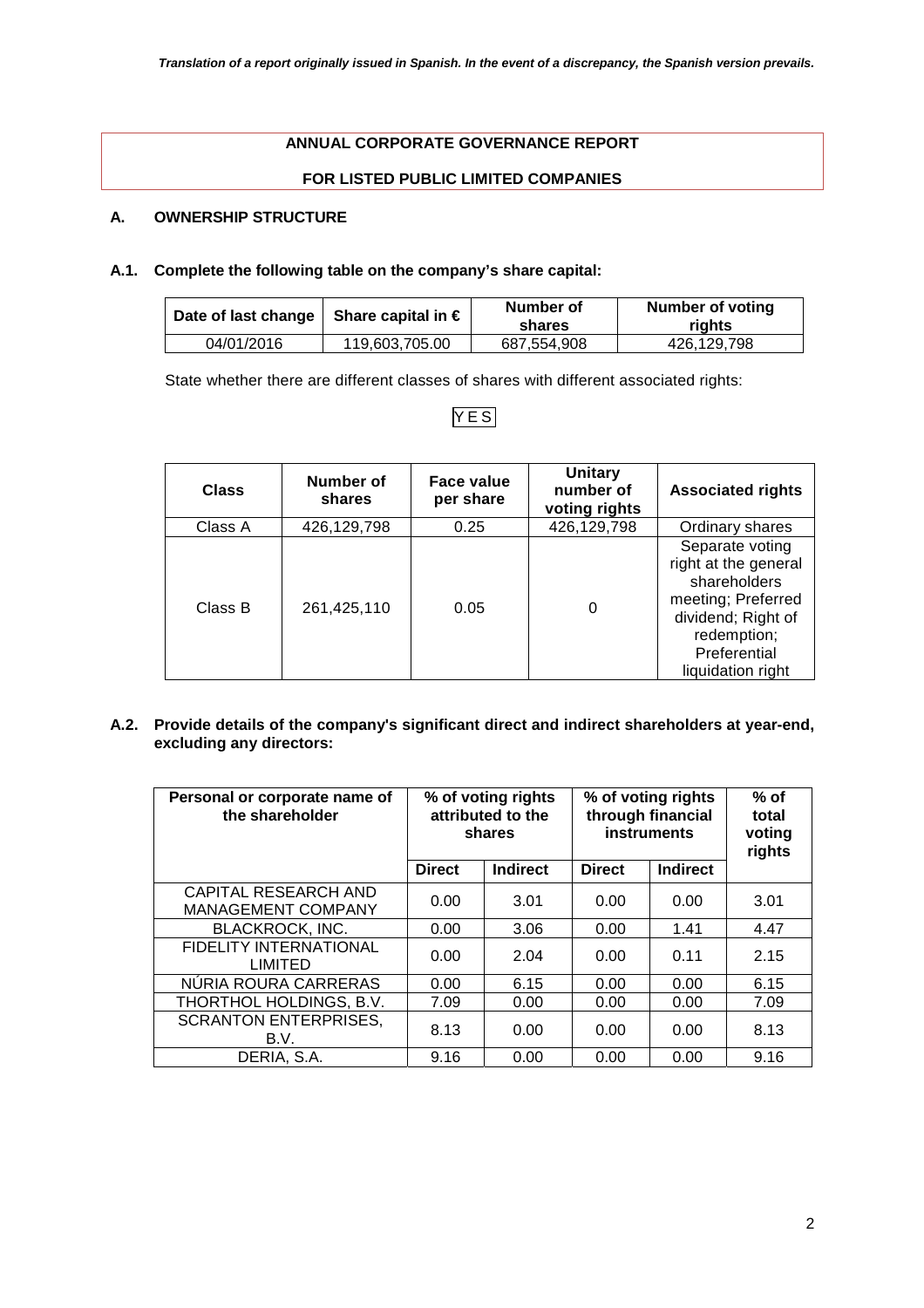*Translation of a report originally issued in Spanish. In the event of a discrepancy, the Spanish version prevails.*

# ANNUAL CORPORATE GOVERNANCE REPORT

# FOR LISTED PUBLIC LIMITED COMPANIES

## A. OWNERSHIP STRUCTURE

### A.1. Complete the following table on the company's share capital:

| Date of last change | Share capital in € | Number of shares | Number of voting rights |
|---|---|---|---|
| 04/01/2016 | 119,603,705.00 | 687,554,908 | 426,129,798 |

State whether there are different classes of shares with different associated rights:

YES

| Class | Number of shares | Face value per share | Unitary number of voting rights | Associated rights |
|---|---|---|---|---|
| Class A | 426,129,798 | 0.25 | 426,129,798 | Ordinary shares |
| Class B | 261,425,110 | 0.05 | 0 | Separate voting right at the general shareholders meeting; Preferred dividend; Right of redemption; Preferential liquidation right |

### A.2. Provide details of the company's significant direct and indirect shareholders at year-end, excluding any directors:

| Personal or corporate name of the shareholder | % of voting rights attributed to the shares | | % of voting rights through financial instruments | | % of total voting rights |
|---|---|---|---|---|---|
| | Direct | Indirect | Direct | Indirect | |
| CAPITAL RESEARCH AND MANAGEMENT COMPANY | 0.00 | 3.01 | 0.00 | 0.00 | 3.01 |
| BLACKROCK, INC. | 0.00 | 3.06 | 0.00 | 1.41 | 4.47 |
| FIDELITY INTERNATIONAL LIMITED | 0.00 | 2.04 | 0.00 | 0.11 | 2.15 |
| NÚRIA ROURA CARRERAS | 0.00 | 6.15 | 0.00 | 0.00 | 6.15 |
| THORTHOL HOLDINGS, B.V. | 7.09 | 0.00 | 0.00 | 0.00 | 7.09 |
| SCRANTON ENTERPRISES, B.V. | 8.13 | 0.00 | 0.00 | 0.00 | 8.13 |
| DERIA, S.A. | 9.16 | 0.00 | 0.00 | 0.00 | 9.16 |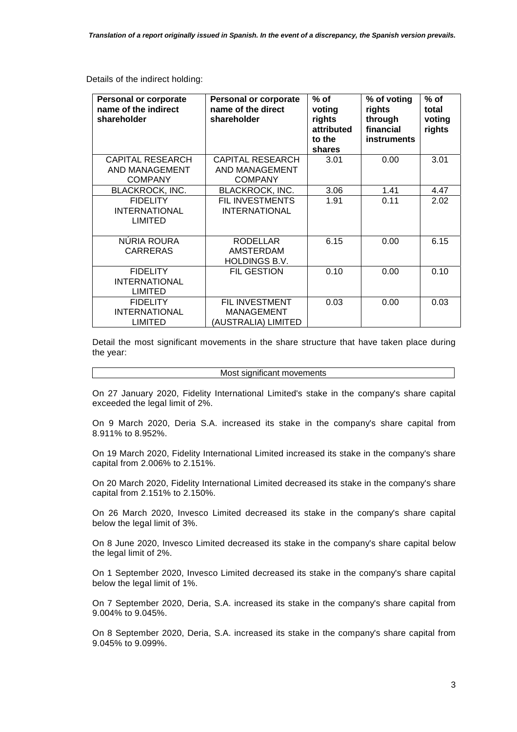Details of the indirect holding:

| Personal or corporate name of the indirect shareholder | Personal or corporate name of the direct shareholder | % of voting rights attributed to the shares | % of voting rights through financial instruments | % of total voting rights |
|---|---|---|---|---|
| CAPITAL RESEARCH AND MANAGEMENT COMPANY | CAPITAL RESEARCH AND MANAGEMENT COMPANY | 3.01 | 0.00 | 3.01 |
| BLACKROCK, INC. | BLACKROCK, INC. | 3.06 | 1.41 | 4.47 |
| FIDELITY INTERNATIONAL LIMITED | FIL INVESTMENTS INTERNATIONAL | 1.91 | 0.11 | 2.02 |
| NÚRIA ROURA CARRERAS | RODELLAR AMSTERDAM HOLDINGS B.V. | 6.15 | 0.00 | 6.15 |
| FIDELITY INTERNATIONAL LIMITED | FIL GESTION | 0.10 | 0.00 | 0.10 |
| FIDELITY INTERNATIONAL LIMITED | FIL INVESTMENT MANAGEMENT (AUSTRALIA) LIMITED | 0.03 | 0.00 | 0.03 |

Detail the most significant movements in the share structure that have taken place during the year:

| Most significant movements |
|---|

On 27 January 2020, Fidelity International Limited's stake in the company's share capital exceeded the legal limit of 2%.

On 9 March 2020, Deria S.A. increased its stake in the company's share capital from 8.911% to 8.952%.

On 19 March 2020, Fidelity International Limited increased its stake in the company's share capital from 2.006% to 2.151%.

On 20 March 2020, Fidelity International Limited decreased its stake in the company's share capital from 2.151% to 2.150%.

On 26 March 2020, Invesco Limited decreased its stake in the company's share capital below the legal limit of 3%.

On 8 June 2020, Invesco Limited decreased its stake in the company's share capital below the legal limit of 2%.

On 1 September 2020, Invesco Limited decreased its stake in the company's share capital below the legal limit of 1%.

On 7 September 2020, Deria, S.A. increased its stake in the company's share capital from 9.004% to 9.045%.

On 8 September 2020, Deria, S.A. increased its stake in the company's share capital from 9.045% to 9.099%.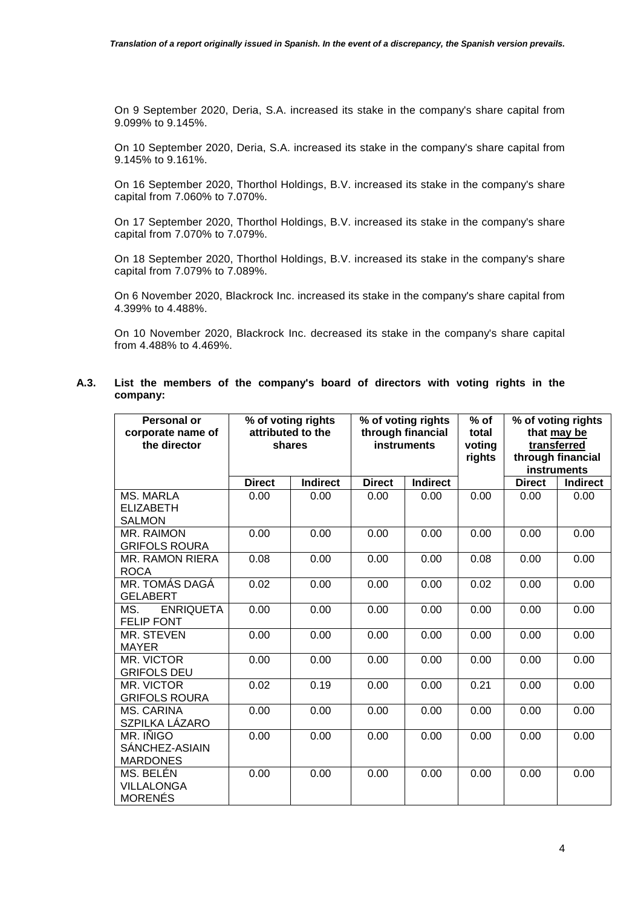On 9 September 2020, Deria, S.A. increased its stake in the company's share capital from 9.099% to 9.145%.

On 10 September 2020, Deria, S.A. increased its stake in the company's share capital from 9.145% to 9.161%.

On 16 September 2020, Thorthol Holdings, B.V. increased its stake in the company's share capital from 7.060% to 7.070%.

On 17 September 2020, Thorthol Holdings, B.V. increased its stake in the company's share capital from 7.070% to 7.079%.

On 18 September 2020, Thorthol Holdings, B.V. increased its stake in the company's share capital from 7.079% to 7.089%.

On 6 November 2020, Blackrock Inc. increased its stake in the company's share capital from 4.399% to 4.488%.

On 10 November 2020, Blackrock Inc. decreased its stake in the company's share capital from 4.488% to 4.469%.

**A.3. List the members of the company's board of directors with voting rights in the company:**

| Personal or corporate name of the director | % of voting rights attributed to the shares | | % of voting rights through financial instruments | | % of total voting rights | % of voting rights that may be transferred through financial instruments | |
|---|---|---|---|---|---|---|---|
| | Direct | Indirect | Direct | Indirect | | Direct | Indirect |
| MS. MARLA ELIZABETH SALMON | 0.00 | 0.00 | 0.00 | 0.00 | 0.00 | 0.00 | 0.00 |
| MR. RAIMON GRIFOLS ROURA | 0.00 | 0.00 | 0.00 | 0.00 | 0.00 | 0.00 | 0.00 |
| MR. RAMON RIERA ROCA | 0.08 | 0.00 | 0.00 | 0.00 | 0.08 | 0.00 | 0.00 |
| MR. TOMÁS DAGÁ GELABERT | 0.02 | 0.00 | 0.00 | 0.00 | 0.02 | 0.00 | 0.00 |
| MS. ENRIQUETA FELIP FONT | 0.00 | 0.00 | 0.00 | 0.00 | 0.00 | 0.00 | 0.00 |
| MR. STEVEN MAYER | 0.00 | 0.00 | 0.00 | 0.00 | 0.00 | 0.00 | 0.00 |
| MR. VICTOR GRIFOLS DEU | 0.00 | 0.00 | 0.00 | 0.00 | 0.00 | 0.00 | 0.00 |
| MR. VICTOR GRIFOLS ROURA | 0.02 | 0.19 | 0.00 | 0.00 | 0.21 | 0.00 | 0.00 |
| MS. CARINA SZPILKA LÁZARO | 0.00 | 0.00 | 0.00 | 0.00 | 0.00 | 0.00 | 0.00 |
| MR. IÑIGO SÁNCHEZ-ASIAIN MARDONES | 0.00 | 0.00 | 0.00 | 0.00 | 0.00 | 0.00 | 0.00 |
| MS. BELÉN VILLALONGA MORENÉS | 0.00 | 0.00 | 0.00 | 0.00 | 0.00 | 0.00 | 0.00 |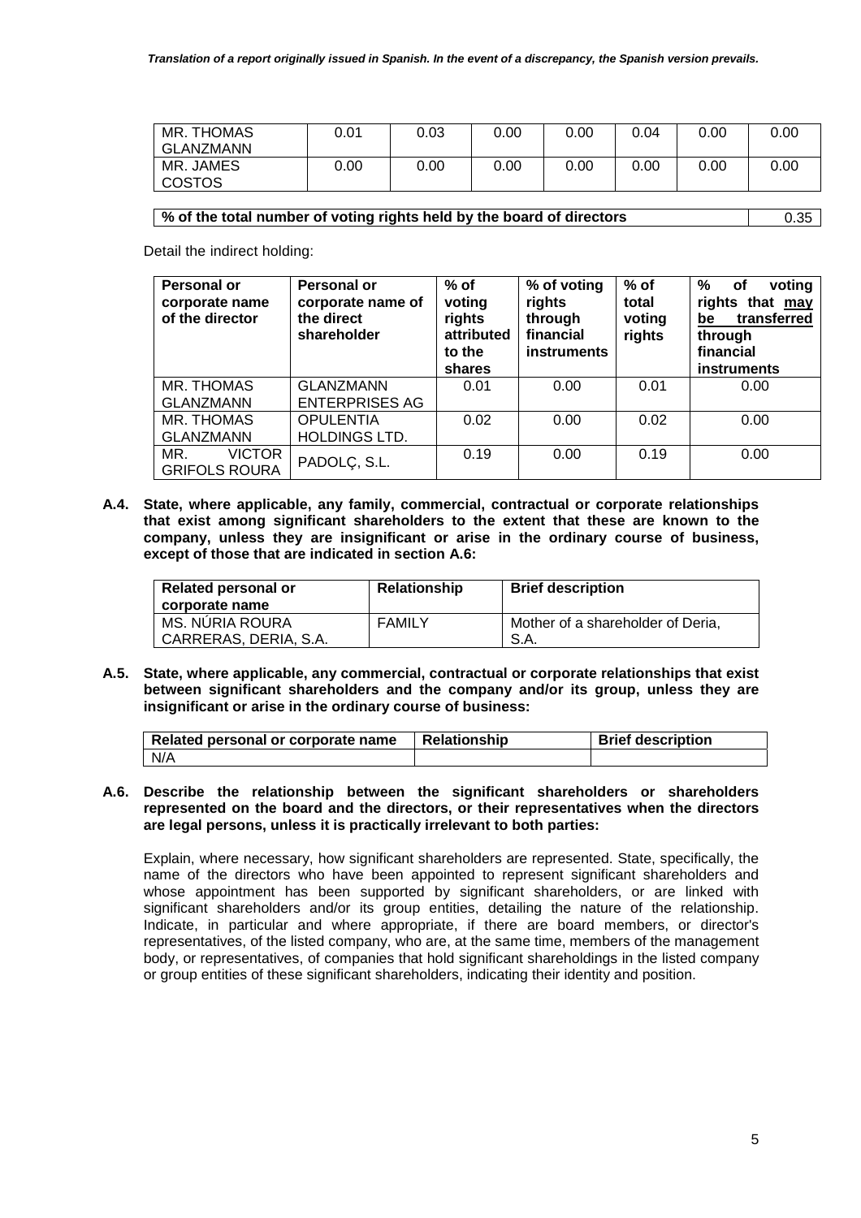| | | | | | | | |
|---|---|---|---|---|---|---|---|
| MR. THOMAS GLANZMANN | 0.01 | 0.03 | 0.00 | 0.00 | 0.04 | 0.00 | 0.00 |
| MR. JAMES COSTOS | 0.00 | 0.00 | 0.00 | 0.00 | 0.00 | 0.00 | 0.00 |

| % of the total number of voting rights held by the board of directors | 0.35 |
|---|---|

Detail the indirect holding:

| Personal or corporate name of the director | Personal or corporate name of the direct shareholder | % of voting rights attributed to the shares | % of voting rights through financial instruments | % of total voting rights | % of voting rights that may be transferred through financial instruments |
|---|---|---|---|---|---|
| MR. THOMAS GLANZMANN | GLANZMANN ENTERPRISES AG | 0.01 | 0.00 | 0.01 | 0.00 |
| MR. THOMAS GLANZMANN | OPULENTIA HOLDINGS LTD. | 0.02 | 0.00 | 0.02 | 0.00 |
| MR. VICTOR GRIFOLS ROURA | PADOLÇ, S.L. | 0.19 | 0.00 | 0.19 | 0.00 |

**A.4. State, where applicable, any family, commercial, contractual or corporate relationships that exist among significant shareholders to the extent that these are known to the company, unless they are insignificant or arise in the ordinary course of business, except of those that are indicated in section A.6:**

| Related personal or corporate name | Relationship | Brief description |
|---|---|---|
| MS. NÚRIA ROURA CARRERAS, DERIA, S.A. | FAMILY | Mother of a shareholder of Deria, S.A. |

**A.5. State, where applicable, any commercial, contractual or corporate relationships that exist between significant shareholders and the company and/or its group, unless they are insignificant or arise in the ordinary course of business:**

| Related personal or corporate name | Relationship | Brief description |
|---|---|---|
| N/A | | |

**A.6. Describe the relationship between the significant shareholders or shareholders represented on the board and the directors, or their representatives when the directors are legal persons, unless it is practically irrelevant to both parties:**

Explain, where necessary, how significant shareholders are represented. State, specifically, the name of the directors who have been appointed to represent significant shareholders and whose appointment has been supported by significant shareholders, or are linked with significant shareholders and/or its group entities, detailing the nature of the relationship. Indicate, in particular and where appropriate, if there are board members, or director's representatives, of the listed company, who are, at the same time, members of the management body, or representatives, of companies that hold significant shareholdings in the listed company or group entities of these significant shareholders, indicating their identity and position.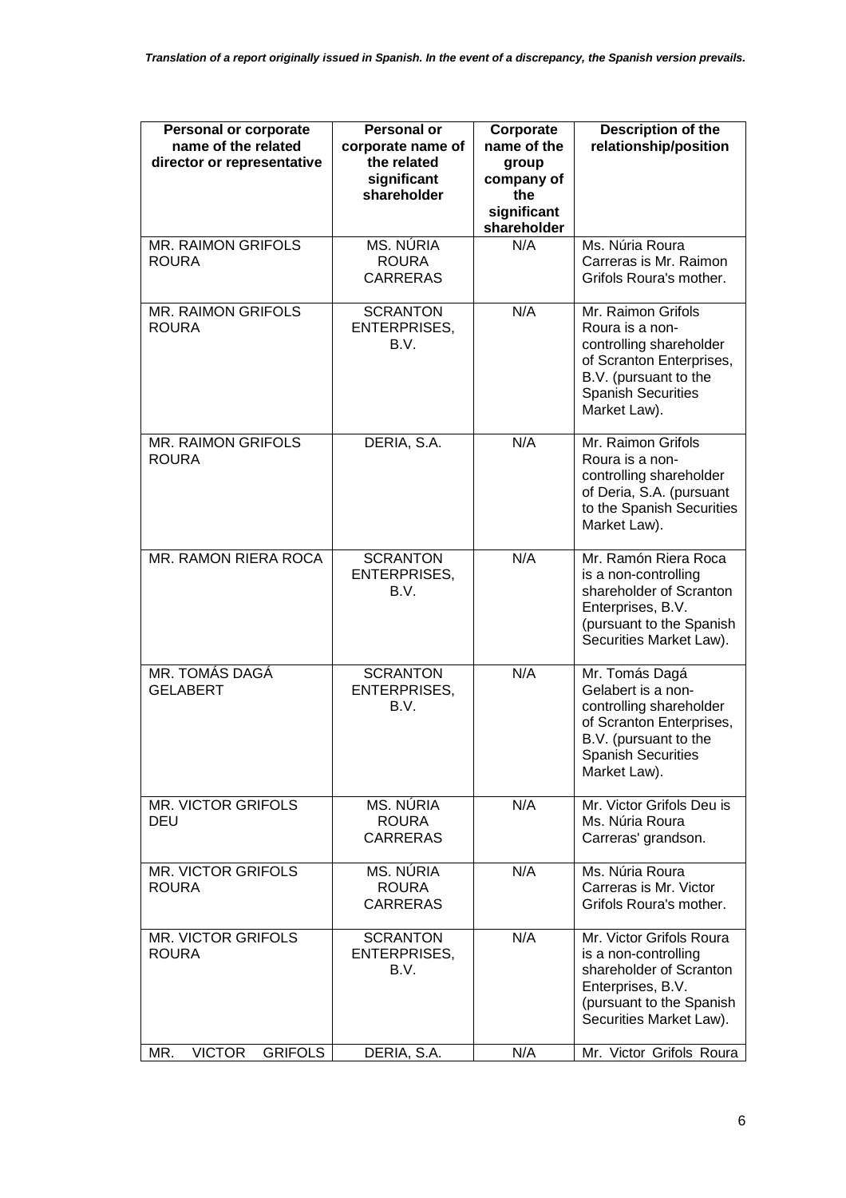*Translation of a report originally issued in Spanish. In the event of a discrepancy, the Spanish version prevails.*

| Personal or corporate name of the related director or representative | Personal or corporate name of the related significant shareholder | Corporate name of the group company of the significant shareholder | Description of the relationship/position |
|---|---|---|---|
| MR. RAIMON GRIFOLS ROURA | MS. NÚRIA ROURA CARRERAS | N/A | Ms. Núria Roura Carreras is Mr. Raimon Grifols Roura's mother. |
| MR. RAIMON GRIFOLS ROURA | SCRANTON ENTERPRISES, B.V. | N/A | Mr. Raimon Grifols Roura is a non-controlling shareholder of Scranton Enterprises, B.V. (pursuant to the Spanish Securities Market Law). |
| MR. RAIMON GRIFOLS ROURA | DERIA, S.A. | N/A | Mr. Raimon Grifols Roura is a non-controlling shareholder of Deria, S.A. (pursuant to the Spanish Securities Market Law). |
| MR. RAMON RIERA ROCA | SCRANTON ENTERPRISES, B.V. | N/A | Mr. Ramón Riera Roca is a non-controlling shareholder of Scranton Enterprises, B.V. (pursuant to the Spanish Securities Market Law). |
| MR. TOMÁS DAGÁ GELABERT | SCRANTON ENTERPRISES, B.V. | N/A | Mr. Tomás Dagá Gelabert is a non-controlling shareholder of Scranton Enterprises, B.V. (pursuant to the Spanish Securities Market Law). |
| MR. VICTOR GRIFOLS DEU | MS. NÚRIA ROURA CARRERAS | N/A | Mr. Victor Grifols Deu is Ms. Núria Roura Carreras' grandson. |
| MR. VICTOR GRIFOLS ROURA | MS. NÚRIA ROURA CARRERAS | N/A | Ms. Núria Roura Carreras is Mr. Victor Grifols Roura's mother. |
| MR. VICTOR GRIFOLS ROURA | SCRANTON ENTERPRISES, B.V. | N/A | Mr. Victor Grifols Roura is a non-controlling shareholder of Scranton Enterprises, B.V. (pursuant to the Spanish Securities Market Law). |
| MR. VICTOR GRIFOLS | DERIA, S.A. | N/A | Mr. Victor Grifols Roura |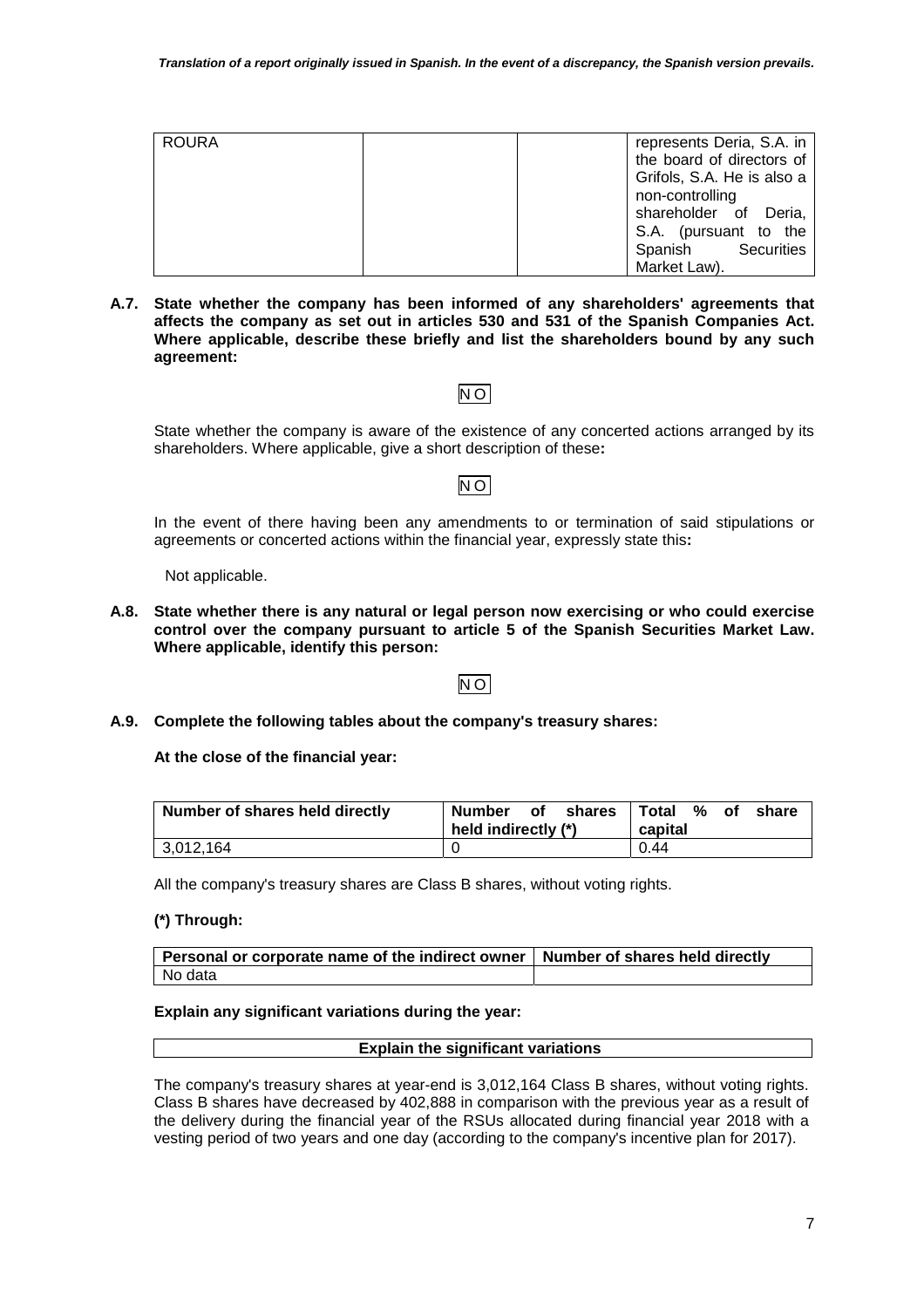| ROURA | | | represents Deria, S.A. in the board of directors of Grifols, S.A. He is also a non-controlling shareholder of Deria, S.A. (pursuant to the Spanish Securities Market Law). |
|---|---|---|---|

**A.7. State whether the company has been informed of any shareholders' agreements that affects the company as set out in articles 530 and 531 of the Spanish Companies Act. Where applicable, describe these briefly and list the shareholders bound by any such agreement:**

NO

State whether the company is aware of the existence of any concerted actions arranged by its shareholders. Where applicable, give a short description of these**:**

NO

In the event of there having been any amendments to or termination of said stipulations or agreements or concerted actions within the financial year, expressly state this**:**

Not applicable.

**A.8. State whether there is any natural or legal person now exercising or who could exercise control over the company pursuant to article 5 of the Spanish Securities Market Law. Where applicable, identify this person:**

NO

**A.9. Complete the following tables about the company's treasury shares:**

**At the close of the financial year:**

| Number of shares held directly | Number of shares held indirectly (*) | Total % of share capital |
|---|---|---|
| 3,012,164 | 0 | 0.44 |

All the company's treasury shares are Class B shares, without voting rights.

**(*) Through:**

| Personal or corporate name of the indirect owner | Number of shares held directly |
|---|---|
| No data | |

**Explain any significant variations during the year:**

| Explain the significant variations |
|---|

The company's treasury shares at year-end is 3,012,164 Class B shares, without voting rights. Class B shares have decreased by 402,888 in comparison with the previous year as a result of the delivery during the financial year of the RSUs allocated during financial year 2018 with a vesting period of two years and one day (according to the company's incentive plan for 2017).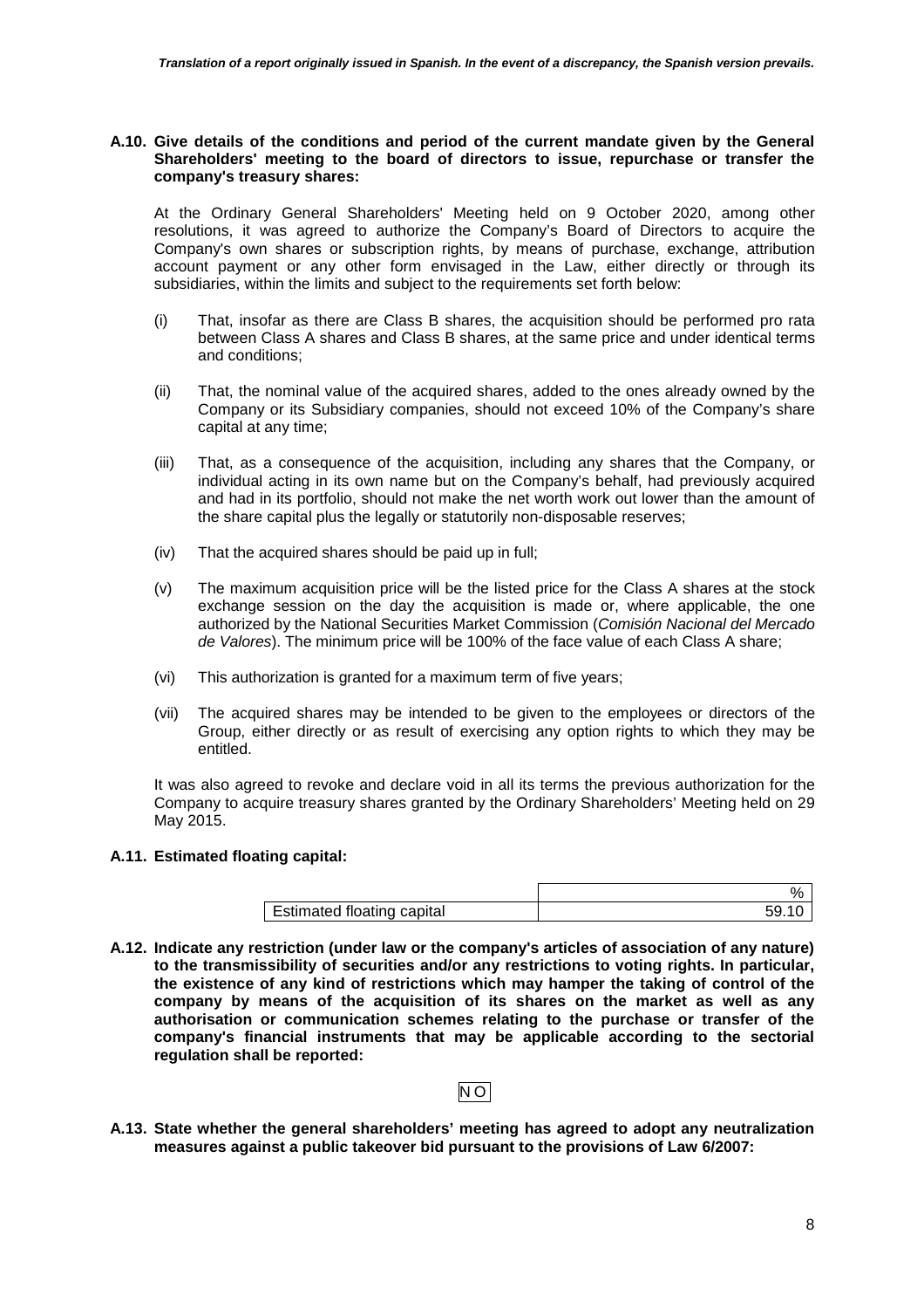**A.10. Give details of the conditions and period of the current mandate given by the General Shareholders' meeting to the board of directors to issue, repurchase or transfer the company's treasury shares:**

At the Ordinary General Shareholders' Meeting held on 9 October 2020, among other resolutions, it was agreed to authorize the Company's Board of Directors to acquire the Company's own shares or subscription rights, by means of purchase, exchange, attribution account payment or any other form envisaged in the Law, either directly or through its subsidiaries, within the limits and subject to the requirements set forth below:

(i) That, insofar as there are Class B shares, the acquisition should be performed pro rata between Class A shares and Class B shares, at the same price and under identical terms and conditions;

(ii) That, the nominal value of the acquired shares, added to the ones already owned by the Company or its Subsidiary companies, should not exceed 10% of the Company's share capital at any time;

(iii) That, as a consequence of the acquisition, including any shares that the Company, or individual acting in its own name but on the Company's behalf, had previously acquired and had in its portfolio, should not make the net worth work out lower than the amount of the share capital plus the legally or statutorily non-disposable reserves;

(iv) That the acquired shares should be paid up in full;

(v) The maximum acquisition price will be the listed price for the Class A shares at the stock exchange session on the day the acquisition is made or, where applicable, the one authorized by the National Securities Market Commission (*Comisión Nacional del Mercado de Valores*). The minimum price will be 100% of the face value of each Class A share;

(vi) This authorization is granted for a maximum term of five years;

(vii) The acquired shares may be intended to be given to the employees or directors of the Group, either directly or as result of exercising any option rights to which they may be entitled.

It was also agreed to revoke and declare void in all its terms the previous authorization for the Company to acquire treasury shares granted by the Ordinary Shareholders' Meeting held on 29 May 2015.

**A.11. Estimated floating capital:**

| | % |
|---|---|
| Estimated floating capital | 59.10 |

**A.12. Indicate any restriction (under law or the company's articles of association of any nature) to the transmissibility of securities and/or any restrictions to voting rights. In particular, the existence of any kind of restrictions which may hamper the taking of control of the company by means of the acquisition of its shares on the market as well as any authorisation or communication schemes relating to the purchase or transfer of the company's financial instruments that may be applicable according to the sectorial regulation shall be reported:**

NO

**A.13. State whether the general shareholders' meeting has agreed to adopt any neutralization measures against a public takeover bid pursuant to the provisions of Law 6/2007:**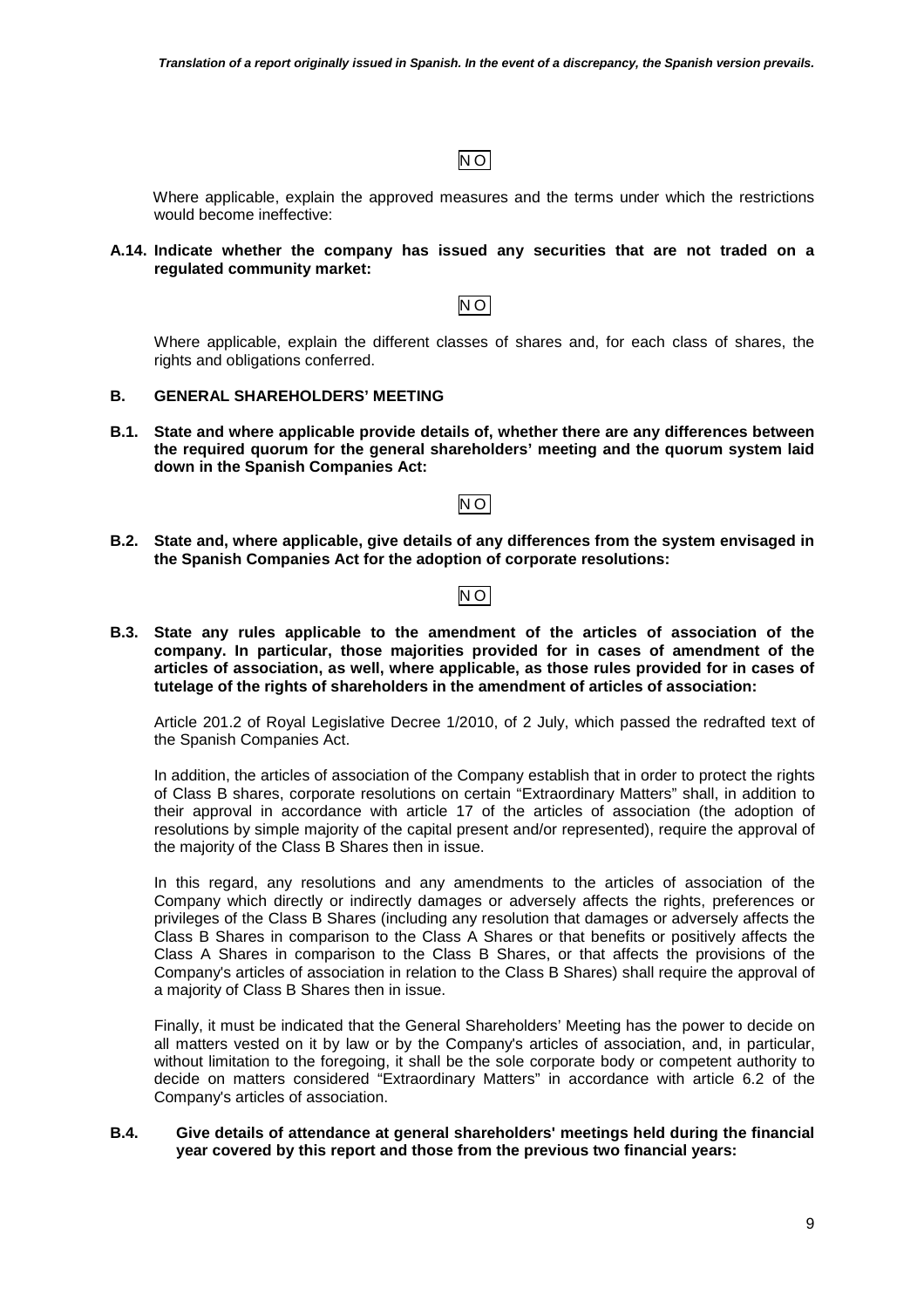NO

Where applicable, explain the approved measures and the terms under which the restrictions would become ineffective:

**A.14. Indicate whether the company has issued any securities that are not traded on a regulated community market:**

NO

Where applicable, explain the different classes of shares and, for each class of shares, the rights and obligations conferred.

## B. GENERAL SHAREHOLDERS' MEETING

**B.1. State and where applicable provide details of, whether there are any differences between the required quorum for the general shareholders' meeting and the quorum system laid down in the Spanish Companies Act:**

NO

**B.2. State and, where applicable, give details of any differences from the system envisaged in the Spanish Companies Act for the adoption of corporate resolutions:**

NO

**B.3. State any rules applicable to the amendment of the articles of association of the company. In particular, those majorities provided for in cases of amendment of the articles of association, as well, where applicable, as those rules provided for in cases of tutelage of the rights of shareholders in the amendment of articles of association:**

Article 201.2 of Royal Legislative Decree 1/2010, of 2 July, which passed the redrafted text of the Spanish Companies Act.

In addition, the articles of association of the Company establish that in order to protect the rights of Class B shares, corporate resolutions on certain "Extraordinary Matters" shall, in addition to their approval in accordance with article 17 of the articles of association (the adoption of resolutions by simple majority of the capital present and/or represented), require the approval of the majority of the Class B Shares then in issue.

In this regard, any resolutions and any amendments to the articles of association of the Company which directly or indirectly damages or adversely affects the rights, preferences or privileges of the Class B Shares (including any resolution that damages or adversely affects the Class B Shares in comparison to the Class A Shares or that benefits or positively affects the Class A Shares in comparison to the Class B Shares, or that affects the provisions of the Company's articles of association in relation to the Class B Shares) shall require the approval of a majority of Class B Shares then in issue.

Finally, it must be indicated that the General Shareholders' Meeting has the power to decide on all matters vested on it by law or by the Company's articles of association, and, in particular, without limitation to the foregoing, it shall be the sole corporate body or competent authority to decide on matters considered "Extraordinary Matters" in accordance with article 6.2 of the Company's articles of association.

**B.4. Give details of attendance at general shareholders' meetings held during the financial year covered by this report and those from the previous two financial years:**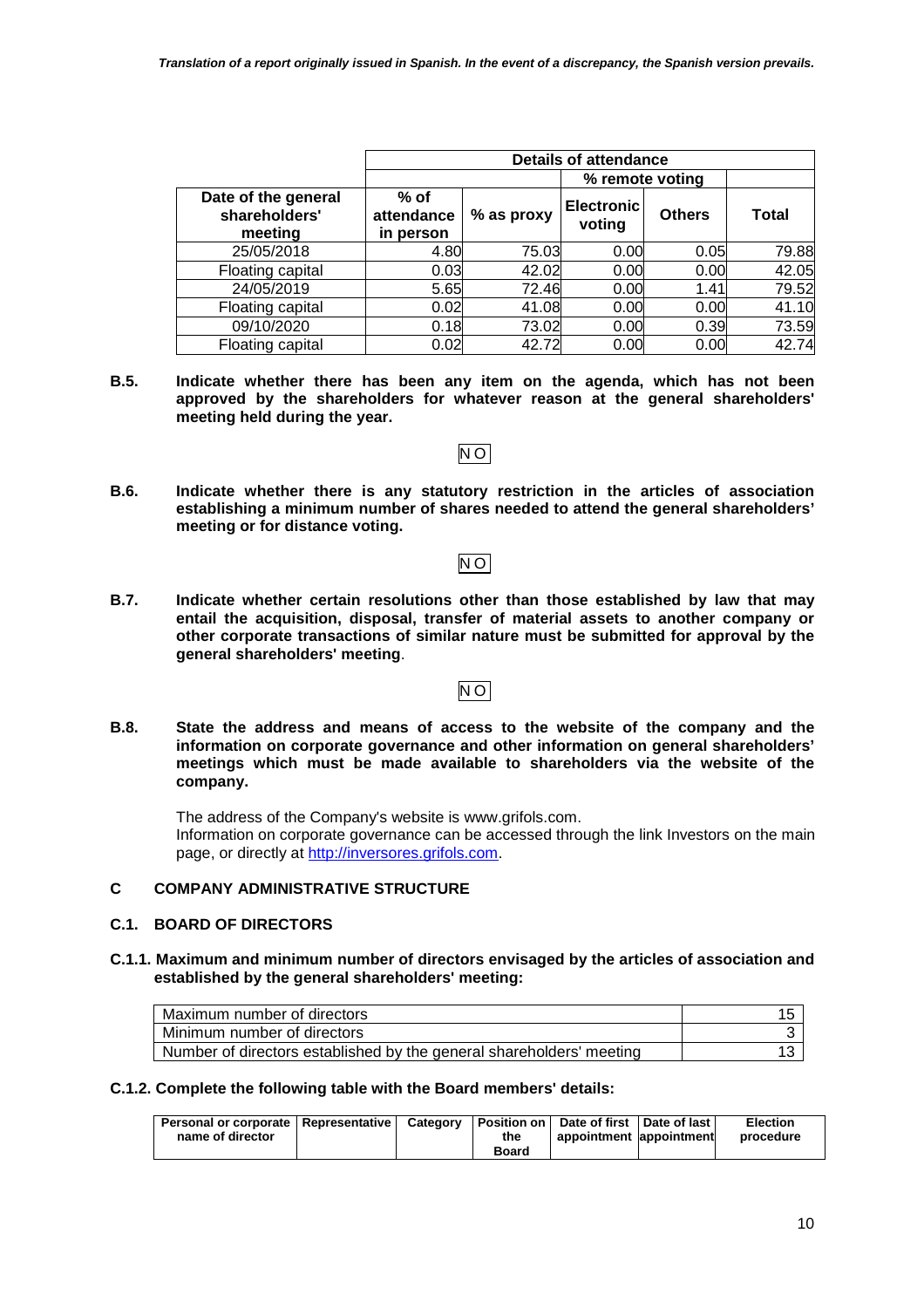*Translation of a report originally issued in Spanish. In the event of a discrepancy, the Spanish version prevails.*

| | Details of attendance | | | | |
|---|---|---|---|---|---|
| | | | % remote voting | | |
| Date of the general shareholders' meeting | % of attendance in person | % as proxy | Electronic voting | Others | Total |
| 25/05/2018 | 4.80 | 75.03 | 0.00 | 0.05 | 79.88 |
| Floating capital | 0.03 | 42.02 | 0.00 | 0.00 | 42.05 |
| 24/05/2019 | 5.65 | 72.46 | 0.00 | 1.41 | 79.52 |
| Floating capital | 0.02 | 41.08 | 0.00 | 0.00 | 41.10 |
| 09/10/2020 | 0.18 | 73.02 | 0.00 | 0.39 | 73.59 |
| Floating capital | 0.02 | 42.72 | 0.00 | 0.00 | 42.74 |

**B.5. Indicate whether there has been any item on the agenda, which has not been approved by the shareholders for whatever reason at the general shareholders' meeting held during the year.**

NO

**B.6. Indicate whether there is any statutory restriction in the articles of association establishing a minimum number of shares needed to attend the general shareholders' meeting or for distance voting.**

NO

**B.7. Indicate whether certain resolutions other than those established by law that may entail the acquisition, disposal, transfer of material assets to another company or other corporate transactions of similar nature must be submitted for approval by the general shareholders' meeting**.

NO

**B.8. State the address and means of access to the website of the company and the information on corporate governance and other information on general shareholders' meetings which must be made available to shareholders via the website of the company.**

The address of the Company's website is www.grifols.com.
Information on corporate governance can be accessed through the link Investors on the main page, or directly at http://inversores.grifols.com.

## C COMPANY ADMINISTRATIVE STRUCTURE

### C.1. BOARD OF DIRECTORS

**C.1.1. Maximum and minimum number of directors envisaged by the articles of association and established by the general shareholders' meeting:**

| | |
|---|---|
| Maximum number of directors | 15 |
| Minimum number of directors | 3 |
| Number of directors established by the general shareholders' meeting | 13 |

**C.1.2. Complete the following table with the Board members' details:**

| Personal or corporate name of director | Representative | Category | Position on the Board | Date of first appointment | Date of last appointment | Election procedure |
|---|---|---|---|---|---|---|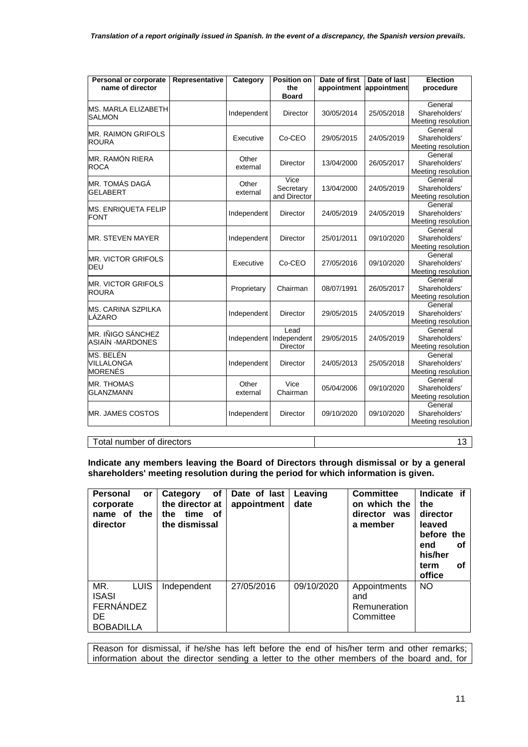*Translation of a report originally issued in Spanish. In the event of a discrepancy, the Spanish version prevails.*

| Personal or corporate name of director | Representative | Category | Position on the Board | Date of first appointment | Date of last appointment | Election procedure |
|---|---|---|---|---|---|---|
| MS. MARLA ELIZABETH SALMON | | Independent | Director | 30/05/2014 | 25/05/2018 | General Shareholders' Meeting resolution |
| MR. RAIMON GRIFOLS ROURA | | Executive | Co-CEO | 29/05/2015 | 24/05/2019 | General Shareholders' Meeting resolution |
| MR. RAMÓN RIERA ROCA | | Other external | Director | 13/04/2000 | 26/05/2017 | General Shareholders' Meeting resolution |
| MR. TOMÁS DAGÁ GELABERT | | Other external | Vice Secretary and Director | 13/04/2000 | 24/05/2019 | General Shareholders' Meeting resolution |
| MS. ENRIQUETA FELIP FONT | | Independent | Director | 24/05/2019 | 24/05/2019 | General Shareholders' Meeting resolution |
| MR. STEVEN MAYER | | Independent | Director | 25/01/2011 | 09/10/2020 | General Shareholders' Meeting resolution |
| MR. VICTOR GRIFOLS DEU | | Executive | Co-CEO | 27/05/2016 | 09/10/2020 | General Shareholders' Meeting resolution |
| MR. VICTOR GRIFOLS ROURA | | Proprietary | Chairman | 08/07/1991 | 26/05/2017 | General Shareholders' Meeting resolution |
| MS. CARINA SZPILKA LÁZARO | | Independent | Director | 29/05/2015 | 24/05/2019 | General Shareholders' Meeting resolution |
| MR. IÑIGO SÁNCHEZ ASIAÍN -MARDONES | | Independent | Lead Independent Director | 29/05/2015 | 24/05/2019 | General Shareholders' Meeting resolution |
| MS. BELÉN VILLALONGA MORENÉS | | Independent | Director | 24/05/2013 | 25/05/2018 | General Shareholders' Meeting resolution |
| MR. THOMAS GLANZMANN | | Other external | Vice Chairman | 05/04/2006 | 09/10/2020 | General Shareholders' Meeting resolution |
| MR. JAMES COSTOS | | Independent | Director | 09/10/2020 | 09/10/2020 | General Shareholders' Meeting resolution |

| Total number of directors | 13 |
|---|---|

**Indicate any members leaving the Board of Directors through dismissal or by a general shareholders' meeting resolution during the period for which information is given.**

| Personal or corporate name of the director | Category of the director at the time of the dismissal | Date of last appointment | Leaving date | Committee on which the director was a member | Indicate if the director leaved before the end of his/her term of office |
|---|---|---|---|---|---|
| MR. LUIS ISASI FERNÁNDEZ DE BOBADILLA | Independent | 27/05/2016 | 09/10/2020 | Appointments and Remuneration Committee | NO |

Reason for dismissal, if he/she has left before the end of his/her term and other remarks; information about the director sending a letter to the other members of the board and, for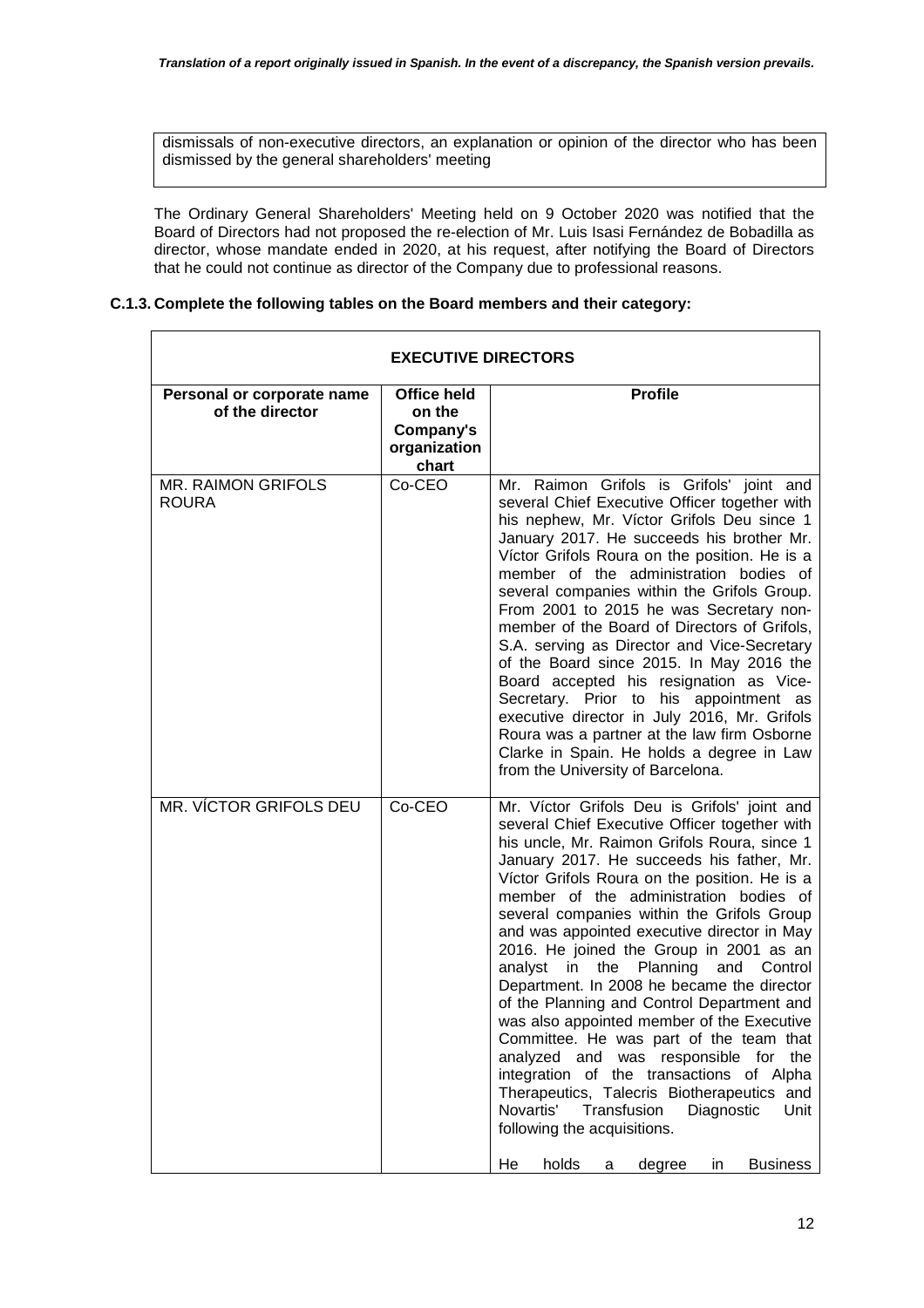dismissals of non-executive directors, an explanation or opinion of the director who has been dismissed by the general shareholders' meeting

The Ordinary General Shareholders' Meeting held on 9 October 2020 was notified that the Board of Directors had not proposed the re-election of Mr. Luis Isasi Fernández de Bobadilla as director, whose mandate ended in 2020, at his request, after notifying the Board of Directors that he could not continue as director of the Company due to professional reasons.

### C.1.3. Complete the following tables on the Board members and their category:

| **EXECUTIVE DIRECTORS** | | |
|---|---|---|
| **Personal or corporate name of the director** | **Office held on the Company's organization chart** | **Profile** |
| MR. RAIMON GRIFOLS ROURA | Co-CEO | Mr. Raimon Grifols is Grifols' joint and several Chief Executive Officer together with his nephew, Mr. Víctor Grifols Deu since 1 January 2017. He succeeds his brother Mr. Víctor Grifols Roura on the position. He is a member of the administration bodies of several companies within the Grifols Group. From 2001 to 2015 he was Secretary non-member of the Board of Directors of Grifols, S.A. serving as Director and Vice-Secretary of the Board since 2015. In May 2016 the Board accepted his resignation as Vice-Secretary. Prior to his appointment as executive director in July 2016, Mr. Grifols Roura was a partner at the law firm Osborne Clarke in Spain. He holds a degree in Law from the University of Barcelona. |
| MR. VÍCTOR GRIFOLS DEU | Co-CEO | Mr. Víctor Grifols Deu is Grifols' joint and several Chief Executive Officer together with his uncle, Mr. Raimon Grifols Roura, since 1 January 2017. He succeeds his father, Mr. Víctor Grifols Roura on the position. He is a member of the administration bodies of several companies within the Grifols Group and was appointed executive director in May 2016. He joined the Group in 2001 as an analyst in the Planning and Control Department. In 2008 he became the director of the Planning and Control Department and was also appointed member of the Executive Committee. He was part of the team that analyzed and was responsible for the integration of the transactions of Alpha Therapeutics, Talecris Biotherapeutics and Novartis' Transfusion Diagnostic Unit following the acquisitions.<br><br>He holds a degree in Business |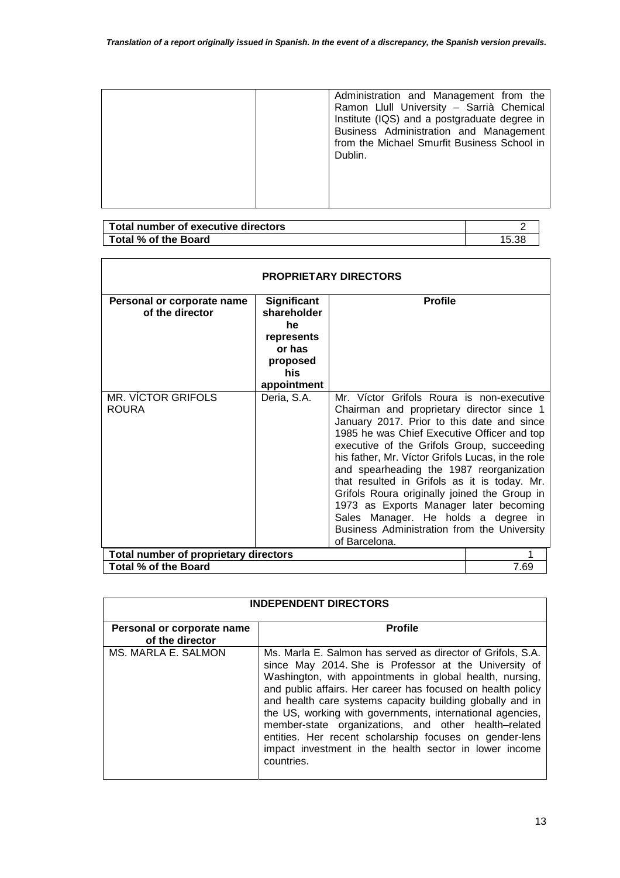| | | |
|---|---|---|
| | | Administration and Management from the Ramon Llull University – Sarrià Chemical Institute (IQS) and a postgraduate degree in Business Administration and Management from the Michael Smurfit Business School in Dublin. |

| | |
|---|---|
| **Total number of executive directors** | 2 |
| **Total % of the Board** | 15.38 |

| **PROPRIETARY DIRECTORS** | | |
|---|---|---|
| **Personal or corporate name of the director** | **Significant shareholder he represents or has proposed his appointment** | **Profile** |
| MR. VÍCTOR GRIFOLS ROURA | Deria, S.A. | Mr. Víctor Grifols Roura is non-executive Chairman and proprietary director since 1 January 2017. Prior to this date and since 1985 he was Chief Executive Officer and top executive of the Grifols Group, succeeding his father, Mr. Víctor Grifols Lucas, in the role and spearheading the 1987 reorganization that resulted in Grifols as it is today. Mr. Grifols Roura originally joined the Group in 1973 as Exports Manager later becoming Sales Manager. He holds a degree in Business Administration from the University of Barcelona. |
| **Total number of proprietary directors** | | 1 |
| **Total % of the Board** | | 7.69 |

| **INDEPENDENT DIRECTORS** | |
|---|---|
| **Personal or corporate name of the director** | **Profile** |
| MS. MARLA E. SALMON | Ms. Marla E. Salmon has served as director of Grifols, S.A. since May 2014. She is Professor at the University of Washington, with appointments in global health, nursing, and public affairs. Her career has focused on health policy and health care systems capacity building globally and in the US, working with governments, international agencies, member-state organizations, and other health–related entities. Her recent scholarship focuses on gender-lens impact investment in the health sector in lower income countries. |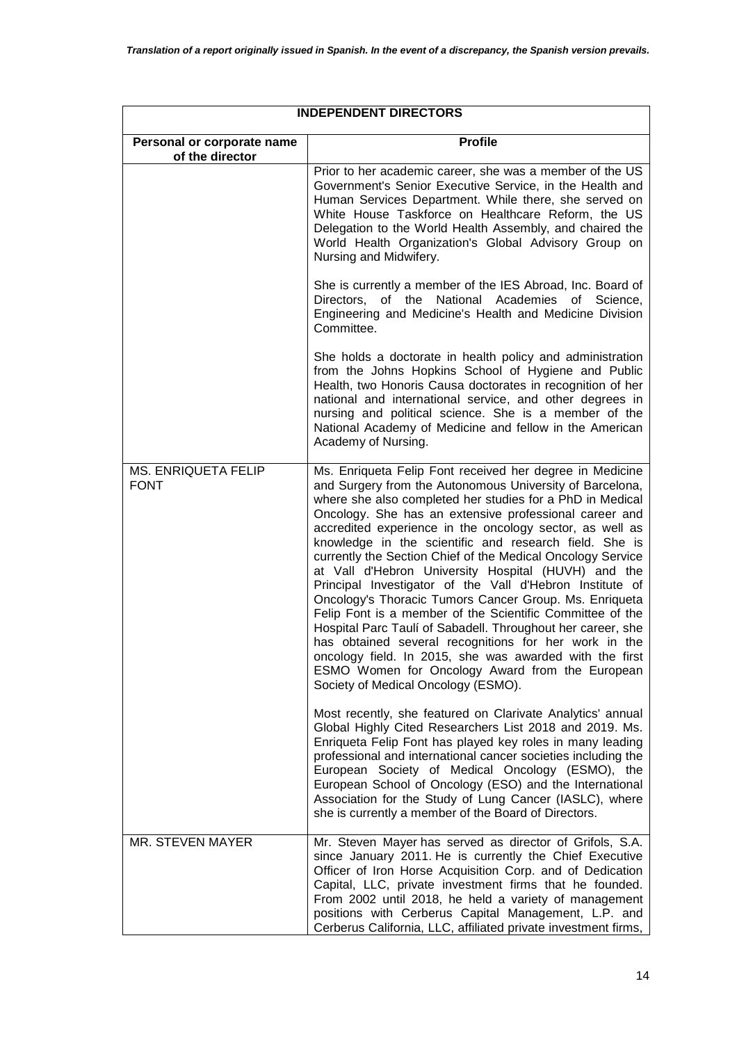| INDEPENDENT DIRECTORS | |
|---|---|
| **Personal or corporate name of the director** | **Profile** |
| | Prior to her academic career, she was a member of the US Government's Senior Executive Service, in the Health and Human Services Department. While there, she served on White House Taskforce on Healthcare Reform, the US Delegation to the World Health Assembly, and chaired the World Health Organization's Global Advisory Group on Nursing and Midwifery.<br><br>She is currently a member of the IES Abroad, Inc. Board of Directors, of the National Academies of Science, Engineering and Medicine's Health and Medicine Division Committee.<br><br>She holds a doctorate in health policy and administration from the Johns Hopkins School of Hygiene and Public Health, two Honoris Causa doctorates in recognition of her national and international service, and other degrees in nursing and political science. She is a member of the National Academy of Medicine and fellow in the American Academy of Nursing. |
| MS. ENRIQUETA FELIP FONT | Ms. Enriqueta Felip Font received her degree in Medicine and Surgery from the Autonomous University of Barcelona, where she also completed her studies for a PhD in Medical Oncology. She has an extensive professional career and accredited experience in the oncology sector, as well as knowledge in the scientific and research field. She is currently the Section Chief of the Medical Oncology Service at Vall d'Hebron University Hospital (HUVH) and the Principal Investigator of the Vall d'Hebron Institute of Oncology's Thoracic Tumors Cancer Group. Ms. Enriqueta Felip Font is a member of the Scientific Committee of the Hospital Parc Taulí of Sabadell. Throughout her career, she has obtained several recognitions for her work in the oncology field. In 2015, she was awarded with the first ESMO Women for Oncology Award from the European Society of Medical Oncology (ESMO).<br><br>Most recently, she featured on Clarivate Analytics' annual Global Highly Cited Researchers List 2018 and 2019. Ms. Enriqueta Felip Font has played key roles in many leading professional and international cancer societies including the European Society of Medical Oncology (ESMO), the European School of Oncology (ESO) and the International Association for the Study of Lung Cancer (IASLC), where she is currently a member of the Board of Directors. |
| MR. STEVEN MAYER | Mr. Steven Mayer has served as director of Grifols, S.A. since January 2011. He is currently the Chief Executive Officer of Iron Horse Acquisition Corp. and of Dedication Capital, LLC, private investment firms that he founded. From 2002 until 2018, he held a variety of management positions with Cerberus Capital Management, L.P. and Cerberus California, LLC, affiliated private investment firms, |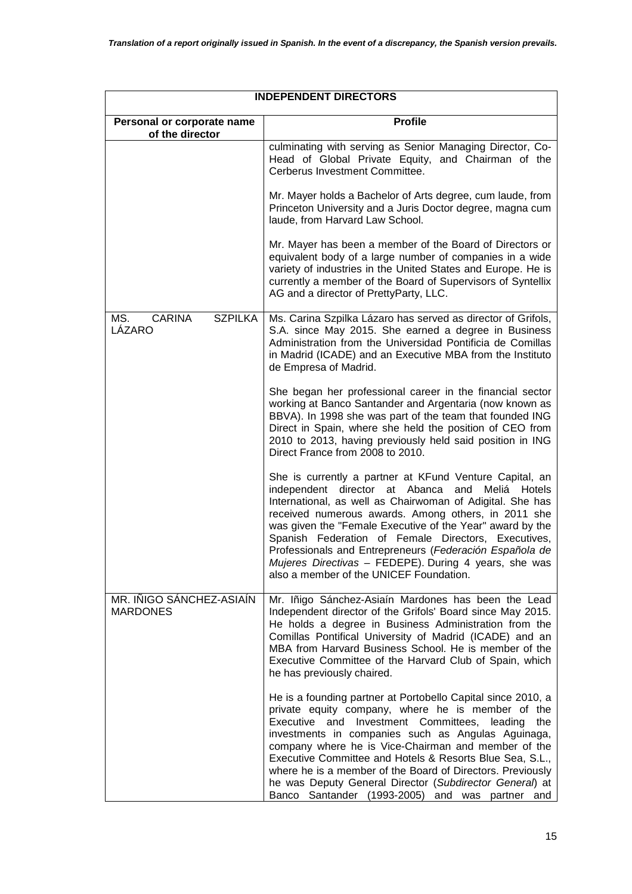*Translation of a report originally issued in Spanish. In the event of a discrepancy, the Spanish version prevails.*

| INDEPENDENT DIRECTORS | |
|---|---|
| **Personal or corporate name of the director** | **Profile** |
| | culminating with serving as Senior Managing Director, Co-Head of Global Private Equity, and Chairman of the Cerberus Investment Committee.<br><br>Mr. Mayer holds a Bachelor of Arts degree, cum laude, from Princeton University and a Juris Doctor degree, magna cum laude, from Harvard Law School.<br><br>Mr. Mayer has been a member of the Board of Directors or equivalent body of a large number of companies in a wide variety of industries in the United States and Europe. He is currently a member of the Board of Supervisors of Syntellix AG and a director of PrettyParty, LLC. |
| MS. CARINA SZPILKA LÁZARO | Ms. Carina Szpilka Lázaro has served as director of Grifols, S.A. since May 2015. She earned a degree in Business Administration from the Universidad Pontificia de Comillas in Madrid (ICADE) and an Executive MBA from the Instituto de Empresa of Madrid.<br><br>She began her professional career in the financial sector working at Banco Santander and Argentaria (now known as BBVA). In 1998 she was part of the team that founded ING Direct in Spain, where she held the position of CEO from 2010 to 2013, having previously held said position in ING Direct France from 2008 to 2010.<br><br>She is currently a partner at KFund Venture Capital, an independent director at Abanca and Meliá Hotels International, as well as Chairwoman of Adigital. She has received numerous awards. Among others, in 2011 she was given the "Female Executive of the Year" award by the Spanish Federation of Female Directors, Executives, Professionals and Entrepreneurs (*Federación Española de Mujeres Directivas* – FEDEPE). During 4 years, she was also a member of the UNICEF Foundation. |
| MR. IÑIGO SÁNCHEZ-ASIAÍN MARDONES | Mr. Iñigo Sánchez-Asiaín Mardones has been the Lead Independent director of the Grifols' Board since May 2015. He holds a degree in Business Administration from the Comillas Pontifical University of Madrid (ICADE) and an MBA from Harvard Business School. He is member of the Executive Committee of the Harvard Club of Spain, which he has previously chaired.<br><br>He is a founding partner at Portobello Capital since 2010, a private equity company, where he is member of the Executive and Investment Committees, leading the investments in companies such as Angulas Aguinaga, company where he is Vice-Chairman and member of the Executive Committee and Hotels & Resorts Blue Sea, S.L., where he is a member of the Board of Directors. Previously he was Deputy General Director (*Subdirector General*) at Banco Santander (1993-2005) and was partner and |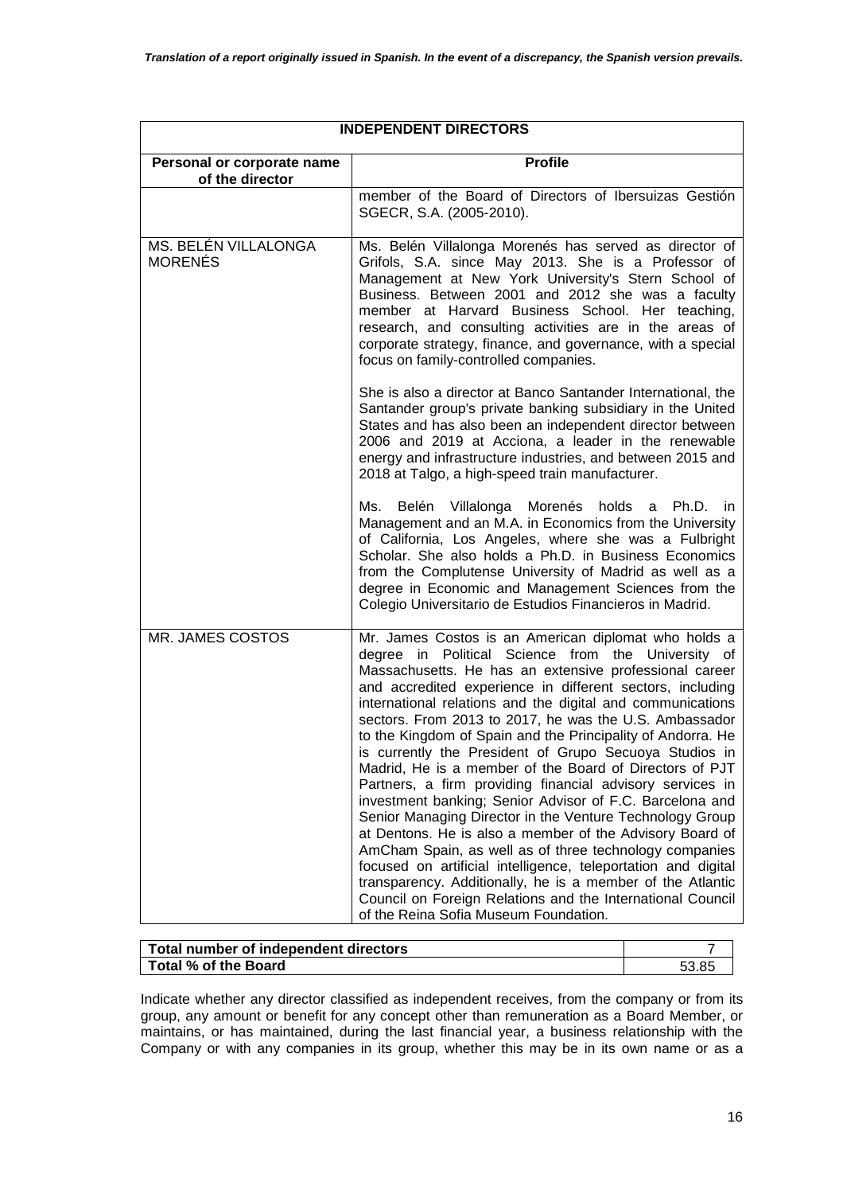| INDEPENDENT DIRECTORS | |
|---|---|
| **Personal or corporate name of the director** | **Profile** |
| | member of the Board of Directors of Ibersuizas Gestión SGECR, S.A. (2005-2010). |
| MS. BELÉN VILLALONGA MORENÉS | Ms. Belén Villalonga Morenés has served as director of Grifols, S.A. since May 2013. She is a Professor of Management at New York University's Stern School of Business. Between 2001 and 2012 she was a faculty member at Harvard Business School. Her teaching, research, and consulting activities are in the areas of corporate strategy, finance, and governance, with a special focus on family-controlled companies.<br><br>She is also a director at Banco Santander International, the Santander group's private banking subsidiary in the United States and has also been an independent director between 2006 and 2019 at Acciona, a leader in the renewable energy and infrastructure industries, and between 2015 and 2018 at Talgo, a high-speed train manufacturer.<br><br>Ms. Belén Villalonga Morenés holds a Ph.D. in Management and an M.A. in Economics from the University of California, Los Angeles, where she was a Fulbright Scholar. She also holds a Ph.D. in Business Economics from the Complutense University of Madrid as well as a degree in Economic and Management Sciences from the Colegio Universitario de Estudios Financieros in Madrid. |
| MR. JAMES COSTOS | Mr. James Costos is an American diplomat who holds a degree in Political Science from the University of Massachusetts. He has an extensive professional career and accredited experience in different sectors, including international relations and the digital and communications sectors. From 2013 to 2017, he was the U.S. Ambassador to the Kingdom of Spain and the Principality of Andorra. He is currently the President of Grupo Secuoya Studios in Madrid, He is a member of the Board of Directors of PJT Partners, a firm providing financial advisory services in investment banking; Senior Advisor of F.C. Barcelona and Senior Managing Director in the Venture Technology Group at Dentons. He is also a member of the Advisory Board of AmCham Spain, as well as of three technology companies focused on artificial intelligence, teleportation and digital transparency. Additionally, he is a member of the Atlantic Council on Foreign Relations and the International Council of the Reina Sofia Museum Foundation. |

| **Total number of independent directors** | 7 |
|---|---|
| **Total % of the Board** | 53.85 |

Indicate whether any director classified as independent receives, from the company or from its group, any amount or benefit for any concept other than remuneration as a Board Member, or maintains, or has maintained, during the last financial year, a business relationship with the Company or with any companies in its group, whether this may be in its own name or as a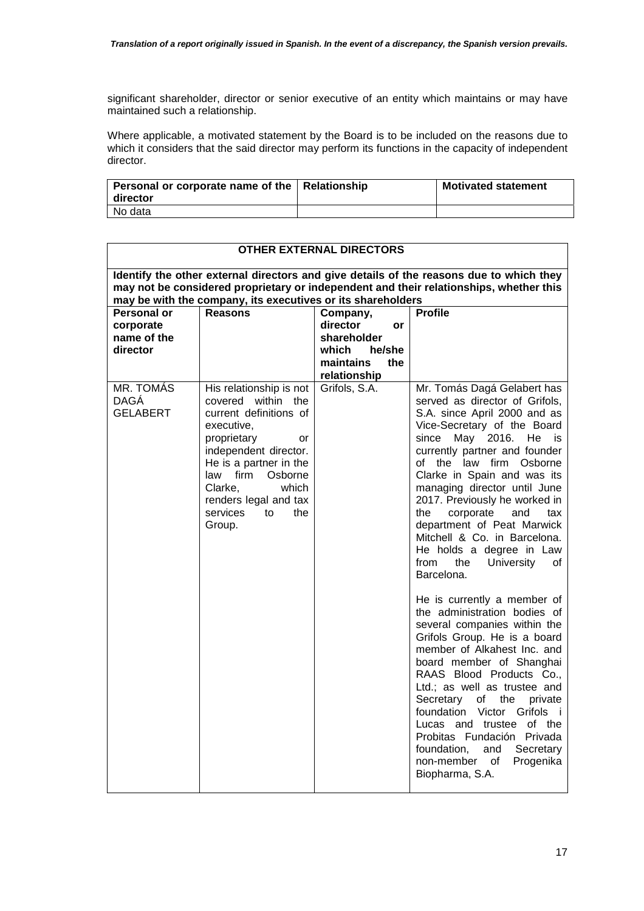significant shareholder, director or senior executive of an entity which maintains or may have maintained such a relationship.

Where applicable, a motivated statement by the Board is to be included on the reasons due to which it considers that the said director may perform its functions in the capacity of independent director.

| Personal or corporate name of the director | Relationship | Motivated statement |
|---|---|---|
| No data | | |

**OTHER EXTERNAL DIRECTORS**

**Identify the other external directors and give details of the reasons due to which they may not be considered proprietary or independent and their relationships, whether this may be with the company, its executives or its shareholders**

| Personal or corporate name of the director | Reasons | Company, director or shareholder which he/she maintains the relationship | Profile |
|---|---|---|---|
| MR. TOMÁS DAGÁ GELABERT | His relationship is not covered within the current definitions of executive, proprietary or independent director. He is a partner in the law firm Osborne Clarke, which renders legal and tax services to the Group. | Grifols, S.A. | Mr. Tomás Dagá Gelabert has served as director of Grifols, S.A. since April 2000 and as Vice-Secretary of the Board since May 2016. He is currently partner and founder of the law firm Osborne Clarke in Spain and was its managing director until June 2017. Previously he worked in the corporate and tax department of Peat Marwick Mitchell & Co. in Barcelona. He holds a degree in Law from the University of Barcelona.<br><br>He is currently a member of the administration bodies of several companies within the Grifols Group. He is a board member of Alkahest Inc. and board member of Shanghai RAAS Blood Products Co., Ltd.; as well as trustee and Secretary of the private foundation Victor Grifols i Lucas and trustee of the Probitas Fundación Privada foundation, and Secretary non-member of Progenika Biopharma, S.A. |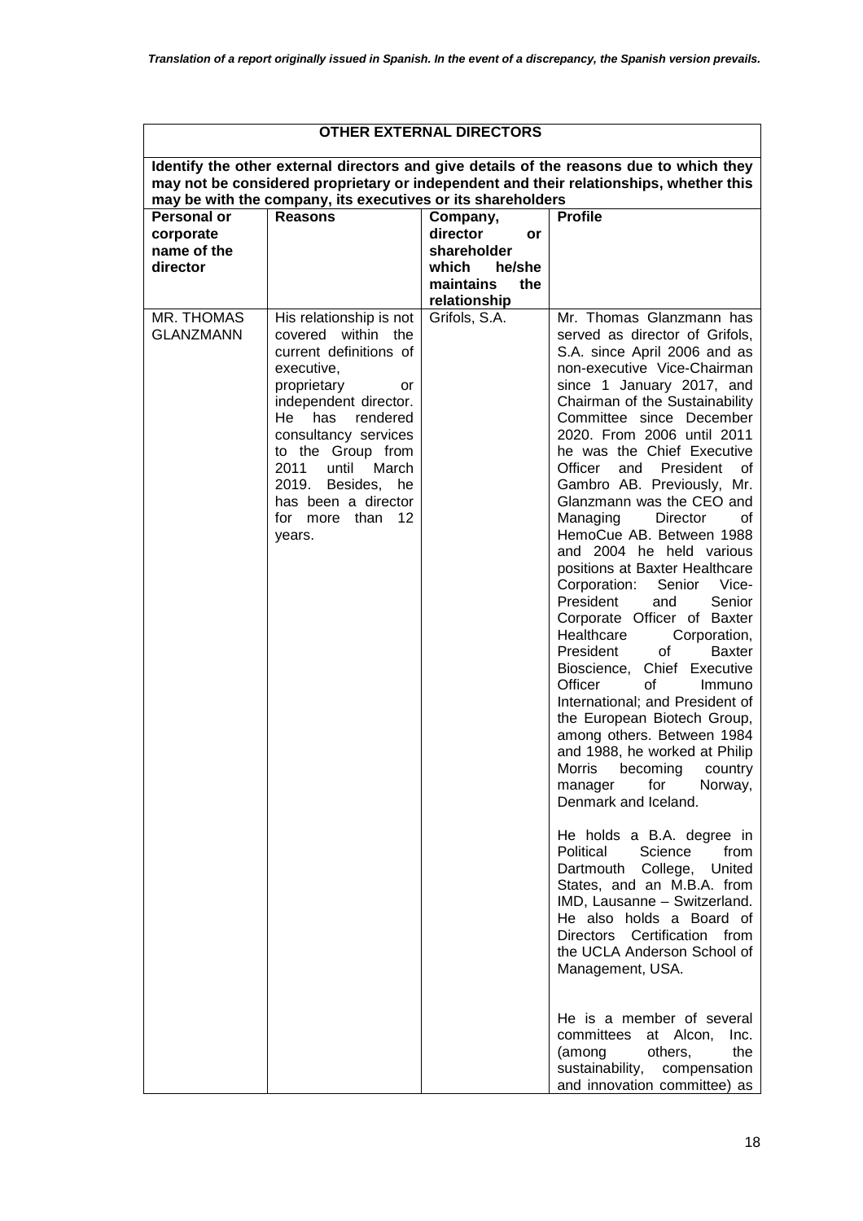*Translation of a report originally issued in Spanish. In the event of a discrepancy, the Spanish version prevails.*

| OTHER EXTERNAL DIRECTORS | | | |
|---|---|---|---|
| **Identify the other external directors and give details of the reasons due to which they may not be considered proprietary or independent and their relationships, whether this may be with the company, its executives or its shareholders** | | | |
| **Personal or corporate name of the director** | **Reasons** | **Company, director or shareholder which he/she maintains the relationship** | **Profile** |
| MR. THOMAS GLANZMANN | His relationship is not covered within the current definitions of executive, proprietary or independent director. He has rendered consultancy services to the Group from 2011 until March 2019. Besides, he has been a director for more than 12 years. | Grifols, S.A. | Mr. Thomas Glanzmann has served as director of Grifols, S.A. since April 2006 and as non-executive Vice-Chairman since 1 January 2017, and Chairman of the Sustainability Committee since December 2020. From 2006 until 2011 he was the Chief Executive Officer and President of Gambro AB. Previously, Mr. Glanzmann was the CEO and Managing Director of HemoCue AB. Between 1988 and 2004 he held various positions at Baxter Healthcare Corporation: Senior Vice-President and Senior Corporate Officer of Baxter Healthcare Corporation, President of Baxter Bioscience, Chief Executive Officer of Immuno International; and President of the European Biotech Group, among others. Between 1984 and 1988, he worked at Philip Morris becoming country manager for Norway, Denmark and Iceland.<br><br>He holds a B.A. degree in Political Science from Dartmouth College, United States, and an M.B.A. from IMD, Lausanne – Switzerland. He also holds a Board of Directors Certification from the UCLA Anderson School of Management, USA.<br><br>He is a member of several committees at Alcon, Inc. (among others, the sustainability, compensation and innovation committee) as |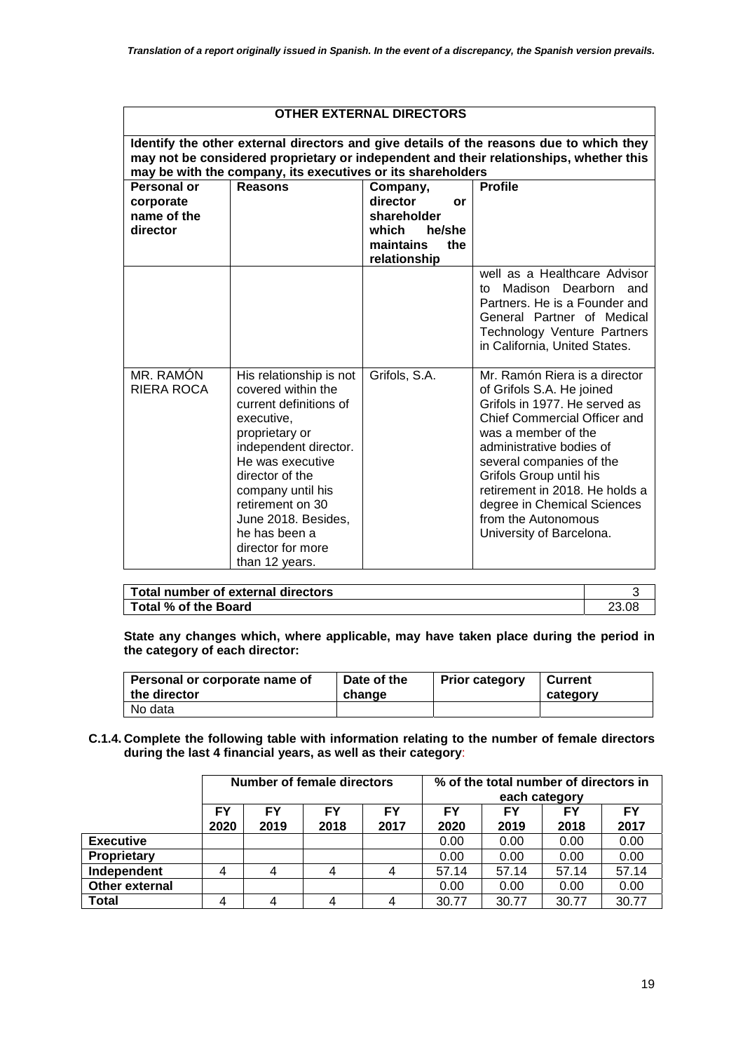*Translation of a report originally issued in Spanish. In the event of a discrepancy, the Spanish version prevails.*

| OTHER EXTERNAL DIRECTORS | | | |
|---|---|---|---|
| **Identify the other external directors and give details of the reasons due to which they may not be considered proprietary or independent and their relationships, whether this may be with the company, its executives or its shareholders** | | | |
| **Personal or corporate name of the director** | **Reasons** | **Company, director or shareholder which he/she maintains the relationship** | **Profile** |
| | | | well as a Healthcare Advisor to Madison Dearborn and Partners. He is a Founder and General Partner of Medical Technology Venture Partners in California, United States. |
| MR. RAMÓN RIERA ROCA | His relationship is not covered within the current definitions of executive, proprietary or independent director. He was executive director of the company until his retirement on 30 June 2018. Besides, he has been a director for more than 12 years. | Grifols, S.A. | Mr. Ramón Riera is a director of Grifols S.A. He joined Grifols in 1977. He served as Chief Commercial Officer and was a member of the administrative bodies of several companies of the Grifols Group until his retirement in 2018. He holds a degree in Chemical Sciences from the Autonomous University of Barcelona. |

| **Total number of external directors** | 3 |
|---|---|
| **Total % of the Board** | 23.08 |

**State any changes which, where applicable, may have taken place during the period in the category of each director:**

| Personal or corporate name of the director | Date of the change | Prior category | Current category |
|---|---|---|---|
| No data | | | |

**C.1.4. Complete the following table with information relating to the number of female directors during the last 4 financial years, as well as their category**:

| | Number of female directors | | | | % of the total number of directors in each category | | | |
|---|---|---|---|---|---|---|---|---|
| | **FY 2020** | **FY 2019** | **FY 2018** | **FY 2017** | **FY 2020** | **FY 2019** | **FY 2018** | **FY 2017** |
| **Executive** | | | | | 0.00 | 0.00 | 0.00 | 0.00 |
| **Proprietary** | | | | | 0.00 | 0.00 | 0.00 | 0.00 |
| **Independent** | 4 | 4 | 4 | 4 | 57.14 | 57.14 | 57.14 | 57.14 |
| **Other external** | | | | | 0.00 | 0.00 | 0.00 | 0.00 |
| **Total** | 4 | 4 | 4 | 4 | 30.77 | 30.77 | 30.77 | 30.77 |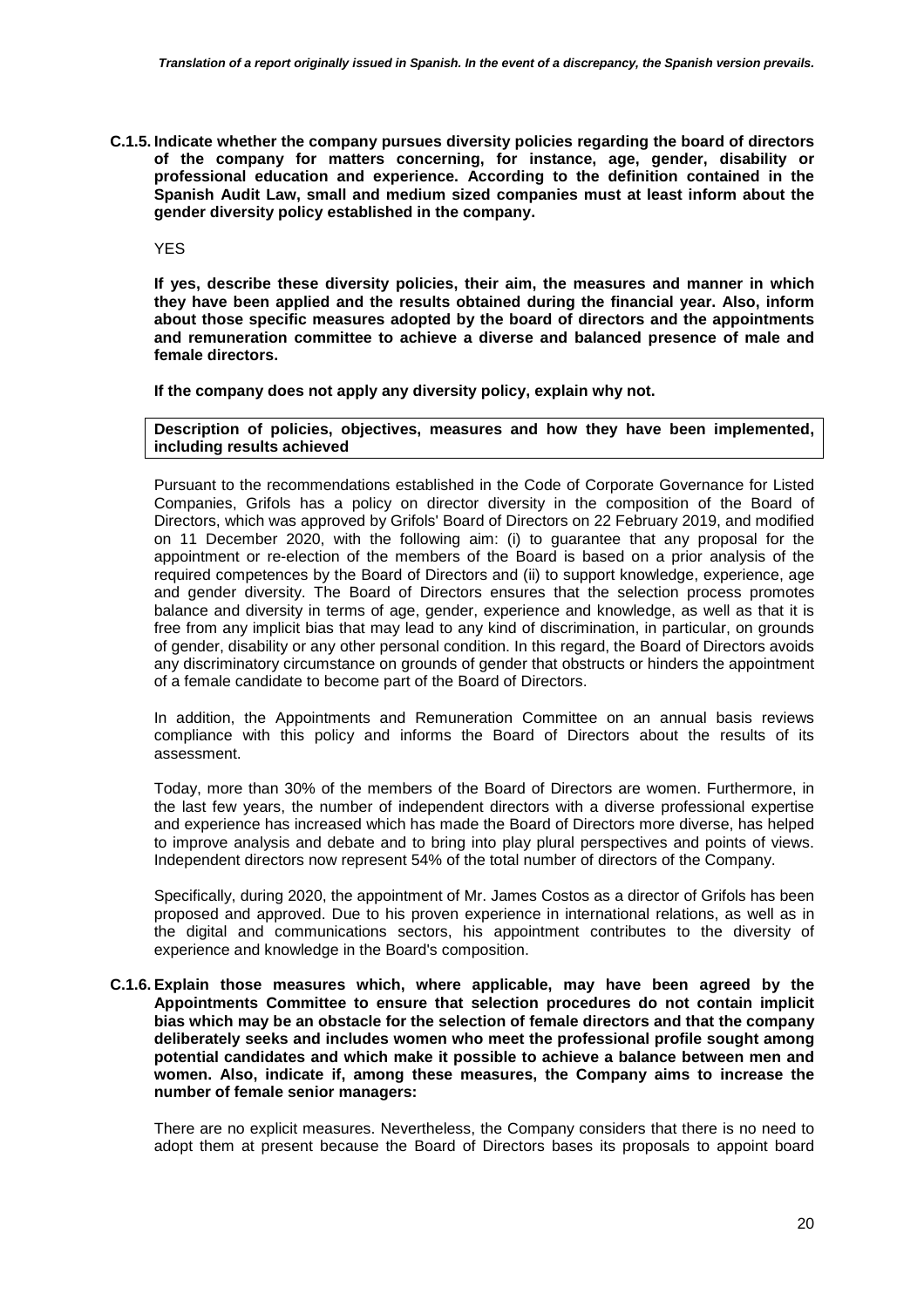**C.1.5. Indicate whether the company pursues diversity policies regarding the board of directors of the company for matters concerning, for instance, age, gender, disability or professional education and experience. According to the definition contained in the Spanish Audit Law, small and medium sized companies must at least inform about the gender diversity policy established in the company.**

YES

**If yes, describe these diversity policies, their aim, the measures and manner in which they have been applied and the results obtained during the financial year. Also, inform about those specific measures adopted by the board of directors and the appointments and remuneration committee to achieve a diverse and balanced presence of male and female directors.**

**If the company does not apply any diversity policy, explain why not.**

| **Description of policies, objectives, measures and how they have been implemented, including results achieved** |
|---|

Pursuant to the recommendations established in the Code of Corporate Governance for Listed Companies, Grifols has a policy on director diversity in the composition of the Board of Directors, which was approved by Grifols' Board of Directors on 22 February 2019, and modified on 11 December 2020, with the following aim: (i) to guarantee that any proposal for the appointment or re-election of the members of the Board is based on a prior analysis of the required competences by the Board of Directors and (ii) to support knowledge, experience, age and gender diversity. The Board of Directors ensures that the selection process promotes balance and diversity in terms of age, gender, experience and knowledge, as well as that it is free from any implicit bias that may lead to any kind of discrimination, in particular, on grounds of gender, disability or any other personal condition. In this regard, the Board of Directors avoids any discriminatory circumstance on grounds of gender that obstructs or hinders the appointment of a female candidate to become part of the Board of Directors.

In addition, the Appointments and Remuneration Committee on an annual basis reviews compliance with this policy and informs the Board of Directors about the results of its assessment.

Today, more than 30% of the members of the Board of Directors are women. Furthermore, in the last few years, the number of independent directors with a diverse professional expertise and experience has increased which has made the Board of Directors more diverse, has helped to improve analysis and debate and to bring into play plural perspectives and points of views. Independent directors now represent 54% of the total number of directors of the Company.

Specifically, during 2020, the appointment of Mr. James Costos as a director of Grifols has been proposed and approved. Due to his proven experience in international relations, as well as in the digital and communications sectors, his appointment contributes to the diversity of experience and knowledge in the Board's composition.

**C.1.6. Explain those measures which, where applicable, may have been agreed by the Appointments Committee to ensure that selection procedures do not contain implicit bias which may be an obstacle for the selection of female directors and that the company deliberately seeks and includes women who meet the professional profile sought among potential candidates and which make it possible to achieve a balance between men and women. Also, indicate if, among these measures, the Company aims to increase the number of female senior managers:**

There are no explicit measures. Nevertheless, the Company considers that there is no need to adopt them at present because the Board of Directors bases its proposals to appoint board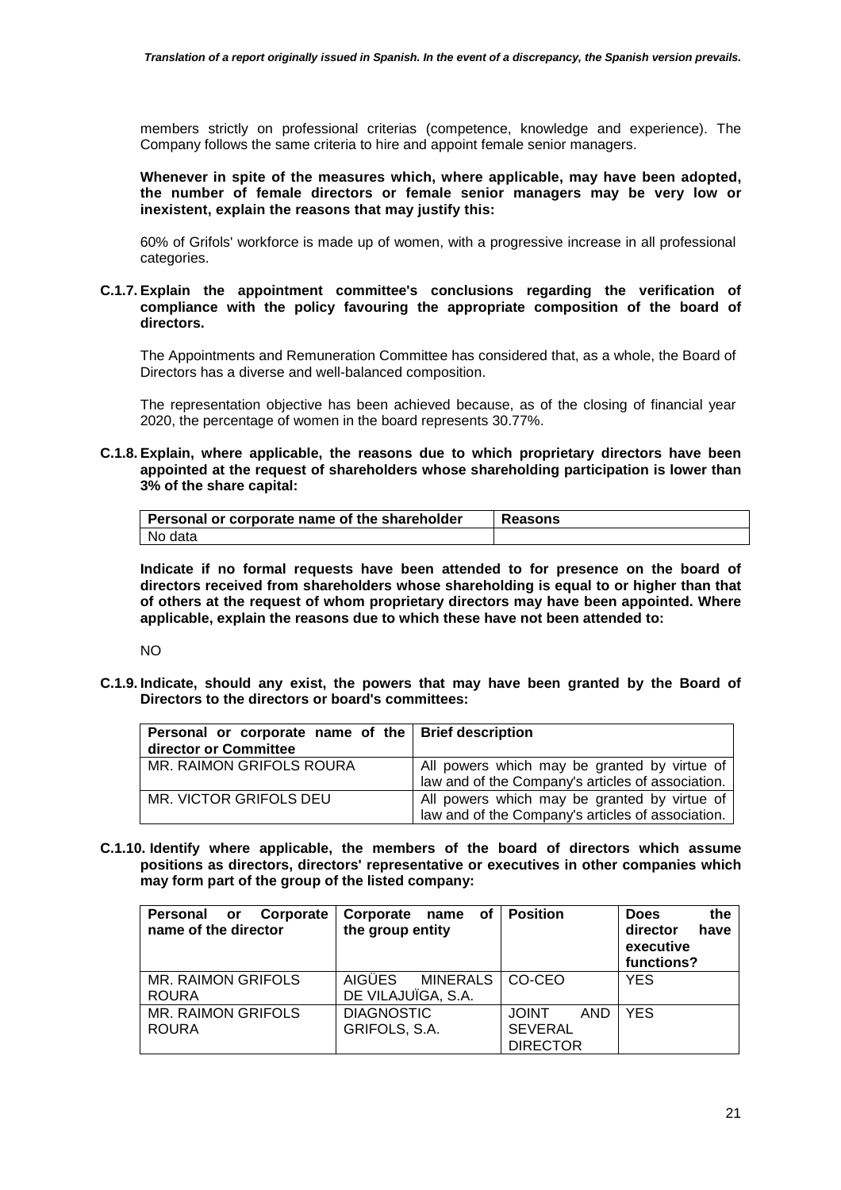members strictly on professional criterias (competence, knowledge and experience). The Company follows the same criteria to hire and appoint female senior managers.

**Whenever in spite of the measures which, where applicable, may have been adopted, the number of female directors or female senior managers may be very low or inexistent, explain the reasons that may justify this:**

60% of Grifols' workforce is made up of women, with a progressive increase in all professional categories.

**C.1.7. Explain the appointment committee's conclusions regarding the verification of compliance with the policy favouring the appropriate composition of the board of directors.**

The Appointments and Remuneration Committee has considered that, as a whole, the Board of Directors has a diverse and well-balanced composition.

The representation objective has been achieved because, as of the closing of financial year 2020, the percentage of women in the board represents 30.77%.

**C.1.8. Explain, where applicable, the reasons due to which proprietary directors have been appointed at the request of shareholders whose shareholding participation is lower than 3% of the share capital:**

| Personal or corporate name of the shareholder | Reasons |
|---|---|
| No data | |

**Indicate if no formal requests have been attended to for presence on the board of directors received from shareholders whose shareholding is equal to or higher than that of others at the request of whom proprietary directors may have been appointed. Where applicable, explain the reasons due to which these have not been attended to:**

NO

**C.1.9. Indicate, should any exist, the powers that may have been granted by the Board of Directors to the directors or board's committees:**

| Personal or corporate name of the director or Committee | Brief description |
|---|---|
| MR. RAIMON GRIFOLS ROURA | All powers which may be granted by virtue of law and of the Company's articles of association. |
| MR. VICTOR GRIFOLS DEU | All powers which may be granted by virtue of law and of the Company's articles of association. |

**C.1.10. Identify where applicable, the members of the board of directors which assume positions as directors, directors' representative or executives in other companies which may form part of the group of the listed company:**

| Personal or Corporate name of the director | Corporate name of the group entity | Position | Does the director have executive functions? |
|---|---|---|---|
| MR. RAIMON GRIFOLS ROURA | AIGÜES MINERALS DE VILAJUÏGA, S.A. | CO-CEO | YES |
| MR. RAIMON GRIFOLS ROURA | DIAGNOSTIC GRIFOLS, S.A. | JOINT AND SEVERAL DIRECTOR | YES |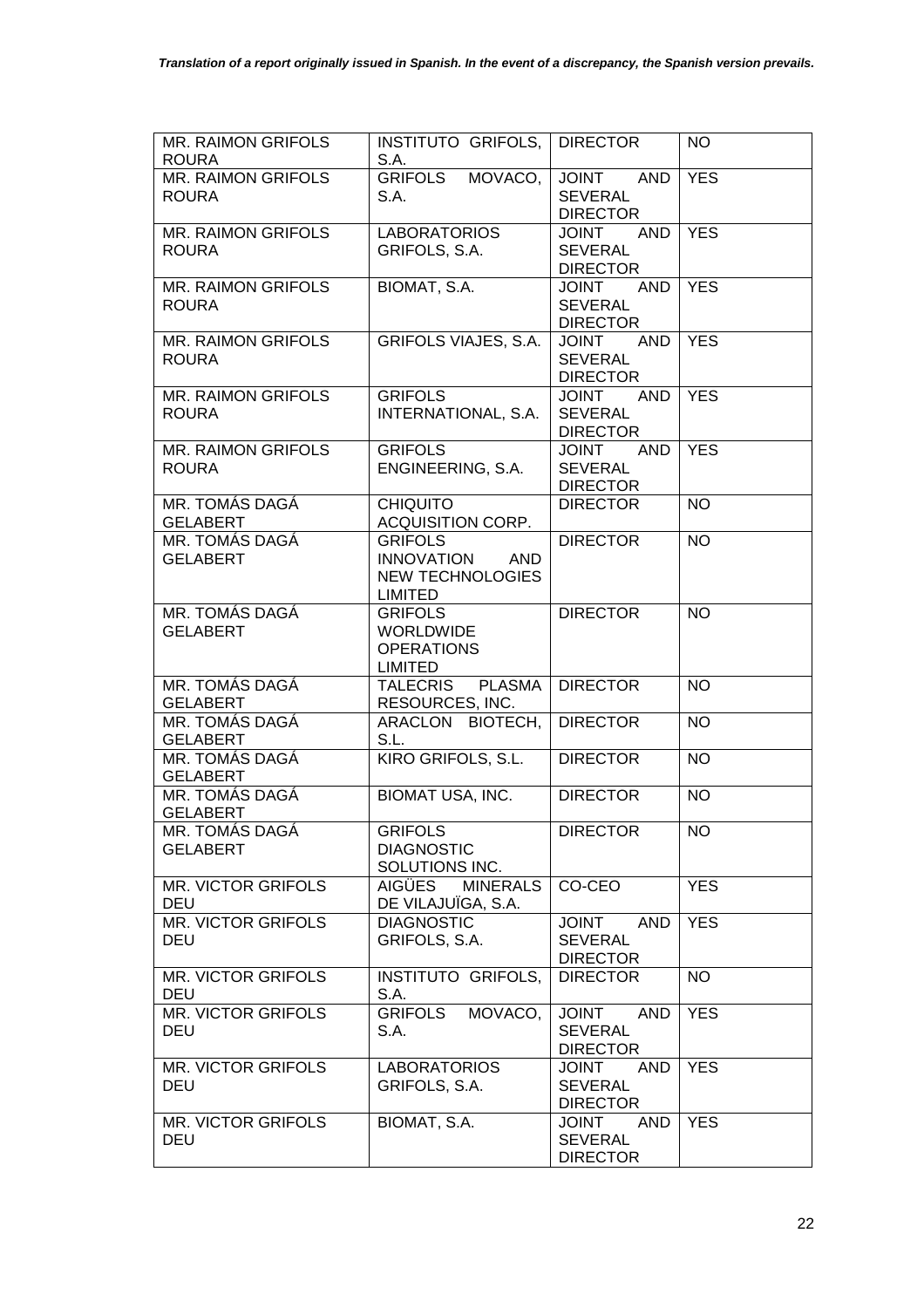*Translation of a report originally issued in Spanish. In the event of a discrepancy, the Spanish version prevails.*

| | | | |
|---|---|---|---|
| MR. RAIMON GRIFOLS ROURA | INSTITUTO GRIFOLS, S.A. | DIRECTOR | NO |
| MR. RAIMON GRIFOLS ROURA | GRIFOLS MOVACO, S.A. | JOINT AND SEVERAL DIRECTOR | YES |
| MR. RAIMON GRIFOLS ROURA | LABORATORIOS GRIFOLS, S.A. | JOINT AND SEVERAL DIRECTOR | YES |
| MR. RAIMON GRIFOLS ROURA | BIOMAT, S.A. | JOINT AND SEVERAL DIRECTOR | YES |
| MR. RAIMON GRIFOLS ROURA | GRIFOLS VIAJES, S.A. | JOINT AND SEVERAL DIRECTOR | YES |
| MR. RAIMON GRIFOLS ROURA | GRIFOLS INTERNATIONAL, S.A. | JOINT AND SEVERAL DIRECTOR | YES |
| MR. RAIMON GRIFOLS ROURA | GRIFOLS ENGINEERING, S.A. | JOINT AND SEVERAL DIRECTOR | YES |
| MR. TOMÁS DAGÁ GELABERT | CHIQUITO ACQUISITION CORP. | DIRECTOR | NO |
| MR. TOMÁS DAGÁ GELABERT | GRIFOLS INNOVATION AND NEW TECHNOLOGIES LIMITED | DIRECTOR | NO |
| MR. TOMÁS DAGÁ GELABERT | GRIFOLS WORLDWIDE OPERATIONS LIMITED | DIRECTOR | NO |
| MR. TOMÁS DAGÁ GELABERT | TALECRIS PLASMA RESOURCES, INC. | DIRECTOR | NO |
| MR. TOMÁS DAGÁ GELABERT | ARACLON BIOTECH, S.L. | DIRECTOR | NO |
| MR. TOMÁS DAGÁ GELABERT | KIRO GRIFOLS, S.L. | DIRECTOR | NO |
| MR. TOMÁS DAGÁ GELABERT | BIOMAT USA, INC. | DIRECTOR | NO |
| MR. TOMÁS DAGÁ GELABERT | GRIFOLS DIAGNOSTIC SOLUTIONS INC. | DIRECTOR | NO |
| MR. VICTOR GRIFOLS DEU | AIGÜES MINERALS DE VILAJUÏGA, S.A. | CO-CEO | YES |
| MR. VICTOR GRIFOLS DEU | DIAGNOSTIC GRIFOLS, S.A. | JOINT AND SEVERAL DIRECTOR | YES |
| MR. VICTOR GRIFOLS DEU | INSTITUTO GRIFOLS, S.A. | DIRECTOR | NO |
| MR. VICTOR GRIFOLS DEU | GRIFOLS MOVACO, S.A. | JOINT AND SEVERAL DIRECTOR | YES |
| MR. VICTOR GRIFOLS DEU | LABORATORIOS GRIFOLS, S.A. | JOINT AND SEVERAL DIRECTOR | YES |
| MR. VICTOR GRIFOLS DEU | BIOMAT, S.A. | JOINT AND SEVERAL DIRECTOR | YES |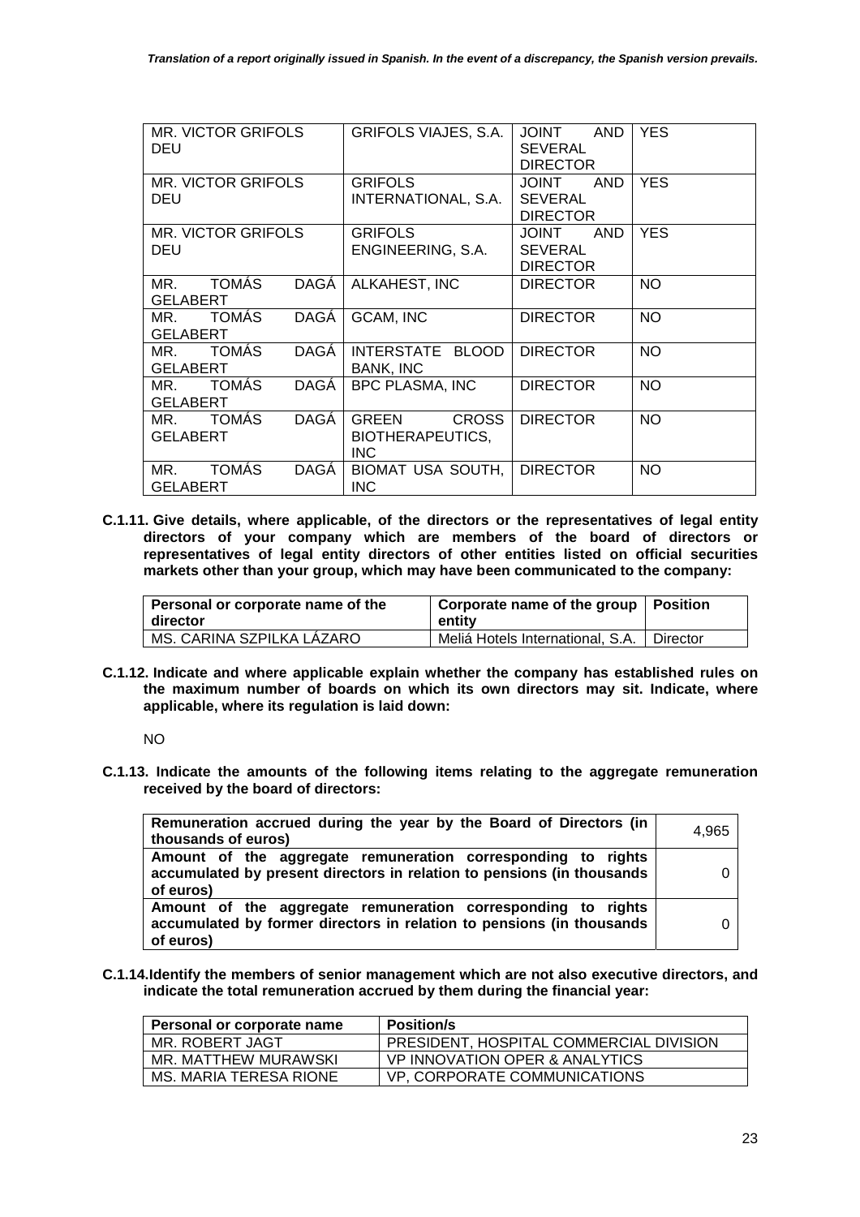| MR. VICTOR GRIFOLS DEU | GRIFOLS VIAJES, S.A. | JOINT AND SEVERAL DIRECTOR | YES |
|---|---|---|---|
| MR. VICTOR GRIFOLS DEU | GRIFOLS INTERNATIONAL, S.A. | JOINT AND SEVERAL DIRECTOR | YES |
| MR. VICTOR GRIFOLS DEU | GRIFOLS ENGINEERING, S.A. | JOINT AND SEVERAL DIRECTOR | YES |
| MR. TOMÁS DAGÁ GELABERT | ALKAHEST, INC | DIRECTOR | NO |
| MR. TOMÁS DAGÁ GELABERT | GCAM, INC | DIRECTOR | NO |
| MR. TOMÁS DAGÁ GELABERT | INTERSTATE BLOOD BANK, INC | DIRECTOR | NO |
| MR. TOMÁS DAGÁ GELABERT | BPC PLASMA, INC | DIRECTOR | NO |
| MR. TOMÁS DAGÁ GELABERT | GREEN CROSS BIOTHERAPEUTICS, INC | DIRECTOR | NO |
| MR. TOMÁS DAGÁ GELABERT | BIOMAT USA SOUTH, INC | DIRECTOR | NO |

**C.1.11. Give details, where applicable, of the directors or the representatives of legal entity directors of your company which are members of the board of directors or representatives of legal entity directors of other entities listed on official securities markets other than your group, which may have been communicated to the company:**

| Personal or corporate name of the director | Corporate name of the group entity | Position |
|---|---|---|
| MS. CARINA SZPILKA LÁZARO | Meliá Hotels International, S.A. | Director |

**C.1.12. Indicate and where applicable explain whether the company has established rules on the maximum number of boards on which its own directors may sit. Indicate, where applicable, where its regulation is laid down:**

NO

**C.1.13. Indicate the amounts of the following items relating to the aggregate remuneration received by the board of directors:**

| Remuneration accrued during the year by the Board of Directors (in thousands of euros) | 4,965 |
|---|---|
| Amount of the aggregate remuneration corresponding to rights accumulated by present directors in relation to pensions (in thousands of euros) | 0 |
| Amount of the aggregate remuneration corresponding to rights accumulated by former directors in relation to pensions (in thousands of euros) | 0 |

**C.1.14. Identify the members of senior management which are not also executive directors, and indicate the total remuneration accrued by them during the financial year:**

| Personal or corporate name | Position/s |
|---|---|
| MR. ROBERT JAGT | PRESIDENT, HOSPITAL COMMERCIAL DIVISION |
| MR. MATTHEW MURAWSKI | VP INNOVATION OPER & ANALYTICS |
| MS. MARIA TERESA RIONE | VP, CORPORATE COMMUNICATIONS |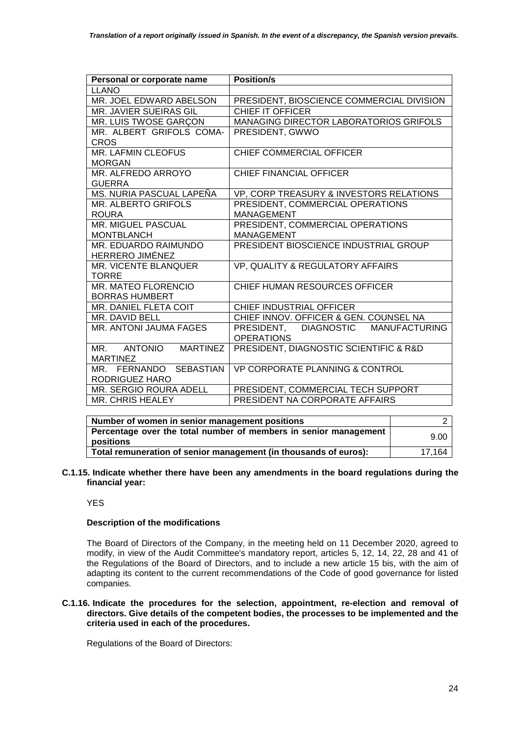*Translation of a report originally issued in Spanish. In the event of a discrepancy, the Spanish version prevails.*

| Personal or corporate name | Position/s |
|---|---|
| LLANO | |
| MR. JOEL EDWARD ABELSON | PRESIDENT, BIOSCIENCE COMMERCIAL DIVISION |
| MR. JAVIER SUEIRAS GIL | CHIEF IT OFFICER |
| MR. LUIS TWOSE GARÇON | MANAGING DIRECTOR LABORATORIOS GRIFOLS |
| MR. ALBERT GRIFOLS COMA-CROS | PRESIDENT, GWWO |
| MR. LAFMIN CLEOFUS MORGAN | CHIEF COMMERCIAL OFFICER |
| MR. ALFREDO ARROYO GUERRA | CHIEF FINANCIAL OFFICER |
| MS. NURIA PASCUAL LAPEÑA | VP, CORP TREASURY & INVESTORS RELATIONS |
| MR. ALBERTO GRIFOLS ROURA | PRESIDENT, COMMERCIAL OPERATIONS MANAGEMENT |
| MR. MIGUEL PASCUAL MONTBLANCH | PRESIDENT, COMMERCIAL OPERATIONS MANAGEMENT |
| MR. EDUARDO RAIMUNDO HERRERO JIMÉNEZ | PRESIDENT BIOSCIENCE INDUSTRIAL GROUP |
| MR. VICENTE BLANQUER TORRE | VP, QUALITY & REGULATORY AFFAIRS |
| MR. MATEO FLORENCIO BORRAS HUMBERT | CHIEF HUMAN RESOURCES OFFICER |
| MR. DANIEL FLETA COIT | CHIEF INDUSTRIAL OFFICER |
| MR. DAVID BELL | CHIEF INNOV. OFFICER & GEN. COUNSEL NA |
| MR. ANTONI JAUMA FAGES | PRESIDENT, DIAGNOSTIC MANUFACTURING OPERATIONS |
| MR. ANTONIO MARTINEZ MARTINEZ | PRESIDENT, DIAGNOSTIC SCIENTIFIC & R&D |
| MR. FERNANDO SEBASTIAN RODRIGUEZ HARO | VP CORPORATE PLANNING & CONTROL |
| MR. SERGIO ROURA ADELL | PRESIDENT, COMMERCIAL TECH SUPPORT |
| MR. CHRIS HEALEY | PRESIDENT NA CORPORATE AFFAIRS |

| Number of women in senior management positions | 2 |
|---|---|
| Percentage over the total number of members in senior management positions | 9.00 |
| Total remuneration of senior management (in thousands of euros): | 17,164 |

**C.1.15. Indicate whether there have been any amendments in the board regulations during the financial year:**

YES

**Description of the modifications**

The Board of Directors of the Company, in the meeting held on 11 December 2020, agreed to modify, in view of the Audit Committee's mandatory report, articles 5, 12, 14, 22, 28 and 41 of the Regulations of the Board of Directors, and to include a new article 15 bis, with the aim of adapting its content to the current recommendations of the Code of good governance for listed companies.

**C.1.16. Indicate the procedures for the selection, appointment, re-election and removal of directors. Give details of the competent bodies, the processes to be implemented and the criteria used in each of the procedures.**

Regulations of the Board of Directors: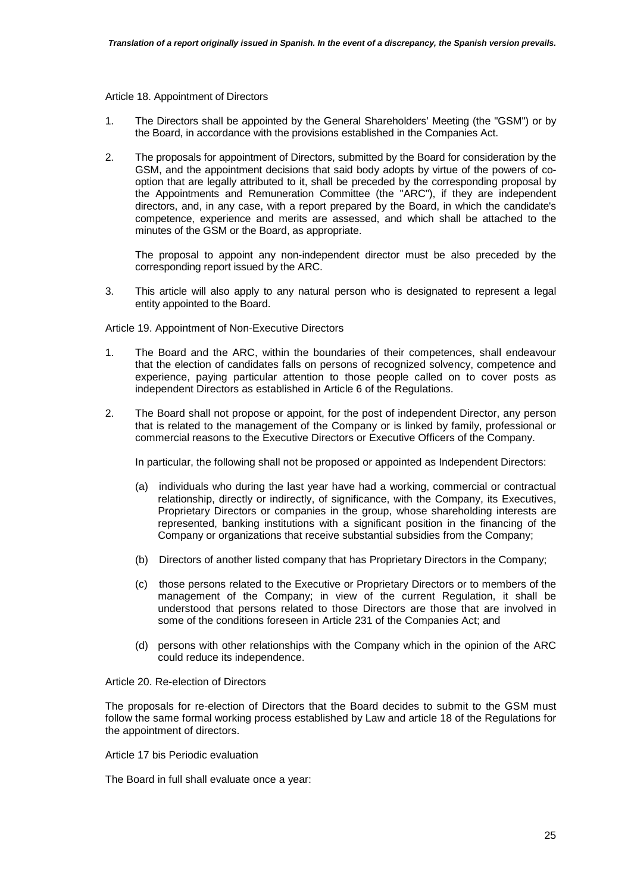Article 18. Appointment of Directors

1. The Directors shall be appointed by the General Shareholders' Meeting (the "GSM") or by the Board, in accordance with the provisions established in the Companies Act.

2. The proposals for appointment of Directors, submitted by the Board for consideration by the GSM, and the appointment decisions that said body adopts by virtue of the powers of co-option that are legally attributed to it, shall be preceded by the corresponding proposal by the Appointments and Remuneration Committee (the "ARC"), if they are independent directors, and, in any case, with a report prepared by the Board, in which the candidate's competence, experience and merits are assessed, and which shall be attached to the minutes of the GSM or the Board, as appropriate.

   The proposal to appoint any non-independent director must be also preceded by the corresponding report issued by the ARC.

3. This article will also apply to any natural person who is designated to represent a legal entity appointed to the Board.

Article 19. Appointment of Non-Executive Directors

1. The Board and the ARC, within the boundaries of their competences, shall endeavour that the election of candidates falls on persons of recognized solvency, competence and experience, paying particular attention to those people called on to cover posts as independent Directors as established in Article 6 of the Regulations.

2. The Board shall not propose or appoint, for the post of independent Director, any person that is related to the management of the Company or is linked by family, professional or commercial reasons to the Executive Directors or Executive Officers of the Company.

   In particular, the following shall not be proposed or appointed as Independent Directors:

   (a) individuals who during the last year have had a working, commercial or contractual relationship, directly or indirectly, of significance, with the Company, its Executives, Proprietary Directors or companies in the group, whose shareholding interests are represented, banking institutions with a significant position in the financing of the Company or organizations that receive substantial subsidies from the Company;

   (b) Directors of another listed company that has Proprietary Directors in the Company;

   (c) those persons related to the Executive or Proprietary Directors or to members of the management of the Company; in view of the current Regulation, it shall be understood that persons related to those Directors are those that are involved in some of the conditions foreseen in Article 231 of the Companies Act; and

   (d) persons with other relationships with the Company which in the opinion of the ARC could reduce its independence.

Article 20. Re-election of Directors

The proposals for re-election of Directors that the Board decides to submit to the GSM must follow the same formal working process established by Law and article 18 of the Regulations for the appointment of directors.

Article 17 bis Periodic evaluation

The Board in full shall evaluate once a year: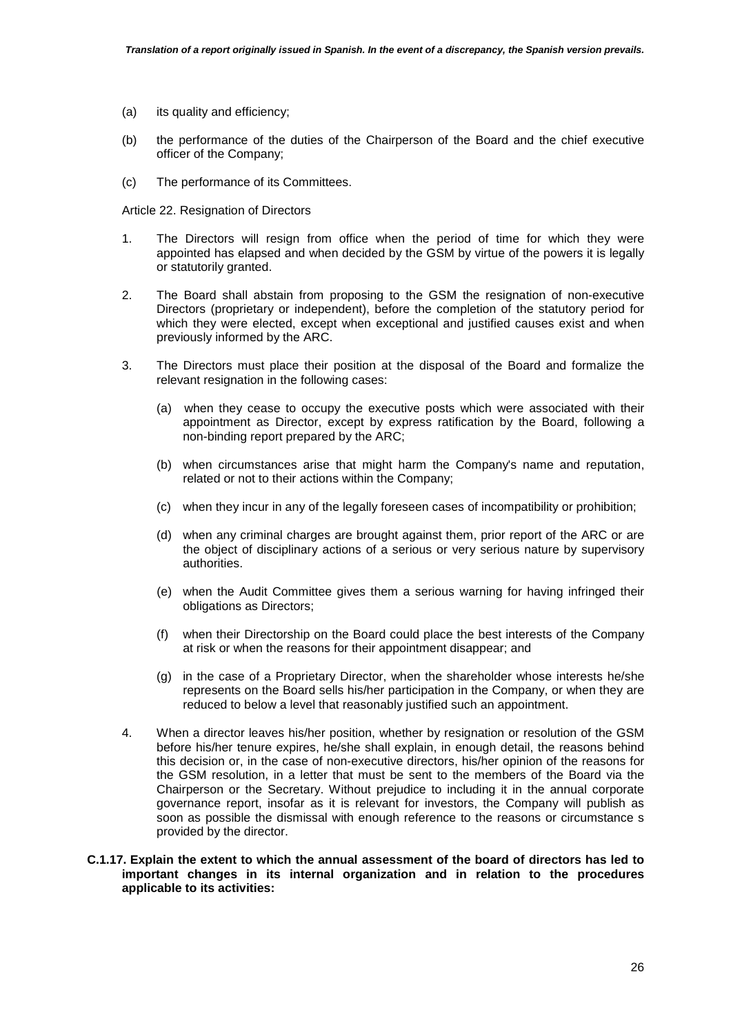(a) its quality and efficiency;

(b) the performance of the duties of the Chairperson of the Board and the chief executive officer of the Company;

(c) The performance of its Committees.

Article 22. Resignation of Directors

1. The Directors will resign from office when the period of time for which they were appointed has elapsed and when decided by the GSM by virtue of the powers it is legally or statutorily granted.

2. The Board shall abstain from proposing to the GSM the resignation of non-executive Directors (proprietary or independent), before the completion of the statutory period for which they were elected, except when exceptional and justified causes exist and when previously informed by the ARC.

3. The Directors must place their position at the disposal of the Board and formalize the relevant resignation in the following cases:

   (a) when they cease to occupy the executive posts which were associated with their appointment as Director, except by express ratification by the Board, following a non-binding report prepared by the ARC;

   (b) when circumstances arise that might harm the Company's name and reputation, related or not to their actions within the Company;

   (c) when they incur in any of the legally foreseen cases of incompatibility or prohibition;

   (d) when any criminal charges are brought against them, prior report of the ARC or are the object of disciplinary actions of a serious or very serious nature by supervisory authorities.

   (e) when the Audit Committee gives them a serious warning for having infringed their obligations as Directors;

   (f) when their Directorship on the Board could place the best interests of the Company at risk or when the reasons for their appointment disappear; and

   (g) in the case of a Proprietary Director, when the shareholder whose interests he/she represents on the Board sells his/her participation in the Company, or when they are reduced to below a level that reasonably justified such an appointment.

4. When a director leaves his/her position, whether by resignation or resolution of the GSM before his/her tenure expires, he/she shall explain, in enough detail, the reasons behind this decision or, in the case of non-executive directors, his/her opinion of the reasons for the GSM resolution, in a letter that must be sent to the members of the Board via the Chairperson or the Secretary. Without prejudice to including it in the annual corporate governance report, insofar as it is relevant for investors, the Company will publish as soon as possible the dismissal with enough reference to the reasons or circumstance s provided by the director.

**C.1.17. Explain the extent to which the annual assessment of the board of directors has led to important changes in its internal organization and in relation to the procedures applicable to its activities:**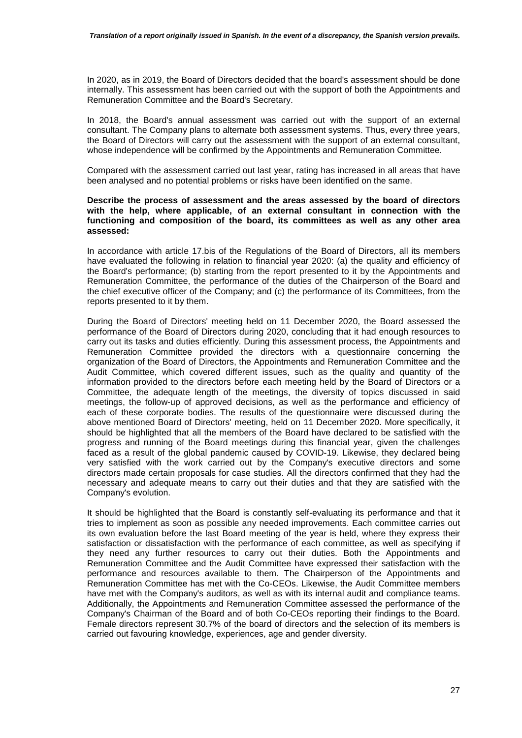In 2020, as in 2019, the Board of Directors decided that the board's assessment should be done internally. This assessment has been carried out with the support of both the Appointments and Remuneration Committee and the Board's Secretary.

In 2018, the Board's annual assessment was carried out with the support of an external consultant. The Company plans to alternate both assessment systems. Thus, every three years, the Board of Directors will carry out the assessment with the support of an external consultant, whose independence will be confirmed by the Appointments and Remuneration Committee.

Compared with the assessment carried out last year, rating has increased in all areas that have been analysed and no potential problems or risks have been identified on the same.

**Describe the process of assessment and the areas assessed by the board of directors with the help, where applicable, of an external consultant in connection with the functioning and composition of the board, its committees as well as any other area assessed:**

In accordance with article 17.bis of the Regulations of the Board of Directors, all its members have evaluated the following in relation to financial year 2020: (a) the quality and efficiency of the Board's performance; (b) starting from the report presented to it by the Appointments and Remuneration Committee, the performance of the duties of the Chairperson of the Board and the chief executive officer of the Company; and (c) the performance of its Committees, from the reports presented to it by them.

During the Board of Directors' meeting held on 11 December 2020, the Board assessed the performance of the Board of Directors during 2020, concluding that it had enough resources to carry out its tasks and duties efficiently. During this assessment process, the Appointments and Remuneration Committee provided the directors with a questionnaire concerning the organization of the Board of Directors, the Appointments and Remuneration Committee and the Audit Committee, which covered different issues, such as the quality and quantity of the information provided to the directors before each meeting held by the Board of Directors or a Committee, the adequate length of the meetings, the diversity of topics discussed in said meetings, the follow-up of approved decisions, as well as the performance and efficiency of each of these corporate bodies. The results of the questionnaire were discussed during the above mentioned Board of Directors' meeting, held on 11 December 2020. More specifically, it should be highlighted that all the members of the Board have declared to be satisfied with the progress and running of the Board meetings during this financial year, given the challenges faced as a result of the global pandemic caused by COVID-19. Likewise, they declared being very satisfied with the work carried out by the Company's executive directors and some directors made certain proposals for case studies. All the directors confirmed that they had the necessary and adequate means to carry out their duties and that they are satisfied with the Company's evolution.

It should be highlighted that the Board is constantly self-evaluating its performance and that it tries to implement as soon as possible any needed improvements. Each committee carries out its own evaluation before the last Board meeting of the year is held, where they express their satisfaction or dissatisfaction with the performance of each committee, as well as specifying if they need any further resources to carry out their duties. Both the Appointments and Remuneration Committee and the Audit Committee have expressed their satisfaction with the performance and resources available to them. The Chairperson of the Appointments and Remuneration Committee has met with the Co-CEOs. Likewise, the Audit Committee members have met with the Company's auditors, as well as with its internal audit and compliance teams. Additionally, the Appointments and Remuneration Committee assessed the performance of the Company's Chairman of the Board and of both Co-CEOs reporting their findings to the Board. Female directors represent 30.7% of the board of directors and the selection of its members is carried out favouring knowledge, experiences, age and gender diversity.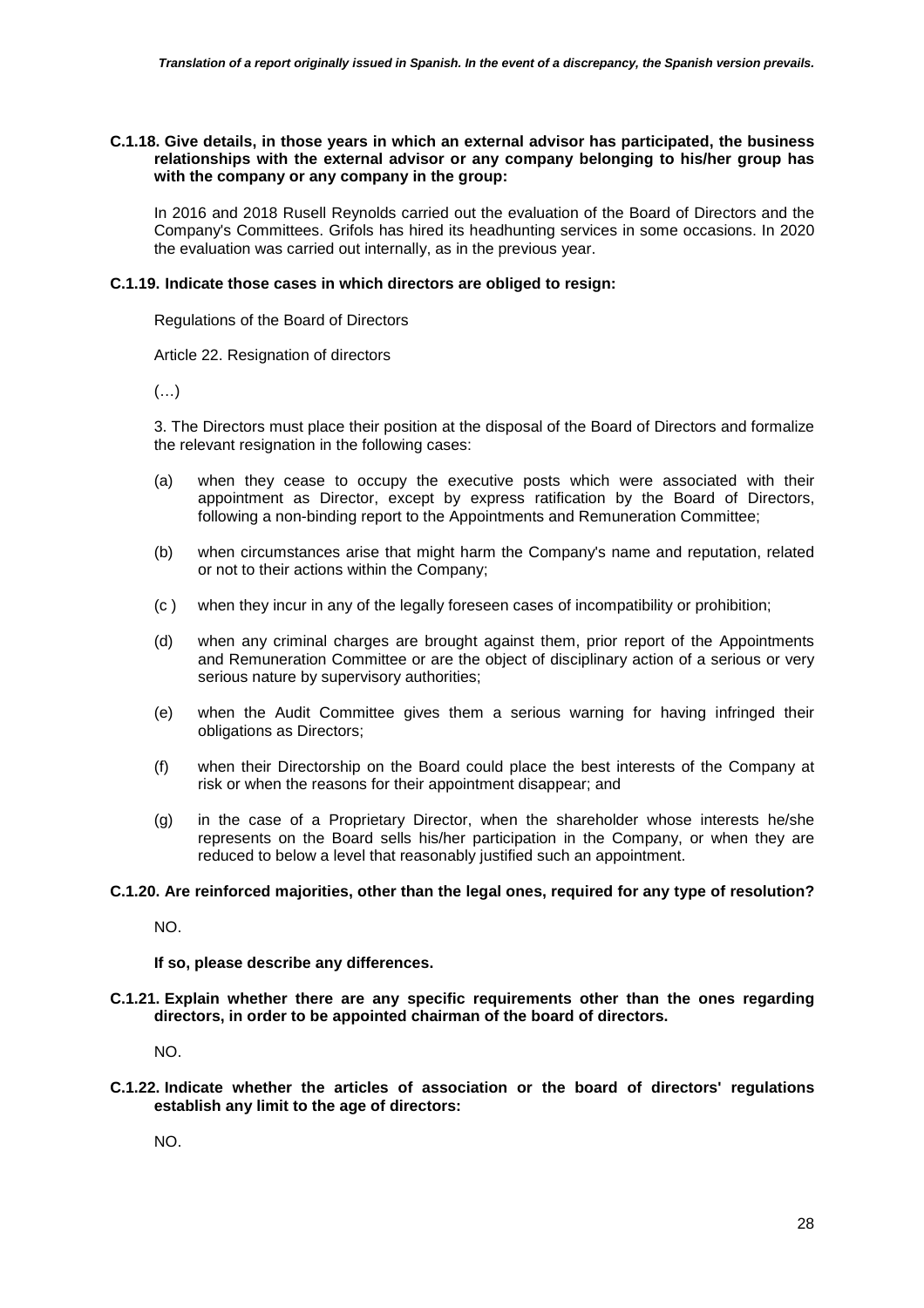**C.1.18. Give details, in those years in which an external advisor has participated, the business relationships with the external advisor or any company belonging to his/her group has with the company or any company in the group:**

In 2016 and 2018 Rusell Reynolds carried out the evaluation of the Board of Directors and the Company's Committees. Grifols has hired its headhunting services in some occasions. In 2020 the evaluation was carried out internally, as in the previous year.

**C.1.19. Indicate those cases in which directors are obliged to resign:**

Regulations of the Board of Directors

Article 22. Resignation of directors

(…)

3. The Directors must place their position at the disposal of the Board of Directors and formalize the relevant resignation in the following cases:

(a) when they cease to occupy the executive posts which were associated with their appointment as Director, except by express ratification by the Board of Directors, following a non-binding report to the Appointments and Remuneration Committee;

(b) when circumstances arise that might harm the Company's name and reputation, related or not to their actions within the Company;

(c ) when they incur in any of the legally foreseen cases of incompatibility or prohibition;

(d) when any criminal charges are brought against them, prior report of the Appointments and Remuneration Committee or are the object of disciplinary action of a serious or very serious nature by supervisory authorities;

(e) when the Audit Committee gives them a serious warning for having infringed their obligations as Directors;

(f) when their Directorship on the Board could place the best interests of the Company at risk or when the reasons for their appointment disappear; and

(g) in the case of a Proprietary Director, when the shareholder whose interests he/she represents on the Board sells his/her participation in the Company, or when they are reduced to below a level that reasonably justified such an appointment.

**C.1.20. Are reinforced majorities, other than the legal ones, required for any type of resolution?**

NO.

**If so, please describe any differences.**

**C.1.21. Explain whether there are any specific requirements other than the ones regarding directors, in order to be appointed chairman of the board of directors.**

NO.

**C.1.22. Indicate whether the articles of association or the board of directors' regulations establish any limit to the age of directors:**

NO.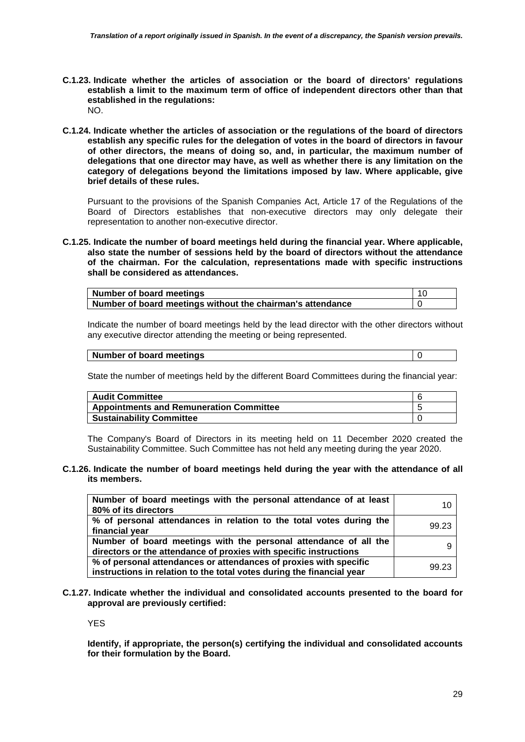**C.1.23. Indicate whether the articles of association or the board of directors' regulations establish a limit to the maximum term of office of independent directors other than that established in the regulations:**

NO.

**C.1.24. Indicate whether the articles of association or the regulations of the board of directors establish any specific rules for the delegation of votes in the board of directors in favour of other directors, the means of doing so, and, in particular, the maximum number of delegations that one director may have, as well as whether there is any limitation on the category of delegations beyond the limitations imposed by law. Where applicable, give brief details of these rules.**

Pursuant to the provisions of the Spanish Companies Act, Article 17 of the Regulations of the Board of Directors establishes that non-executive directors may only delegate their representation to another non-executive director.

**C.1.25. Indicate the number of board meetings held during the financial year. Where applicable, also state the number of sessions held by the board of directors without the attendance of the chairman. For the calculation, representations made with specific instructions shall be considered as attendances.**

| | |
|---|---|
| **Number of board meetings** | 10 |
| **Number of board meetings without the chairman's attendance** | 0 |

Indicate the number of board meetings held by the lead director with the other directors without any executive director attending the meeting or being represented.

| | |
|---|---|
| **Number of board meetings** | 0 |

State the number of meetings held by the different Board Committees during the financial year:

| | |
|---|---|
| **Audit Committee** | 6 |
| **Appointments and Remuneration Committee** | 5 |
| **Sustainability Committee** | 0 |

The Company's Board of Directors in its meeting held on 11 December 2020 created the Sustainability Committee. Such Committee has not held any meeting during the year 2020.

**C.1.26. Indicate the number of board meetings held during the year with the attendance of all its members.**

| | |
|---|---|
| **Number of board meetings with the personal attendance of at least 80% of its directors** | 10 |
| **% of personal attendances in relation to the total votes during the financial year** | 99.23 |
| **Number of board meetings with the personal attendance of all the directors or the attendance of proxies with specific instructions** | 9 |
| **% of personal attendances or attendances of proxies with specific instructions in relation to the total votes during the financial year** | 99.23 |

**C.1.27. Indicate whether the individual and consolidated accounts presented to the board for approval are previously certified:**

YES

**Identify, if appropriate, the person(s) certifying the individual and consolidated accounts for their formulation by the Board.**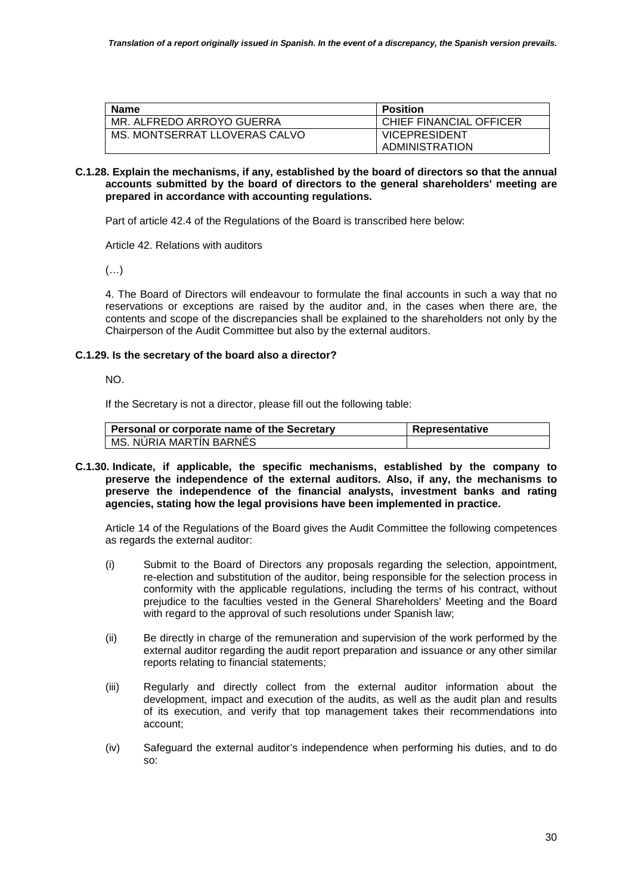| Name | Position |
| --- | --- |
| MR. ALFREDO ARROYO GUERRA | CHIEF FINANCIAL OFFICER |
| MS. MONTSERRAT LLOVERAS CALVO | VICEPRESIDENT ADMINISTRATION |

**C.1.28. Explain the mechanisms, if any, established by the board of directors so that the annual accounts submitted by the board of directors to the general shareholders' meeting are prepared in accordance with accounting regulations.**

Part of article 42.4 of the Regulations of the Board is transcribed here below:

Article 42. Relations with auditors

(…)

4. The Board of Directors will endeavour to formulate the final accounts in such a way that no reservations or exceptions are raised by the auditor and, in the cases when there are, the contents and scope of the discrepancies shall be explained to the shareholders not only by the Chairperson of the Audit Committee but also by the external auditors.

**C.1.29. Is the secretary of the board also a director?**

NO.

If the Secretary is not a director, please fill out the following table:

| Personal or corporate name of the Secretary | Representative |
| --- | --- |
| MS. NÚRIA MARTÍN BARNÉS | |

**C.1.30. Indicate, if applicable, the specific mechanisms, established by the company to preserve the independence of the external auditors. Also, if any, the mechanisms to preserve the independence of the financial analysts, investment banks and rating agencies, stating how the legal provisions have been implemented in practice.**

Article 14 of the Regulations of the Board gives the Audit Committee the following competences as regards the external auditor:

(i) Submit to the Board of Directors any proposals regarding the selection, appointment, re-election and substitution of the auditor, being responsible for the selection process in conformity with the applicable regulations, including the terms of his contract, without prejudice to the faculties vested in the General Shareholders' Meeting and the Board with regard to the approval of such resolutions under Spanish law;

(ii) Be directly in charge of the remuneration and supervision of the work performed by the external auditor regarding the audit report preparation and issuance or any other similar reports relating to financial statements;

(iii) Regularly and directly collect from the external auditor information about the development, impact and execution of the audits, as well as the audit plan and results of its execution, and verify that top management takes their recommendations into account;

(iv) Safeguard the external auditor's independence when performing his duties, and to do so: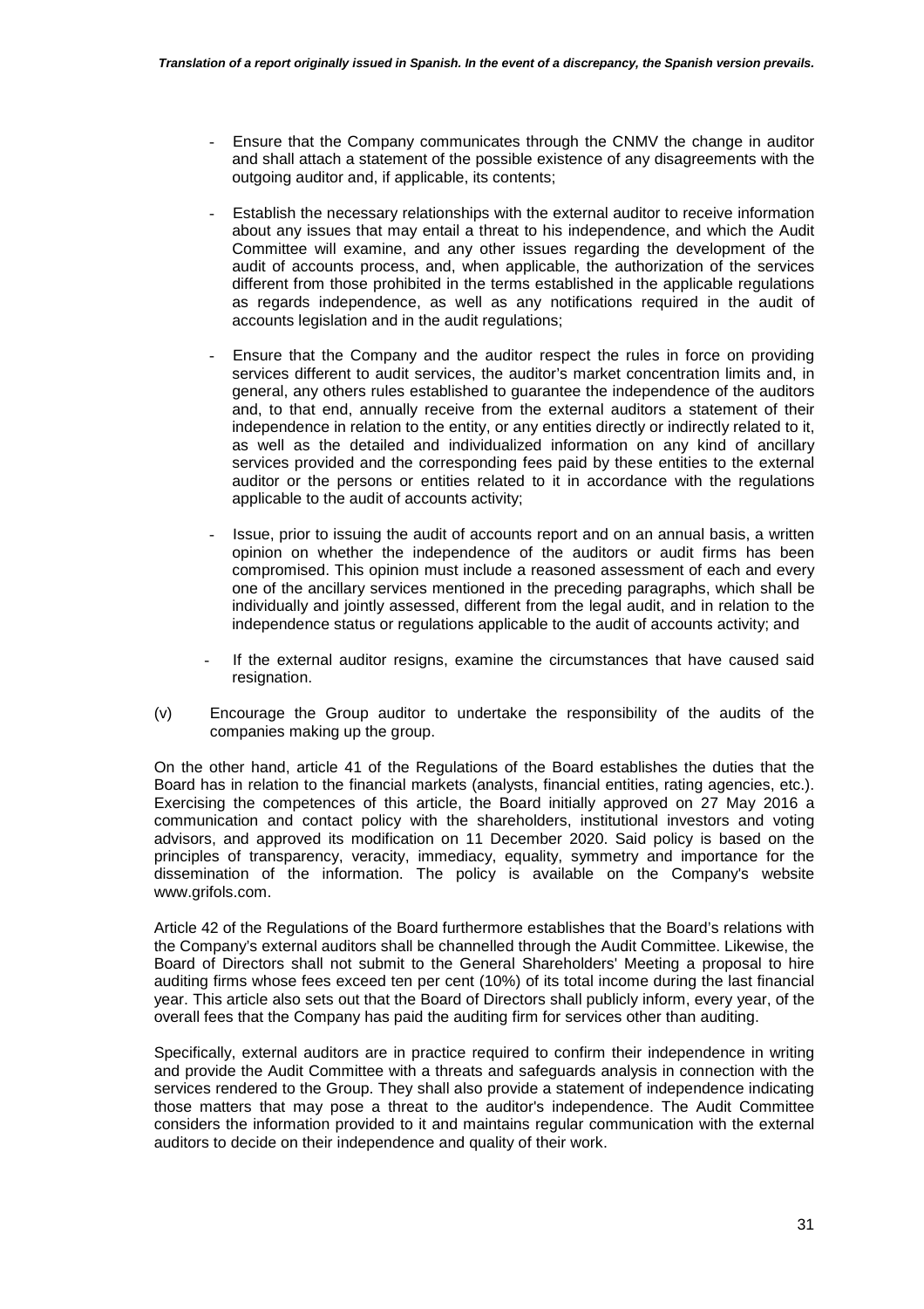- Ensure that the Company communicates through the CNMV the change in auditor and shall attach a statement of the possible existence of any disagreements with the outgoing auditor and, if applicable, its contents;

- Establish the necessary relationships with the external auditor to receive information about any issues that may entail a threat to his independence, and which the Audit Committee will examine, and any other issues regarding the development of the audit of accounts process, and, when applicable, the authorization of the services different from those prohibited in the terms established in the applicable regulations as regards independence, as well as any notifications required in the audit of accounts legislation and in the audit regulations;

- Ensure that the Company and the auditor respect the rules in force on providing services different to audit services, the auditor's market concentration limits and, in general, any others rules established to guarantee the independence of the auditors and, to that end, annually receive from the external auditors a statement of their independence in relation to the entity, or any entities directly or indirectly related to it, as well as the detailed and individualized information on any kind of ancillary services provided and the corresponding fees paid by these entities to the external auditor or the persons or entities related to it in accordance with the regulations applicable to the audit of accounts activity;

- Issue, prior to issuing the audit of accounts report and on an annual basis, a written opinion on whether the independence of the auditors or audit firms has been compromised. This opinion must include a reasoned assessment of each and every one of the ancillary services mentioned in the preceding paragraphs, which shall be individually and jointly assessed, different from the legal audit, and in relation to the independence status or regulations applicable to the audit of accounts activity; and

- If the external auditor resigns, examine the circumstances that have caused said resignation.

(v) Encourage the Group auditor to undertake the responsibility of the audits of the companies making up the group.

On the other hand, article 41 of the Regulations of the Board establishes the duties that the Board has in relation to the financial markets (analysts, financial entities, rating agencies, etc.). Exercising the competences of this article, the Board initially approved on 27 May 2016 a communication and contact policy with the shareholders, institutional investors and voting advisors, and approved its modification on 11 December 2020. Said policy is based on the principles of transparency, veracity, immediacy, equality, symmetry and importance for the dissemination of the information. The policy is available on the Company's website www.grifols.com.

Article 42 of the Regulations of the Board furthermore establishes that the Board's relations with the Company's external auditors shall be channelled through the Audit Committee. Likewise, the Board of Directors shall not submit to the General Shareholders' Meeting a proposal to hire auditing firms whose fees exceed ten per cent (10%) of its total income during the last financial year. This article also sets out that the Board of Directors shall publicly inform, every year, of the overall fees that the Company has paid the auditing firm for services other than auditing.

Specifically, external auditors are in practice required to confirm their independence in writing and provide the Audit Committee with a threats and safeguards analysis in connection with the services rendered to the Group. They shall also provide a statement of independence indicating those matters that may pose a threat to the auditor's independence. The Audit Committee considers the information provided to it and maintains regular communication with the external auditors to decide on their independence and quality of their work.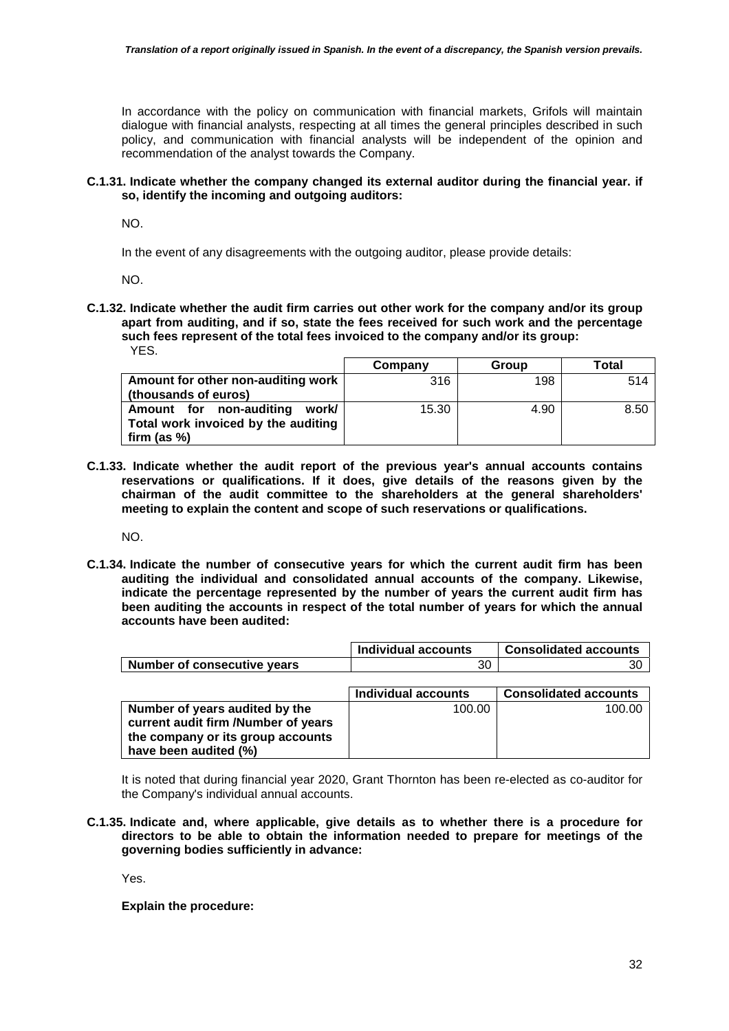In accordance with the policy on communication with financial markets, Grifols will maintain dialogue with financial analysts, respecting at all times the general principles described in such policy, and communication with financial analysts will be independent of the opinion and recommendation of the analyst towards the Company.

**C.1.31. Indicate whether the company changed its external auditor during the financial year. if so, identify the incoming and outgoing auditors:**

NO.

In the event of any disagreements with the outgoing auditor, please provide details:

NO.

**C.1.32. Indicate whether the audit firm carries out other work for the company and/or its group apart from auditing, and if so, state the fees received for such work and the percentage such fees represent of the total fees invoiced to the company and/or its group:**

YES.

| | Company | Group | Total |
|---|---|---|---|
| **Amount for other non-auditing work (thousands of euros)** | 316 | 198 | 514 |
| **Amount for non-auditing work/ Total work invoiced by the auditing firm (as %)** | 15.30 | 4.90 | 8.50 |

**C.1.33. Indicate whether the audit report of the previous year's annual accounts contains reservations or qualifications. If it does, give details of the reasons given by the chairman of the audit committee to the shareholders at the general shareholders' meeting to explain the content and scope of such reservations or qualifications.**

NO.

**C.1.34. Indicate the number of consecutive years for which the current audit firm has been auditing the individual and consolidated annual accounts of the company. Likewise, indicate the percentage represented by the number of years the current audit firm has been auditing the accounts in respect of the total number of years for which the annual accounts have been audited:**

| | Individual accounts | Consolidated accounts |
|---|---|---|
| **Number of consecutive years** | 30 | 30 |

| | Individual accounts | Consolidated accounts |
|---|---|---|
| **Number of years audited by the current audit firm /Number of years the company or its group accounts have been audited (%)** | 100.00 | 100.00 |

It is noted that during financial year 2020, Grant Thornton has been re-elected as co-auditor for the Company's individual annual accounts.

**C.1.35. Indicate and, where applicable, give details as to whether there is a procedure for directors to be able to obtain the information needed to prepare for meetings of the governing bodies sufficiently in advance:**

Yes.

**Explain the procedure:**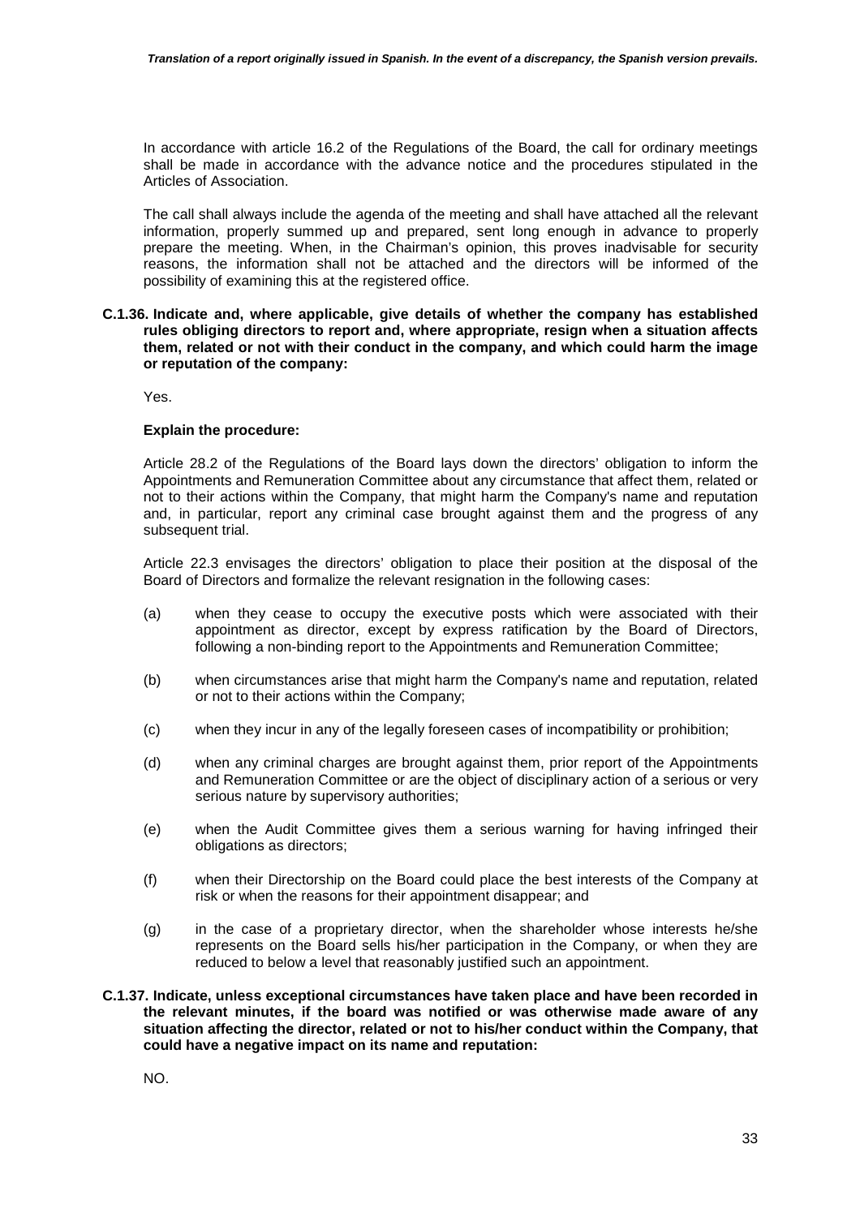In accordance with article 16.2 of the Regulations of the Board, the call for ordinary meetings shall be made in accordance with the advance notice and the procedures stipulated in the Articles of Association.

The call shall always include the agenda of the meeting and shall have attached all the relevant information, properly summed up and prepared, sent long enough in advance to properly prepare the meeting. When, in the Chairman's opinion, this proves inadvisable for security reasons, the information shall not be attached and the directors will be informed of the possibility of examining this at the registered office.

**C.1.36. Indicate and, where applicable, give details of whether the company has established rules obliging directors to report and, where appropriate, resign when a situation affects them, related or not with their conduct in the company, and which could harm the image or reputation of the company:**

Yes.

**Explain the procedure:**

Article 28.2 of the Regulations of the Board lays down the directors' obligation to inform the Appointments and Remuneration Committee about any circumstance that affect them, related or not to their actions within the Company, that might harm the Company's name and reputation and, in particular, report any criminal case brought against them and the progress of any subsequent trial.

Article 22.3 envisages the directors' obligation to place their position at the disposal of the Board of Directors and formalize the relevant resignation in the following cases:

(a) when they cease to occupy the executive posts which were associated with their appointment as director, except by express ratification by the Board of Directors, following a non-binding report to the Appointments and Remuneration Committee;

(b) when circumstances arise that might harm the Company's name and reputation, related or not to their actions within the Company;

(c) when they incur in any of the legally foreseen cases of incompatibility or prohibition;

(d) when any criminal charges are brought against them, prior report of the Appointments and Remuneration Committee or are the object of disciplinary action of a serious or very serious nature by supervisory authorities;

(e) when the Audit Committee gives them a serious warning for having infringed their obligations as directors;

(f) when their Directorship on the Board could place the best interests of the Company at risk or when the reasons for their appointment disappear; and

(g) in the case of a proprietary director, when the shareholder whose interests he/she represents on the Board sells his/her participation in the Company, or when they are reduced to below a level that reasonably justified such an appointment.

**C.1.37. Indicate, unless exceptional circumstances have taken place and have been recorded in the relevant minutes, if the board was notified or was otherwise made aware of any situation affecting the director, related or not to his/her conduct within the Company, that could have a negative impact on its name and reputation:**

NO.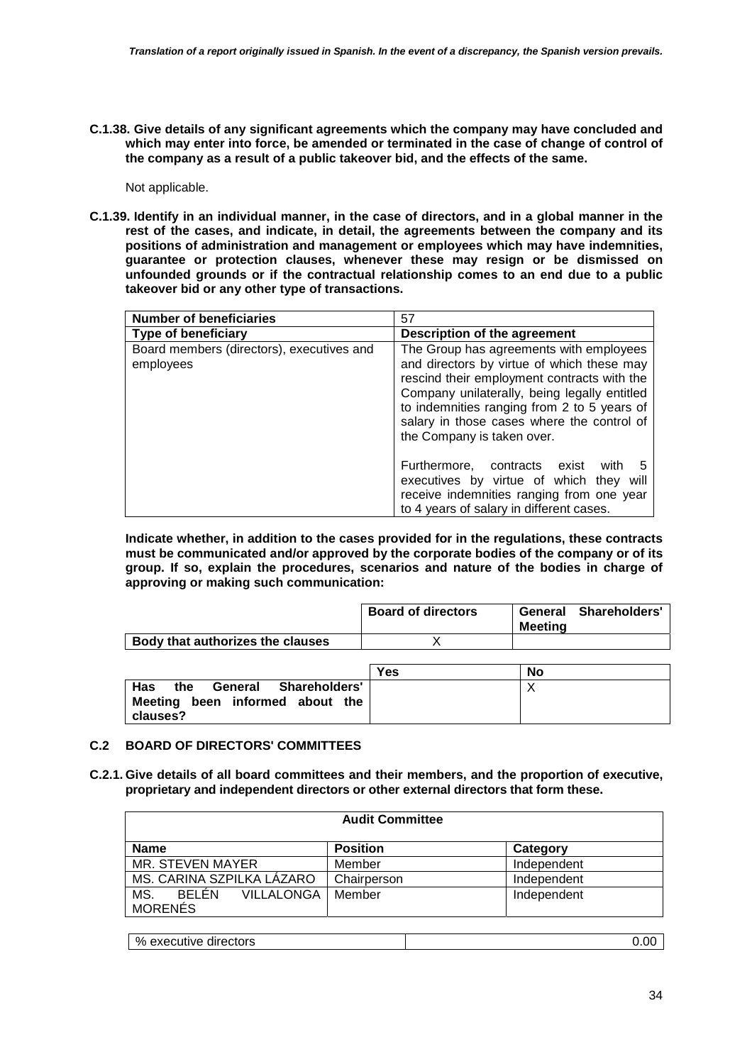*Translation of a report originally issued in Spanish. In the event of a discrepancy, the Spanish version prevails.*

**C.1.38. Give details of any significant agreements which the company may have concluded and which may enter into force, be amended or terminated in the case of change of control of the company as a result of a public takeover bid, and the effects of the same.**

Not applicable.

**C.1.39. Identify in an individual manner, in the case of directors, and in a global manner in the rest of the cases, and indicate, in detail, the agreements between the company and its positions of administration and management or employees which may have indemnities, guarantee or protection clauses, whenever these may resign or be dismissed on unfounded grounds or if the contractual relationship comes to an end due to a public takeover bid or any other type of transactions.**

| **Number of beneficiaries** | 57 |
|---|---|
| **Type of beneficiary** | **Description of the agreement** |
| Board members (directors), executives and employees | The Group has agreements with employees and directors by virtue of which these may rescind their employment contracts with the Company unilaterally, being legally entitled to indemnities ranging from 2 to 5 years of salary in those cases where the control of the Company is taken over.<br><br>Furthermore, contracts exist with 5 executives by virtue of which they will receive indemnities ranging from one year to 4 years of salary in different cases. |

**Indicate whether, in addition to the cases provided for in the regulations, these contracts must be communicated and/or approved by the corporate bodies of the company or of its group. If so, explain the procedures, scenarios and nature of the bodies in charge of approving or making such communication:**

| | **Board of directors** | **General Shareholders' Meeting** |
|---|---|---|
| **Body that authorizes the clauses** | X | |

| | **Yes** | **No** |
|---|---|---|
| **Has the General Shareholders' Meeting been informed about the clauses?** | | X |

### C.2 BOARD OF DIRECTORS' COMMITTEES

**C.2.1. Give details of all board committees and their members, and the proportion of executive, proprietary and independent directors or other external directors that form these.**

**Audit Committee**

| **Name** | **Position** | **Category** |
|---|---|---|
| MR. STEVEN MAYER | Member | Independent |
| MS. CARINA SZPILKA LÁZARO | Chairperson | Independent |
| MS. BELÉN VILLALONGA MORENÉS | Member | Independent |

| | |
|---|---|
| % executive directors | 0.00 |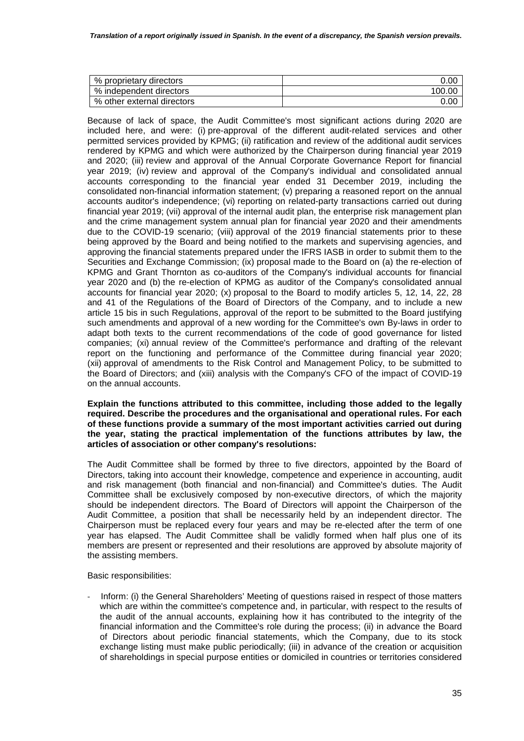| % proprietary directors | 0.00 |
| --- | --- |
| % independent directors | 100.00 |
| % other external directors | 0.00 |

Because of lack of space, the Audit Committee's most significant actions during 2020 are included here, and were: (i) pre-approval of the different audit-related services and other permitted services provided by KPMG; (ii) ratification and review of the additional audit services rendered by KPMG and which were authorized by the Chairperson during financial year 2019 and 2020; (iii) review and approval of the Annual Corporate Governance Report for financial year 2019; (iv) review and approval of the Company's individual and consolidated annual accounts corresponding to the financial year ended 31 December 2019, including the consolidated non-financial information statement; (v) preparing a reasoned report on the annual accounts auditor's independence; (vi) reporting on related-party transactions carried out during financial year 2019; (vii) approval of the internal audit plan, the enterprise risk management plan and the crime management system annual plan for financial year 2020 and their amendments due to the COVID-19 scenario; (viii) approval of the 2019 financial statements prior to these being approved by the Board and being notified to the markets and supervising agencies, and approving the financial statements prepared under the IFRS IASB in order to submit them to the Securities and Exchange Commission; (ix) proposal made to the Board on (a) the re-election of KPMG and Grant Thornton as co-auditors of the Company's individual accounts for financial year 2020 and (b) the re-election of KPMG as auditor of the Company's consolidated annual accounts for financial year 2020; (x) proposal to the Board to modify articles 5, 12, 14, 22, 28 and 41 of the Regulations of the Board of Directors of the Company, and to include a new article 15 bis in such Regulations, approval of the report to be submitted to the Board justifying such amendments and approval of a new wording for the Committee's own By-laws in order to adapt both texts to the current recommendations of the code of good governance for listed companies; (xi) annual review of the Committee's performance and drafting of the relevant report on the functioning and performance of the Committee during financial year 2020; (xii) approval of amendments to the Risk Control and Management Policy, to be submitted to the Board of Directors; and (xiii) analysis with the Company's CFO of the impact of COVID-19 on the annual accounts.

**Explain the functions attributed to this committee, including those added to the legally required. Describe the procedures and the organisational and operational rules. For each of these functions provide a summary of the most important activities carried out during the year, stating the practical implementation of the functions attributes by law, the articles of association or other company's resolutions:**

The Audit Committee shall be formed by three to five directors, appointed by the Board of Directors, taking into account their knowledge, competence and experience in accounting, audit and risk management (both financial and non-financial) and Committee's duties. The Audit Committee shall be exclusively composed by non-executive directors, of which the majority should be independent directors. The Board of Directors will appoint the Chairperson of the Audit Committee, a position that shall be necessarily held by an independent director. The Chairperson must be replaced every four years and may be re-elected after the term of one year has elapsed. The Audit Committee shall be validly formed when half plus one of its members are present or represented and their resolutions are approved by absolute majority of the assisting members.

Basic responsibilities:

- Inform: (i) the General Shareholders' Meeting of questions raised in respect of those matters which are within the committee's competence and, in particular, with respect to the results of the audit of the annual accounts, explaining how it has contributed to the integrity of the financial information and the Committee's role during the process; (ii) in advance the Board of Directors about periodic financial statements, which the Company, due to its stock exchange listing must make public periodically; (iii) in advance of the creation or acquisition of shareholdings in special purpose entities or domiciled in countries or territories considered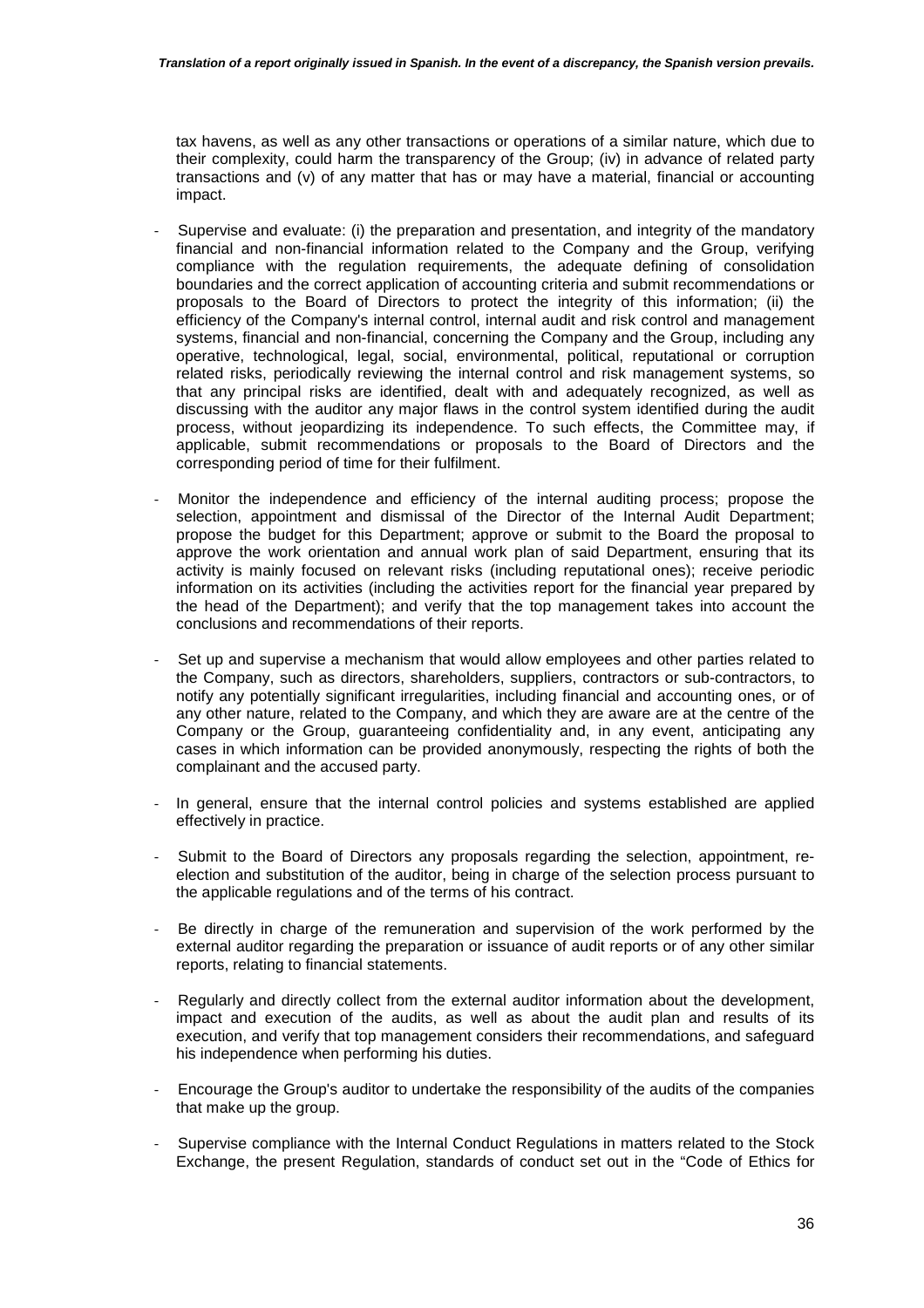tax havens, as well as any other transactions or operations of a similar nature, which due to their complexity, could harm the transparency of the Group; (iv) in advance of related party transactions and (v) of any matter that has or may have a material, financial or accounting impact.

- Supervise and evaluate: (i) the preparation and presentation, and integrity of the mandatory financial and non-financial information related to the Company and the Group, verifying compliance with the regulation requirements, the adequate defining of consolidation boundaries and the correct application of accounting criteria and submit recommendations or proposals to the Board of Directors to protect the integrity of this information; (ii) the efficiency of the Company's internal control, internal audit and risk control and management systems, financial and non-financial, concerning the Company and the Group, including any operative, technological, legal, social, environmental, political, reputational or corruption related risks, periodically reviewing the internal control and risk management systems, so that any principal risks are identified, dealt with and adequately recognized, as well as discussing with the auditor any major flaws in the control system identified during the audit process, without jeopardizing its independence. To such effects, the Committee may, if applicable, submit recommendations or proposals to the Board of Directors and the corresponding period of time for their fulfilment.

- Monitor the independence and efficiency of the internal auditing process; propose the selection, appointment and dismissal of the Director of the Internal Audit Department; propose the budget for this Department; approve or submit to the Board the proposal to approve the work orientation and annual work plan of said Department, ensuring that its activity is mainly focused on relevant risks (including reputational ones); receive periodic information on its activities (including the activities report for the financial year prepared by the head of the Department); and verify that the top management takes into account the conclusions and recommendations of their reports.

- Set up and supervise a mechanism that would allow employees and other parties related to the Company, such as directors, shareholders, suppliers, contractors or sub-contractors, to notify any potentially significant irregularities, including financial and accounting ones, or of any other nature, related to the Company, and which they are aware are at the centre of the Company or the Group, guaranteeing confidentiality and, in any event, anticipating any cases in which information can be provided anonymously, respecting the rights of both the complainant and the accused party.

- In general, ensure that the internal control policies and systems established are applied effectively in practice.

- Submit to the Board of Directors any proposals regarding the selection, appointment, re-election and substitution of the auditor, being in charge of the selection process pursuant to the applicable regulations and of the terms of his contract.

- Be directly in charge of the remuneration and supervision of the work performed by the external auditor regarding the preparation or issuance of audit reports or of any other similar reports, relating to financial statements.

- Regularly and directly collect from the external auditor information about the development, impact and execution of the audits, as well as about the audit plan and results of its execution, and verify that top management considers their recommendations, and safeguard his independence when performing his duties.

- Encourage the Group's auditor to undertake the responsibility of the audits of the companies that make up the group.

- Supervise compliance with the Internal Conduct Regulations in matters related to the Stock Exchange, the present Regulation, standards of conduct set out in the "Code of Ethics for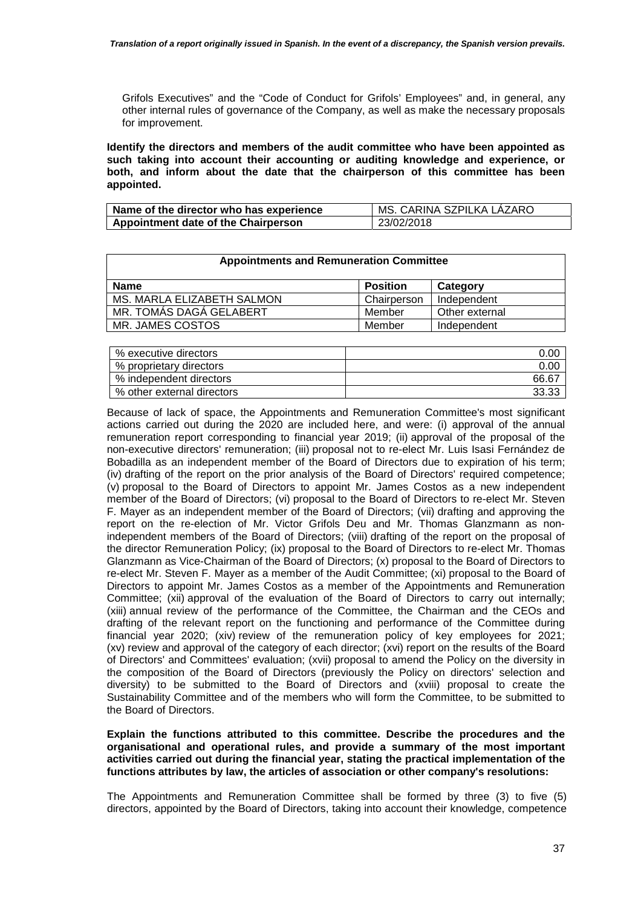Grifols Executives" and the "Code of Conduct for Grifols' Employees" and, in general, any other internal rules of governance of the Company, as well as make the necessary proposals for improvement.

**Identify the directors and members of the audit committee who have been appointed as such taking into account their accounting or auditing knowledge and experience, or both, and inform about the date that the chairperson of this committee has been appointed.**

| Name of the director who has experience | MS. CARINA SZPILKA LÁZARO |
|---|---|
| Appointment date of the Chairperson | 23/02/2018 |

| Appointments and Remuneration Committee | | |
|---|---|---|
| **Name** | **Position** | **Category** |
| MS. MARLA ELIZABETH SALMON | Chairperson | Independent |
| MR. TOMÁS DAGÁ GELABERT | Member | Other external |
| MR. JAMES COSTOS | Member | Independent |

| % executive directors | 0.00 |
|---|---|
| % proprietary directors | 0.00 |
| % independent directors | 66.67 |
| % other external directors | 33.33 |

Because of lack of space, the Appointments and Remuneration Committee's most significant actions carried out during the 2020 are included here, and were: (i) approval of the annual remuneration report corresponding to financial year 2019; (ii) approval of the proposal of the non-executive directors' remuneration; (iii) proposal not to re-elect Mr. Luis Isasi Fernández de Bobadilla as an independent member of the Board of Directors due to expiration of his term; (iv) drafting of the report on the prior analysis of the Board of Directors' required competence; (v) proposal to the Board of Directors to appoint Mr. James Costos as a new independent member of the Board of Directors; (vi) proposal to the Board of Directors to re-elect Mr. Steven F. Mayer as an independent member of the Board of Directors; (vii) drafting and approving the report on the re-election of Mr. Victor Grifols Deu and Mr. Thomas Glanzmann as non-independent members of the Board of Directors; (viii) drafting of the report on the proposal of the director Remuneration Policy; (ix) proposal to the Board of Directors to re-elect Mr. Thomas Glanzmann as Vice-Chairman of the Board of Directors; (x) proposal to the Board of Directors to re-elect Mr. Steven F. Mayer as a member of the Audit Committee; (xi) proposal to the Board of Directors to appoint Mr. James Costos as a member of the Appointments and Remuneration Committee; (xii) approval of the evaluation of the Board of Directors to carry out internally; (xiii) annual review of the performance of the Committee, the Chairman and the CEOs and drafting of the relevant report on the functioning and performance of the Committee during financial year 2020; (xiv) review of the remuneration policy of key employees for 2021; (xv) review and approval of the category of each director; (xvi) report on the results of the Board of Directors' and Committees' evaluation; (xvii) proposal to amend the Policy on the diversity in the composition of the Board of Directors (previously the Policy on directors' selection and diversity) to be submitted to the Board of Directors and (xviii) proposal to create the Sustainability Committee and of the members who will form the Committee, to be submitted to the Board of Directors.

**Explain the functions attributed to this committee. Describe the procedures and the organisational and operational rules, and provide a summary of the most important activities carried out during the financial year, stating the practical implementation of the functions attributes by law, the articles of association or other company's resolutions:**

The Appointments and Remuneration Committee shall be formed by three (3) to five (5) directors, appointed by the Board of Directors, taking into account their knowledge, competence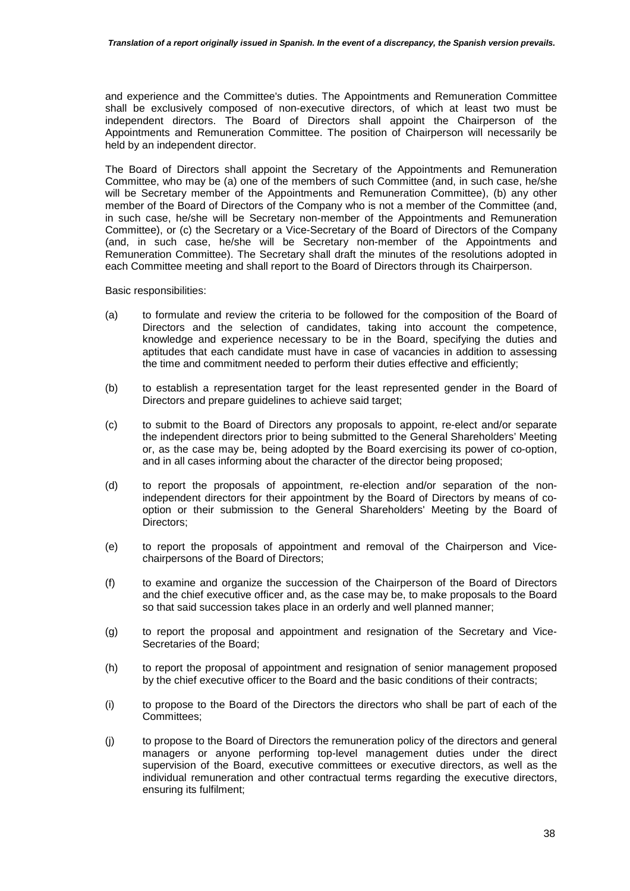and experience and the Committee's duties. The Appointments and Remuneration Committee shall be exclusively composed of non-executive directors, of which at least two must be independent directors. The Board of Directors shall appoint the Chairperson of the Appointments and Remuneration Committee. The position of Chairperson will necessarily be held by an independent director.

The Board of Directors shall appoint the Secretary of the Appointments and Remuneration Committee, who may be (a) one of the members of such Committee (and, in such case, he/she will be Secretary member of the Appointments and Remuneration Committee), (b) any other member of the Board of Directors of the Company who is not a member of the Committee (and, in such case, he/she will be Secretary non-member of the Appointments and Remuneration Committee), or (c) the Secretary or a Vice-Secretary of the Board of Directors of the Company (and, in such case, he/she will be Secretary non-member of the Appointments and Remuneration Committee). The Secretary shall draft the minutes of the resolutions adopted in each Committee meeting and shall report to the Board of Directors through its Chairperson.

Basic responsibilities:

(a) to formulate and review the criteria to be followed for the composition of the Board of Directors and the selection of candidates, taking into account the competence, knowledge and experience necessary to be in the Board, specifying the duties and aptitudes that each candidate must have in case of vacancies in addition to assessing the time and commitment needed to perform their duties effective and efficiently;

(b) to establish a representation target for the least represented gender in the Board of Directors and prepare guidelines to achieve said target;

(c) to submit to the Board of Directors any proposals to appoint, re-elect and/or separate the independent directors prior to being submitted to the General Shareholders' Meeting or, as the case may be, being adopted by the Board exercising its power of co-option, and in all cases informing about the character of the director being proposed;

(d) to report the proposals of appointment, re-election and/or separation of the non-independent directors for their appointment by the Board of Directors by means of co-option or their submission to the General Shareholders' Meeting by the Board of Directors;

(e) to report the proposals of appointment and removal of the Chairperson and Vice-chairpersons of the Board of Directors;

(f) to examine and organize the succession of the Chairperson of the Board of Directors and the chief executive officer and, as the case may be, to make proposals to the Board so that said succession takes place in an orderly and well planned manner;

(g) to report the proposal and appointment and resignation of the Secretary and Vice-Secretaries of the Board;

(h) to report the proposal of appointment and resignation of senior management proposed by the chief executive officer to the Board and the basic conditions of their contracts;

(i) to propose to the Board of the Directors the directors who shall be part of each of the Committees;

(j) to propose to the Board of Directors the remuneration policy of the directors and general managers or anyone performing top-level management duties under the direct supervision of the Board, executive committees or executive directors, as well as the individual remuneration and other contractual terms regarding the executive directors, ensuring its fulfilment;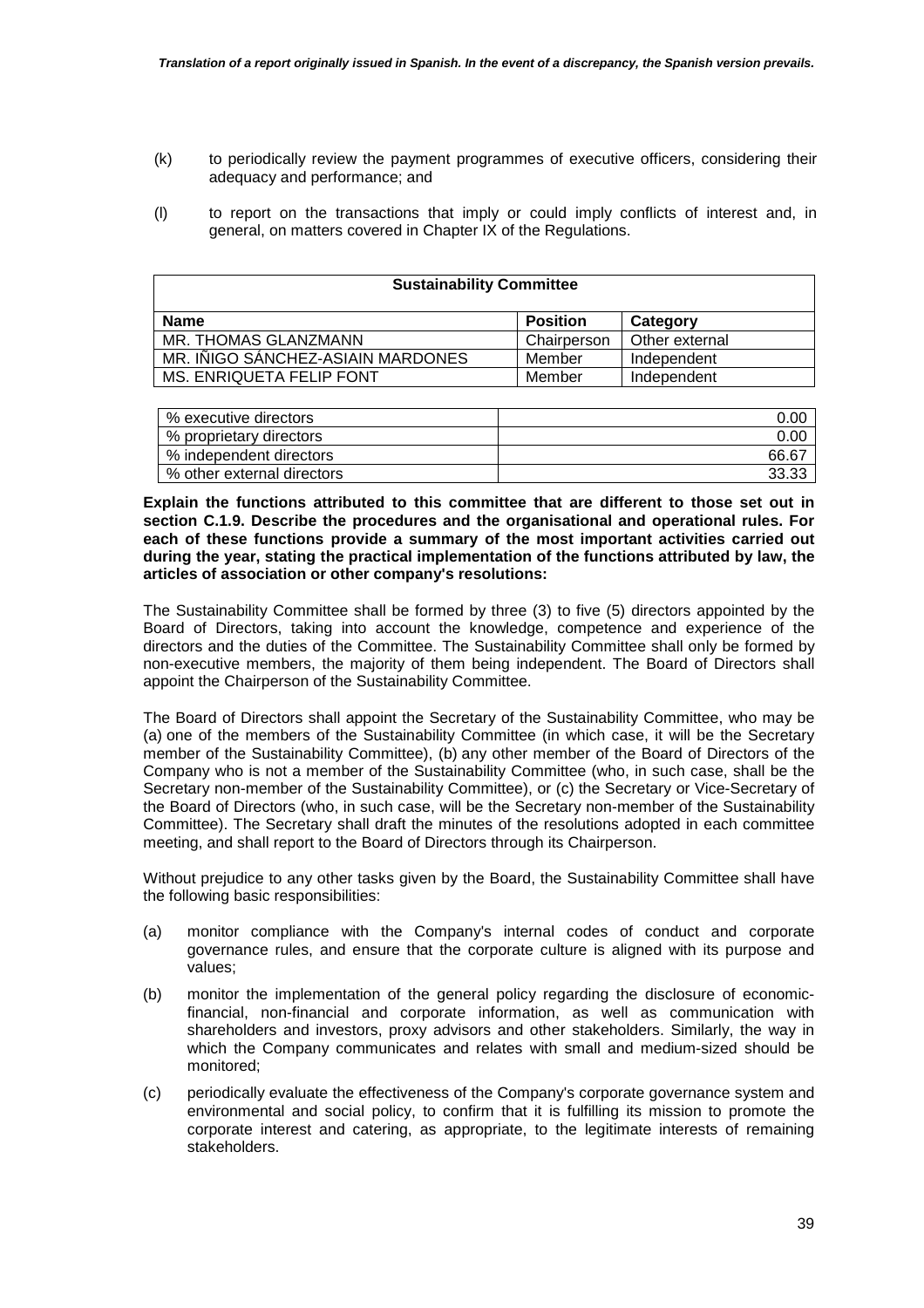(k) to periodically review the payment programmes of executive officers, considering their adequacy and performance; and

(l) to report on the transactions that imply or could imply conflicts of interest and, in general, on matters covered in Chapter IX of the Regulations.

| Sustainability Committee | | |
|---|---|---|
| **Name** | **Position** | **Category** |
| MR. THOMAS GLANZMANN | Chairperson | Other external |
| MR. IÑIGO SÁNCHEZ-ASIAIN MARDONES | Member | Independent |
| MS. ENRIQUETA FELIP FONT | Member | Independent |

| | |
|---|---|
| % executive directors | 0.00 |
| % proprietary directors | 0.00 |
| % independent directors | 66.67 |
| % other external directors | 33.33 |

**Explain the functions attributed to this committee that are different to those set out in section C.1.9. Describe the procedures and the organisational and operational rules. For each of these functions provide a summary of the most important activities carried out during the year, stating the practical implementation of the functions attributed by law, the articles of association or other company's resolutions:**

The Sustainability Committee shall be formed by three (3) to five (5) directors appointed by the Board of Directors, taking into account the knowledge, competence and experience of the directors and the duties of the Committee. The Sustainability Committee shall only be formed by non-executive members, the majority of them being independent. The Board of Directors shall appoint the Chairperson of the Sustainability Committee.

The Board of Directors shall appoint the Secretary of the Sustainability Committee, who may be (a) one of the members of the Sustainability Committee (in which case, it will be the Secretary member of the Sustainability Committee), (b) any other member of the Board of Directors of the Company who is not a member of the Sustainability Committee (who, in such case, shall be the Secretary non-member of the Sustainability Committee), or (c) the Secretary or Vice-Secretary of the Board of Directors (who, in such case, will be the Secretary non-member of the Sustainability Committee). The Secretary shall draft the minutes of the resolutions adopted in each committee meeting, and shall report to the Board of Directors through its Chairperson.

Without prejudice to any other tasks given by the Board, the Sustainability Committee shall have the following basic responsibilities:

(a) monitor compliance with the Company's internal codes of conduct and corporate governance rules, and ensure that the corporate culture is aligned with its purpose and values;

(b) monitor the implementation of the general policy regarding the disclosure of economic-financial, non-financial and corporate information, as well as communication with shareholders and investors, proxy advisors and other stakeholders. Similarly, the way in which the Company communicates and relates with small and medium-sized should be monitored;

(c) periodically evaluate the effectiveness of the Company's corporate governance system and environmental and social policy, to confirm that it is fulfilling its mission to promote the corporate interest and catering, as appropriate, to the legitimate interests of remaining stakeholders.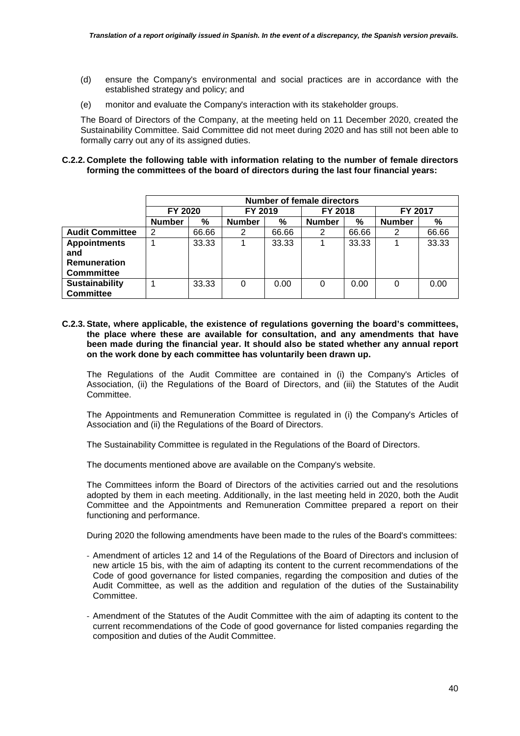(d) ensure the Company's environmental and social practices are in accordance with the established strategy and policy; and

(e) monitor and evaluate the Company's interaction with its stakeholder groups.

The Board of Directors of the Company, at the meeting held on 11 December 2020, created the Sustainability Committee. Said Committee did not meet during 2020 and has still not been able to formally carry out any of its assigned duties.

**C.2.2. Complete the following table with information relating to the number of female directors forming the committees of the board of directors during the last four financial years:**

| | Number of female directors | | | | | | | |
|---|---|---|---|---|---|---|---|---|
| | FY 2020 | | FY 2019 | | FY 2018 | | FY 2017 | |
| | Number | % | Number | % | Number | % | Number | % |
| **Audit Committee** | 2 | 66.66 | 2 | 66.66 | 2 | 66.66 | 2 | 66.66 |
| **Appointments and Remuneration Commmittee** | 1 | 33.33 | 1 | 33.33 | 1 | 33.33 | 1 | 33.33 |
| **Sustainability Committee** | 1 | 33.33 | 0 | 0.00 | 0 | 0.00 | 0 | 0.00 |

**C.2.3. State, where applicable, the existence of regulations governing the board's committees, the place where these are available for consultation, and any amendments that have been made during the financial year. It should also be stated whether any annual report on the work done by each committee has voluntarily been drawn up.**

The Regulations of the Audit Committee are contained in (i) the Company's Articles of Association, (ii) the Regulations of the Board of Directors, and (iii) the Statutes of the Audit Committee.

The Appointments and Remuneration Committee is regulated in (i) the Company's Articles of Association and (ii) the Regulations of the Board of Directors.

The Sustainability Committee is regulated in the Regulations of the Board of Directors.

The documents mentioned above are available on the Company's website.

The Committees inform the Board of Directors of the activities carried out and the resolutions adopted by them in each meeting. Additionally, in the last meeting held in 2020, both the Audit Committee and the Appointments and Remuneration Committee prepared a report on their functioning and performance.

During 2020 the following amendments have been made to the rules of the Board's committees:

- Amendment of articles 12 and 14 of the Regulations of the Board of Directors and inclusion of new article 15 bis, with the aim of adapting its content to the current recommendations of the Code of good governance for listed companies, regarding the composition and duties of the Audit Committee, as well as the addition and regulation of the duties of the Sustainability Committee.

- Amendment of the Statutes of the Audit Committee with the aim of adapting its content to the current recommendations of the Code of good governance for listed companies regarding the composition and duties of the Audit Committee.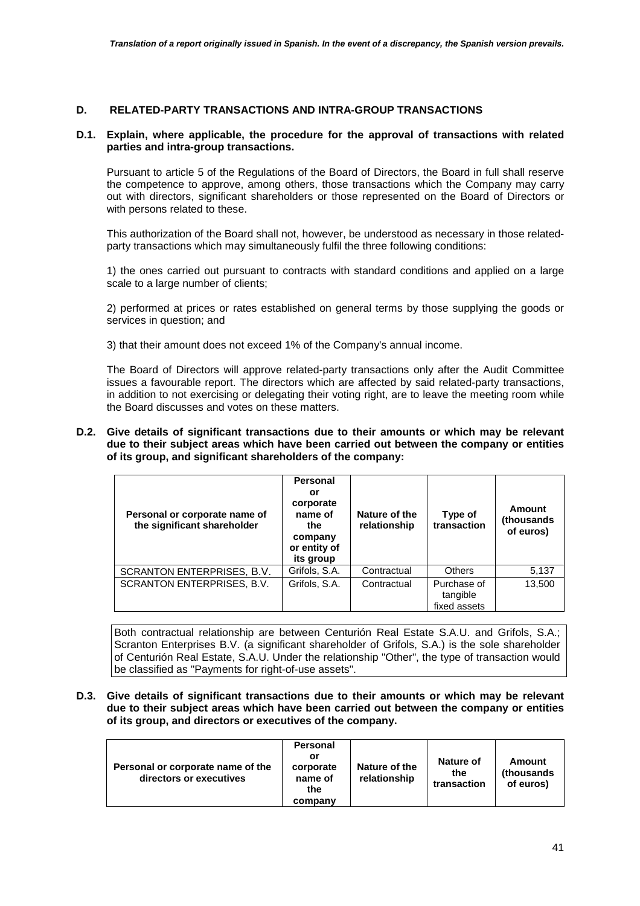## D. RELATED-PARTY TRANSACTIONS AND INTRA-GROUP TRANSACTIONS

### D.1. Explain, where applicable, the procedure for the approval of transactions with related parties and intra-group transactions.

Pursuant to article 5 of the Regulations of the Board of Directors, the Board in full shall reserve the competence to approve, among others, those transactions which the Company may carry out with directors, significant shareholders or those represented on the Board of Directors or with persons related to these.

This authorization of the Board shall not, however, be understood as necessary in those related-party transactions which may simultaneously fulfil the three following conditions:

1) the ones carried out pursuant to contracts with standard conditions and applied on a large scale to a large number of clients;

2) performed at prices or rates established on general terms by those supplying the goods or services in question; and

3) that their amount does not exceed 1% of the Company's annual income.

The Board of Directors will approve related-party transactions only after the Audit Committee issues a favourable report. The directors which are affected by said related-party transactions, in addition to not exercising or delegating their voting right, are to leave the meeting room while the Board discusses and votes on these matters.

### D.2. Give details of significant transactions due to their amounts or which may be relevant due to their subject areas which have been carried out between the company or entities of its group, and significant shareholders of the company:

| Personal or corporate name of the significant shareholder | Personal or corporate name of the company or entity of its group | Nature of the relationship | Type of transaction | Amount (thousands of euros) |
|---|---|---|---|---|
| SCRANTON ENTERPRISES, B.V. | Grifols, S.A. | Contractual | Others | 5,137 |
| SCRANTON ENTERPRISES, B.V. | Grifols, S.A. | Contractual | Purchase of tangible fixed assets | 13,500 |

Both contractual relationship are between Centurión Real Estate S.A.U. and Grifols, S.A.; Scranton Enterprises B.V. (a significant shareholder of Grifols, S.A.) is the sole shareholder of Centurión Real Estate, S.A.U. Under the relationship "Other", the type of transaction would be classified as "Payments for right-of-use assets".

### D.3. Give details of significant transactions due to their amounts or which may be relevant due to their subject areas which have been carried out between the company or entities of its group, and directors or executives of the company.

| Personal or corporate name of the directors or executives | Personal or corporate name of the company | Nature of the relationship | Nature of the transaction | Amount (thousands of euros) |
|---|---|---|---|---|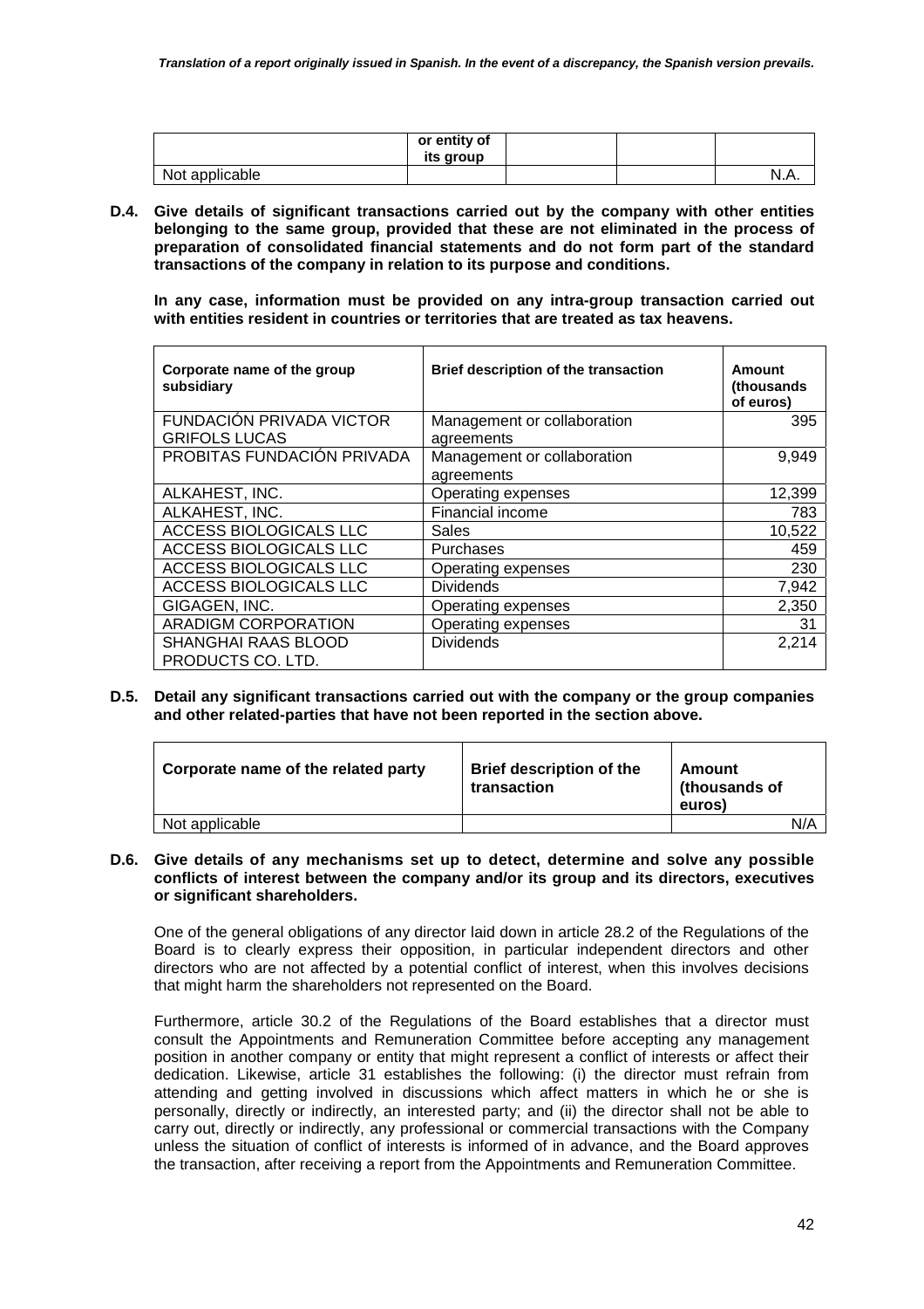| | or entity of its group | | | |
|---|---|---|---|---|
| Not applicable | | | | N.A. |

**D.4. Give details of significant transactions carried out by the company with other entities belonging to the same group, provided that these are not eliminated in the process of preparation of consolidated financial statements and do not form part of the standard transactions of the company in relation to its purpose and conditions.**

**In any case, information must be provided on any intra-group transaction carried out with entities resident in countries or territories that are treated as tax heavens.**

| Corporate name of the group subsidiary | Brief description of the transaction | Amount (thousands of euros) |
|---|---|---|
| FUNDACIÓN PRIVADA VICTOR GRIFOLS LUCAS | Management or collaboration agreements | 395 |
| PROBITAS FUNDACIÓN PRIVADA | Management or collaboration agreements | 9,949 |
| ALKAHEST, INC. | Operating expenses | 12,399 |
| ALKAHEST, INC. | Financial income | 783 |
| ACCESS BIOLOGICALS LLC | Sales | 10,522 |
| ACCESS BIOLOGICALS LLC | Purchases | 459 |
| ACCESS BIOLOGICALS LLC | Operating expenses | 230 |
| ACCESS BIOLOGICALS LLC | Dividends | 7,942 |
| GIGAGEN, INC. | Operating expenses | 2,350 |
| ARADIGM CORPORATION | Operating expenses | 31 |
| SHANGHAI RAAS BLOOD PRODUCTS CO. LTD. | Dividends | 2,214 |

**D.5. Detail any significant transactions carried out with the company or the group companies and other related-parties that have not been reported in the section above.**

| Corporate name of the related party | Brief description of the transaction | Amount (thousands of euros) |
|---|---|---|
| Not applicable | | N/A |

**D.6. Give details of any mechanisms set up to detect, determine and solve any possible conflicts of interest between the company and/or its group and its directors, executives or significant shareholders.**

One of the general obligations of any director laid down in article 28.2 of the Regulations of the Board is to clearly express their opposition, in particular independent directors and other directors who are not affected by a potential conflict of interest, when this involves decisions that might harm the shareholders not represented on the Board.

Furthermore, article 30.2 of the Regulations of the Board establishes that a director must consult the Appointments and Remuneration Committee before accepting any management position in another company or entity that might represent a conflict of interests or affect their dedication. Likewise, article 31 establishes the following: (i) the director must refrain from attending and getting involved in discussions which affect matters in which he or she is personally, directly or indirectly, an interested party; and (ii) the director shall not be able to carry out, directly or indirectly, any professional or commercial transactions with the Company unless the situation of conflict of interests is informed of in advance, and the Board approves the transaction, after receiving a report from the Appointments and Remuneration Committee.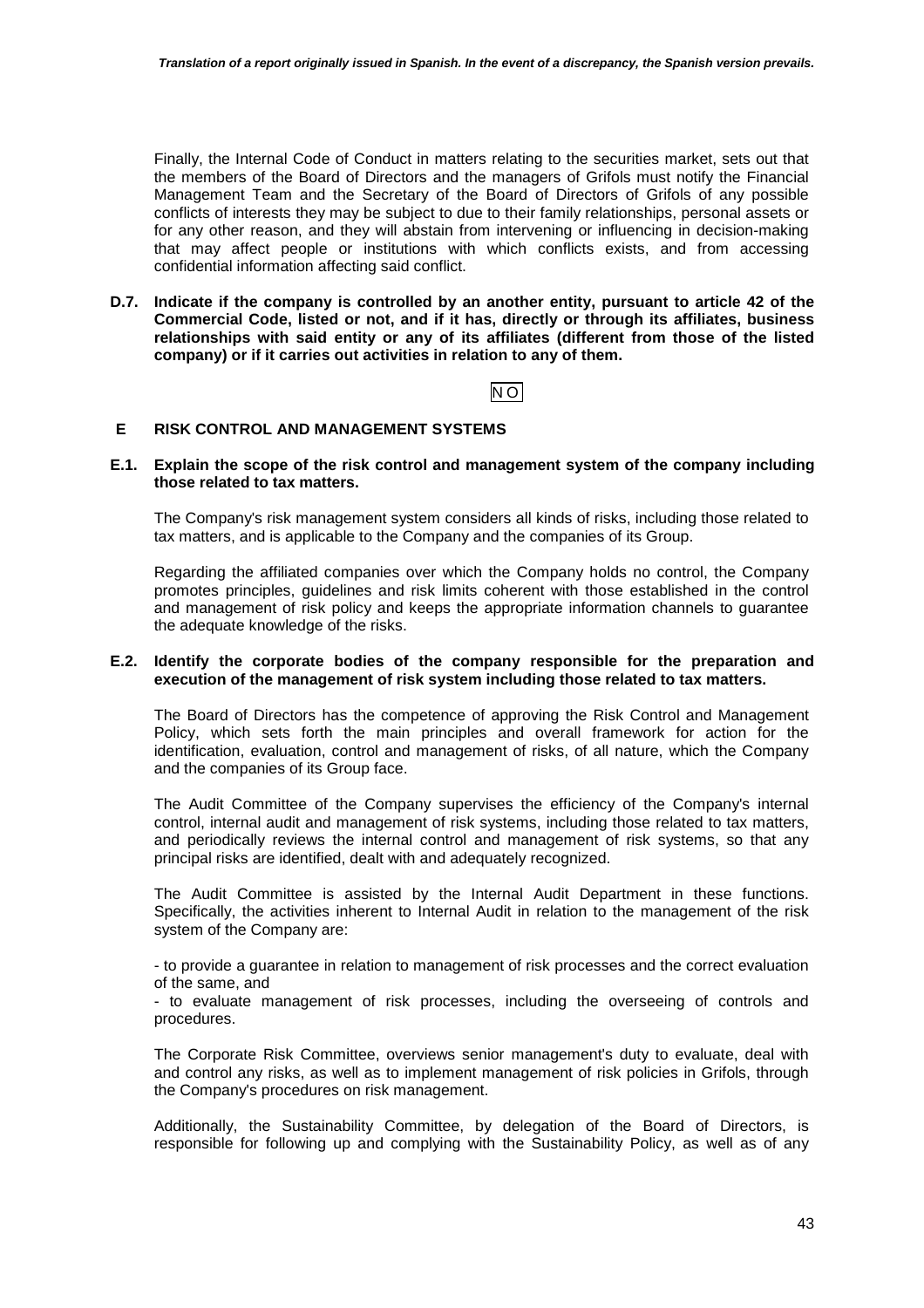Finally, the Internal Code of Conduct in matters relating to the securities market, sets out that the members of the Board of Directors and the managers of Grifols must notify the Financial Management Team and the Secretary of the Board of Directors of Grifols of any possible conflicts of interests they may be subject to due to their family relationships, personal assets or for any other reason, and they will abstain from intervening or influencing in decision-making that may affect people or institutions with which conflicts exists, and from accessing confidential information affecting said conflict.

**D.7. Indicate if the company is controlled by an another entity, pursuant to article 42 of the Commercial Code, listed or not, and if it has, directly or through its affiliates, business relationships with said entity or any of its affiliates (different from those of the listed company) or if it carries out activities in relation to any of them.**

NO

## E RISK CONTROL AND MANAGEMENT SYSTEMS

**E.1. Explain the scope of the risk control and management system of the company including those related to tax matters.**

The Company's risk management system considers all kinds of risks, including those related to tax matters, and is applicable to the Company and the companies of its Group.

Regarding the affiliated companies over which the Company holds no control, the Company promotes principles, guidelines and risk limits coherent with those established in the control and management of risk policy and keeps the appropriate information channels to guarantee the adequate knowledge of the risks.

**E.2. Identify the corporate bodies of the company responsible for the preparation and execution of the management of risk system including those related to tax matters.**

The Board of Directors has the competence of approving the Risk Control and Management Policy, which sets forth the main principles and overall framework for action for the identification, evaluation, control and management of risks, of all nature, which the Company and the companies of its Group face.

The Audit Committee of the Company supervises the efficiency of the Company's internal control, internal audit and management of risk systems, including those related to tax matters, and periodically reviews the internal control and management of risk systems, so that any principal risks are identified, dealt with and adequately recognized.

The Audit Committee is assisted by the Internal Audit Department in these functions. Specifically, the activities inherent to Internal Audit in relation to the management of the risk system of the Company are:

- to provide a guarantee in relation to management of risk processes and the correct evaluation of the same, and
- to evaluate management of risk processes, including the overseeing of controls and procedures.

The Corporate Risk Committee, overviews senior management's duty to evaluate, deal with and control any risks, as well as to implement management of risk policies in Grifols, through the Company's procedures on risk management.

Additionally, the Sustainability Committee, by delegation of the Board of Directors, is responsible for following up and complying with the Sustainability Policy, as well as of any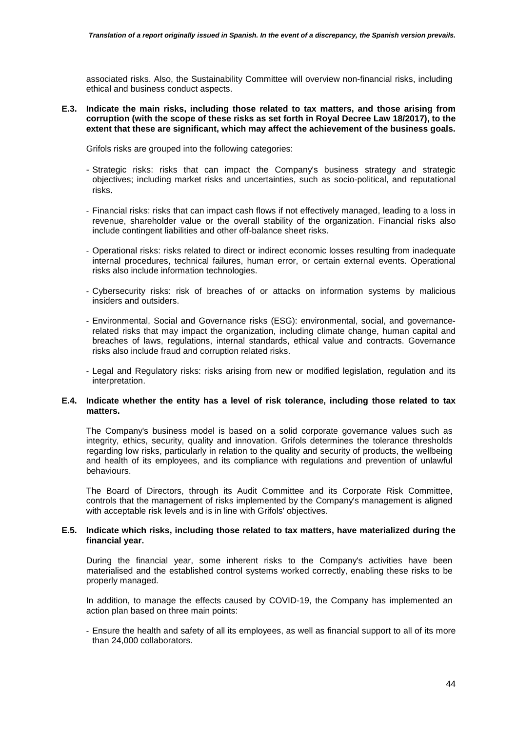associated risks. Also, the Sustainability Committee will overview non-financial risks, including ethical and business conduct aspects.

**E.3. Indicate the main risks, including those related to tax matters, and those arising from corruption (with the scope of these risks as set forth in Royal Decree Law 18/2017), to the extent that these are significant, which may affect the achievement of the business goals.**

Grifols risks are grouped into the following categories:

- Strategic risks: risks that can impact the Company's business strategy and strategic objectives; including market risks and uncertainties, such as socio-political, and reputational risks.
- Financial risks: risks that can impact cash flows if not effectively managed, leading to a loss in revenue, shareholder value or the overall stability of the organization. Financial risks also include contingent liabilities and other off-balance sheet risks.
- Operational risks: risks related to direct or indirect economic losses resulting from inadequate internal procedures, technical failures, human error, or certain external events. Operational risks also include information technologies.
- Cybersecurity risks: risk of breaches of or attacks on information systems by malicious insiders and outsiders.
- Environmental, Social and Governance risks (ESG): environmental, social, and governance-related risks that may impact the organization, including climate change, human capital and breaches of laws, regulations, internal standards, ethical value and contracts. Governance risks also include fraud and corruption related risks.
- Legal and Regulatory risks: risks arising from new or modified legislation, regulation and its interpretation.

**E.4. Indicate whether the entity has a level of risk tolerance, including those related to tax matters.**

The Company's business model is based on a solid corporate governance values such as integrity, ethics, security, quality and innovation. Grifols determines the tolerance thresholds regarding low risks, particularly in relation to the quality and security of products, the wellbeing and health of its employees, and its compliance with regulations and prevention of unlawful behaviours.

The Board of Directors, through its Audit Committee and its Corporate Risk Committee, controls that the management of risks implemented by the Company's management is aligned with acceptable risk levels and is in line with Grifols' objectives.

**E.5. Indicate which risks, including those related to tax matters, have materialized during the financial year.**

During the financial year, some inherent risks to the Company's activities have been materialised and the established control systems worked correctly, enabling these risks to be properly managed.

In addition, to manage the effects caused by COVID-19, the Company has implemented an action plan based on three main points:

- Ensure the health and safety of all its employees, as well as financial support to all of its more than 24,000 collaborators.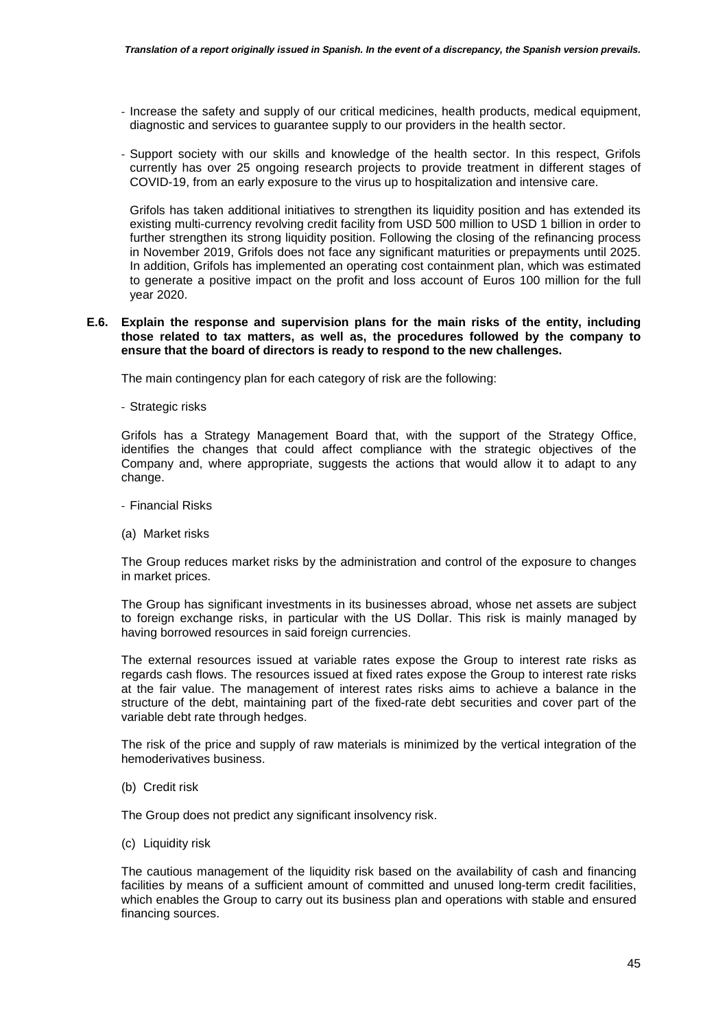- Increase the safety and supply of our critical medicines, health products, medical equipment, diagnostic and services to guarantee supply to our providers in the health sector.
- Support society with our skills and knowledge of the health sector. In this respect, Grifols currently has over 25 ongoing research projects to provide treatment in different stages of COVID-19, from an early exposure to the virus up to hospitalization and intensive care.

  Grifols has taken additional initiatives to strengthen its liquidity position and has extended its existing multi-currency revolving credit facility from USD 500 million to USD 1 billion in order to further strengthen its strong liquidity position. Following the closing of the refinancing process in November 2019, Grifols does not face any significant maturities or prepayments until 2025. In addition, Grifols has implemented an operating cost containment plan, which was estimated to generate a positive impact on the profit and loss account of Euros 100 million for the full year 2020.

**E.6. Explain the response and supervision plans for the main risks of the entity, including those related to tax matters, as well as, the procedures followed by the company to ensure that the board of directors is ready to respond to the new challenges.**

The main contingency plan for each category of risk are the following:

- Strategic risks

Grifols has a Strategy Management Board that, with the support of the Strategy Office, identifies the changes that could affect compliance with the strategic objectives of the Company and, where appropriate, suggests the actions that would allow it to adapt to any change.

- Financial Risks

(a) Market risks

The Group reduces market risks by the administration and control of the exposure to changes in market prices.

The Group has significant investments in its businesses abroad, whose net assets are subject to foreign exchange risks, in particular with the US Dollar. This risk is mainly managed by having borrowed resources in said foreign currencies.

The external resources issued at variable rates expose the Group to interest rate risks as regards cash flows. The resources issued at fixed rates expose the Group to interest rate risks at the fair value. The management of interest rates risks aims to achieve a balance in the structure of the debt, maintaining part of the fixed-rate debt securities and cover part of the variable debt rate through hedges.

The risk of the price and supply of raw materials is minimized by the vertical integration of the hemoderivatives business.

(b) Credit risk

The Group does not predict any significant insolvency risk.

(c) Liquidity risk

The cautious management of the liquidity risk based on the availability of cash and financing facilities by means of a sufficient amount of committed and unused long-term credit facilities, which enables the Group to carry out its business plan and operations with stable and ensured financing sources.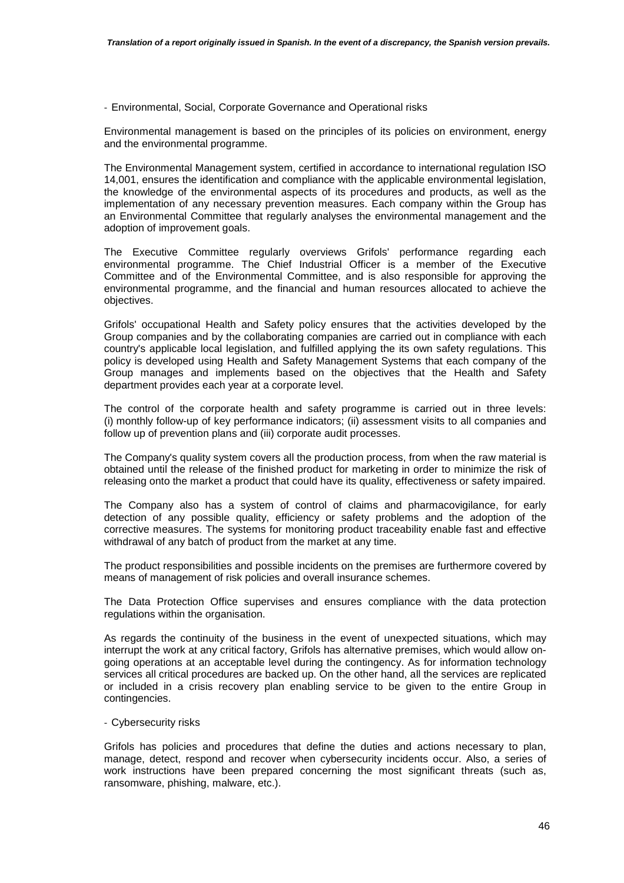- Environmental, Social, Corporate Governance and Operational risks

Environmental management is based on the principles of its policies on environment, energy and the environmental programme.

The Environmental Management system, certified in accordance to international regulation ISO 14,001, ensures the identification and compliance with the applicable environmental legislation, the knowledge of the environmental aspects of its procedures and products, as well as the implementation of any necessary prevention measures. Each company within the Group has an Environmental Committee that regularly analyses the environmental management and the adoption of improvement goals.

The Executive Committee regularly overviews Grifols' performance regarding each environmental programme. The Chief Industrial Officer is a member of the Executive Committee and of the Environmental Committee, and is also responsible for approving the environmental programme, and the financial and human resources allocated to achieve the objectives.

Grifols' occupational Health and Safety policy ensures that the activities developed by the Group companies and by the collaborating companies are carried out in compliance with each country's applicable local legislation, and fulfilled applying the its own safety regulations. This policy is developed using Health and Safety Management Systems that each company of the Group manages and implements based on the objectives that the Health and Safety department provides each year at a corporate level.

The control of the corporate health and safety programme is carried out in three levels: (i) monthly follow-up of key performance indicators; (ii) assessment visits to all companies and follow up of prevention plans and (iii) corporate audit processes.

The Company's quality system covers all the production process, from when the raw material is obtained until the release of the finished product for marketing in order to minimize the risk of releasing onto the market a product that could have its quality, effectiveness or safety impaired.

The Company also has a system of control of claims and pharmacovigilance, for early detection of any possible quality, efficiency or safety problems and the adoption of the corrective measures. The systems for monitoring product traceability enable fast and effective withdrawal of any batch of product from the market at any time.

The product responsibilities and possible incidents on the premises are furthermore covered by means of management of risk policies and overall insurance schemes.

The Data Protection Office supervises and ensures compliance with the data protection regulations within the organisation.

As regards the continuity of the business in the event of unexpected situations, which may interrupt the work at any critical factory, Grifols has alternative premises, which would allow on-going operations at an acceptable level during the contingency. As for information technology services all critical procedures are backed up. On the other hand, all the services are replicated or included in a crisis recovery plan enabling service to be given to the entire Group in contingencies.

- Cybersecurity risks

Grifols has policies and procedures that define the duties and actions necessary to plan, manage, detect, respond and recover when cybersecurity incidents occur. Also, a series of work instructions have been prepared concerning the most significant threats (such as, ransomware, phishing, malware, etc.).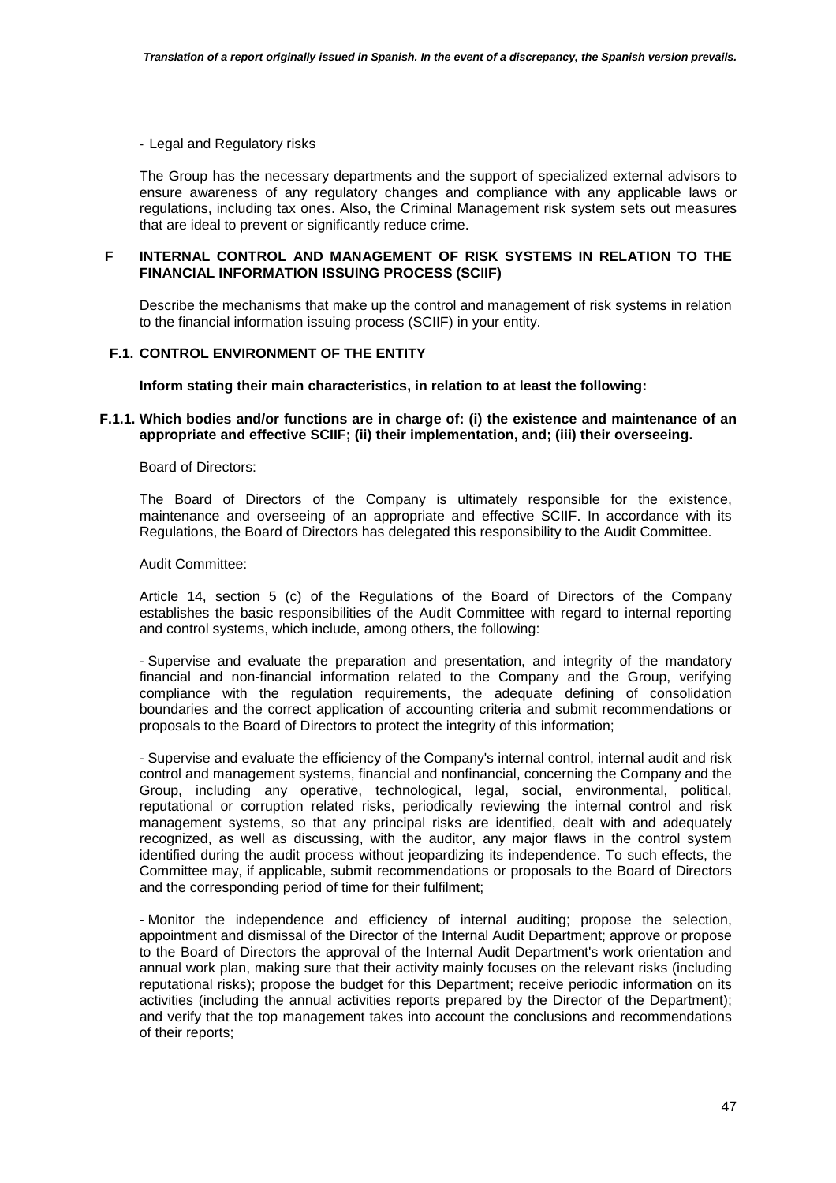- Legal and Regulatory risks

The Group has the necessary departments and the support of specialized external advisors to ensure awareness of any regulatory changes and compliance with any applicable laws or regulations, including tax ones. Also, the Criminal Management risk system sets out measures that are ideal to prevent or significantly reduce crime.

## F INTERNAL CONTROL AND MANAGEMENT OF RISK SYSTEMS IN RELATION TO THE FINANCIAL INFORMATION ISSUING PROCESS (SCIIF)

Describe the mechanisms that make up the control and management of risk systems in relation to the financial information issuing process (SCIIF) in your entity.

### F.1. CONTROL ENVIRONMENT OF THE ENTITY

**Inform stating their main characteristics, in relation to at least the following:**

#### F.1.1. Which bodies and/or functions are in charge of: (i) the existence and maintenance of an appropriate and effective SCIIF; (ii) their implementation, and; (iii) their overseeing.

Board of Directors:

The Board of Directors of the Company is ultimately responsible for the existence, maintenance and overseeing of an appropriate and effective SCIIF. In accordance with its Regulations, the Board of Directors has delegated this responsibility to the Audit Committee.

Audit Committee:

Article 14, section 5 (c) of the Regulations of the Board of Directors of the Company establishes the basic responsibilities of the Audit Committee with regard to internal reporting and control systems, which include, among others, the following:

- Supervise and evaluate the preparation and presentation, and integrity of the mandatory financial and non-financial information related to the Company and the Group, verifying compliance with the regulation requirements, the adequate defining of consolidation boundaries and the correct application of accounting criteria and submit recommendations or proposals to the Board of Directors to protect the integrity of this information;

- Supervise and evaluate the efficiency of the Company's internal control, internal audit and risk control and management systems, financial and nonfinancial, concerning the Company and the Group, including any operative, technological, legal, social, environmental, political, reputational or corruption related risks, periodically reviewing the internal control and risk management systems, so that any principal risks are identified, dealt with and adequately recognized, as well as discussing, with the auditor, any major flaws in the control system identified during the audit process without jeopardizing its independence. To such effects, the Committee may, if applicable, submit recommendations or proposals to the Board of Directors and the corresponding period of time for their fulfilment;

- Monitor the independence and efficiency of internal auditing; propose the selection, appointment and dismissal of the Director of the Internal Audit Department; approve or propose to the Board of Directors the approval of the Internal Audit Department's work orientation and annual work plan, making sure that their activity mainly focuses on the relevant risks (including reputational risks); propose the budget for this Department; receive periodic information on its activities (including the annual activities reports prepared by the Director of the Department); and verify that the top management takes into account the conclusions and recommendations of their reports;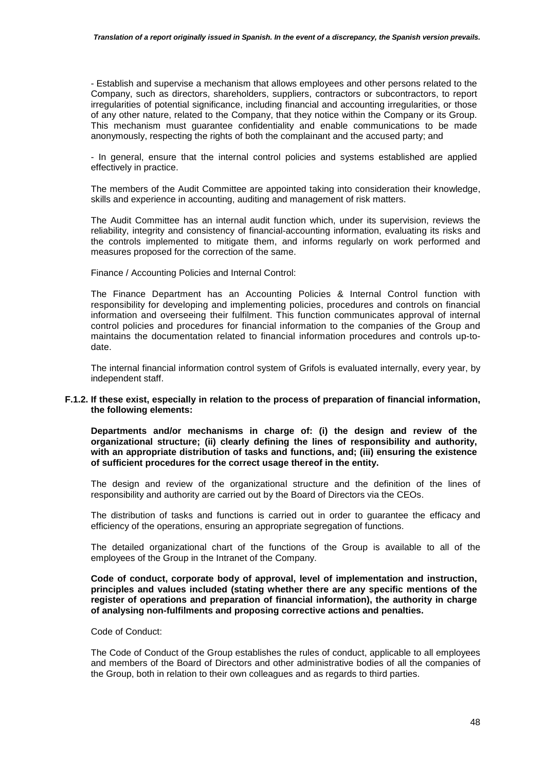- Establish and supervise a mechanism that allows employees and other persons related to the Company, such as directors, shareholders, suppliers, contractors or subcontractors, to report irregularities of potential significance, including financial and accounting irregularities, or those of any other nature, related to the Company, that they notice within the Company or its Group. This mechanism must guarantee confidentiality and enable communications to be made anonymously, respecting the rights of both the complainant and the accused party; and

- In general, ensure that the internal control policies and systems established are applied effectively in practice.

The members of the Audit Committee are appointed taking into consideration their knowledge, skills and experience in accounting, auditing and management of risk matters.

The Audit Committee has an internal audit function which, under its supervision, reviews the reliability, integrity and consistency of financial-accounting information, evaluating its risks and the controls implemented to mitigate them, and informs regularly on work performed and measures proposed for the correction of the same.

Finance / Accounting Policies and Internal Control:

The Finance Department has an Accounting Policies & Internal Control function with responsibility for developing and implementing policies, procedures and controls on financial information and overseeing their fulfilment. This function communicates approval of internal control policies and procedures for financial information to the companies of the Group and maintains the documentation related to financial information procedures and controls up-to-date.

The internal financial information control system of Grifols is evaluated internally, every year, by independent staff.

**F.1.2. If these exist, especially in relation to the process of preparation of financial information, the following elements:**

**Departments and/or mechanisms in charge of: (i) the design and review of the organizational structure; (ii) clearly defining the lines of responsibility and authority, with an appropriate distribution of tasks and functions, and; (iii) ensuring the existence of sufficient procedures for the correct usage thereof in the entity.**

The design and review of the organizational structure and the definition of the lines of responsibility and authority are carried out by the Board of Directors via the CEOs.

The distribution of tasks and functions is carried out in order to guarantee the efficacy and efficiency of the operations, ensuring an appropriate segregation of functions.

The detailed organizational chart of the functions of the Group is available to all of the employees of the Group in the Intranet of the Company.

**Code of conduct, corporate body of approval, level of implementation and instruction, principles and values included (stating whether there are any specific mentions of the register of operations and preparation of financial information), the authority in charge of analysing non-fulfilments and proposing corrective actions and penalties.**

Code of Conduct:

The Code of Conduct of the Group establishes the rules of conduct, applicable to all employees and members of the Board of Directors and other administrative bodies of all the companies of the Group, both in relation to their own colleagues and as regards to third parties.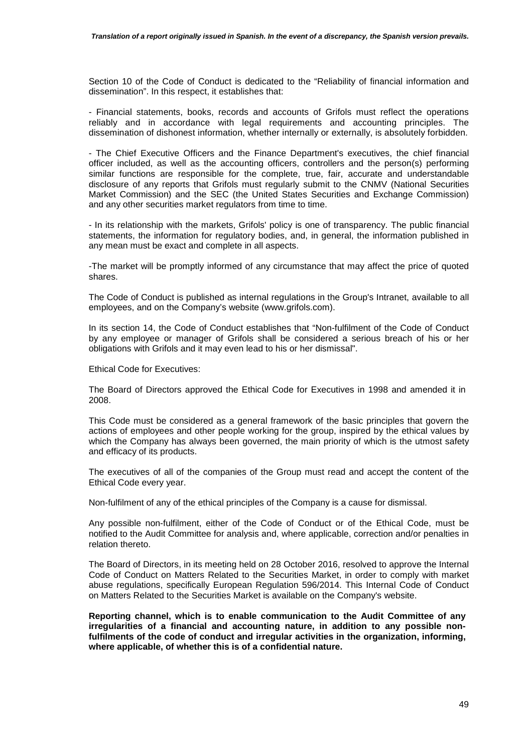Section 10 of the Code of Conduct is dedicated to the "Reliability of financial information and dissemination". In this respect, it establishes that:

- Financial statements, books, records and accounts of Grifols must reflect the operations reliably and in accordance with legal requirements and accounting principles. The dissemination of dishonest information, whether internally or externally, is absolutely forbidden.

- The Chief Executive Officers and the Finance Department's executives, the chief financial officer included, as well as the accounting officers, controllers and the person(s) performing similar functions are responsible for the complete, true, fair, accurate and understandable disclosure of any reports that Grifols must regularly submit to the CNMV (National Securities Market Commission) and the SEC (the United States Securities and Exchange Commission) and any other securities market regulators from time to time.

- In its relationship with the markets, Grifols' policy is one of transparency. The public financial statements, the information for regulatory bodies, and, in general, the information published in any mean must be exact and complete in all aspects.

-The market will be promptly informed of any circumstance that may affect the price of quoted shares.

The Code of Conduct is published as internal regulations in the Group's Intranet, available to all employees, and on the Company's website (www.grifols.com).

In its section 14, the Code of Conduct establishes that "Non-fulfilment of the Code of Conduct by any employee or manager of Grifols shall be considered a serious breach of his or her obligations with Grifols and it may even lead to his or her dismissal".

Ethical Code for Executives:

The Board of Directors approved the Ethical Code for Executives in 1998 and amended it in 2008.

This Code must be considered as a general framework of the basic principles that govern the actions of employees and other people working for the group, inspired by the ethical values by which the Company has always been governed, the main priority of which is the utmost safety and efficacy of its products.

The executives of all of the companies of the Group must read and accept the content of the Ethical Code every year.

Non-fulfilment of any of the ethical principles of the Company is a cause for dismissal.

Any possible non-fulfilment, either of the Code of Conduct or of the Ethical Code, must be notified to the Audit Committee for analysis and, where applicable, correction and/or penalties in relation thereto.

The Board of Directors, in its meeting held on 28 October 2016, resolved to approve the Internal Code of Conduct on Matters Related to the Securities Market, in order to comply with market abuse regulations, specifically European Regulation 596/2014. This Internal Code of Conduct on Matters Related to the Securities Market is available on the Company's website.

**Reporting channel, which is to enable communication to the Audit Committee of any irregularities of a financial and accounting nature, in addition to any possible non-fulfilments of the code of conduct and irregular activities in the organization, informing, where applicable, of whether this is of a confidential nature.**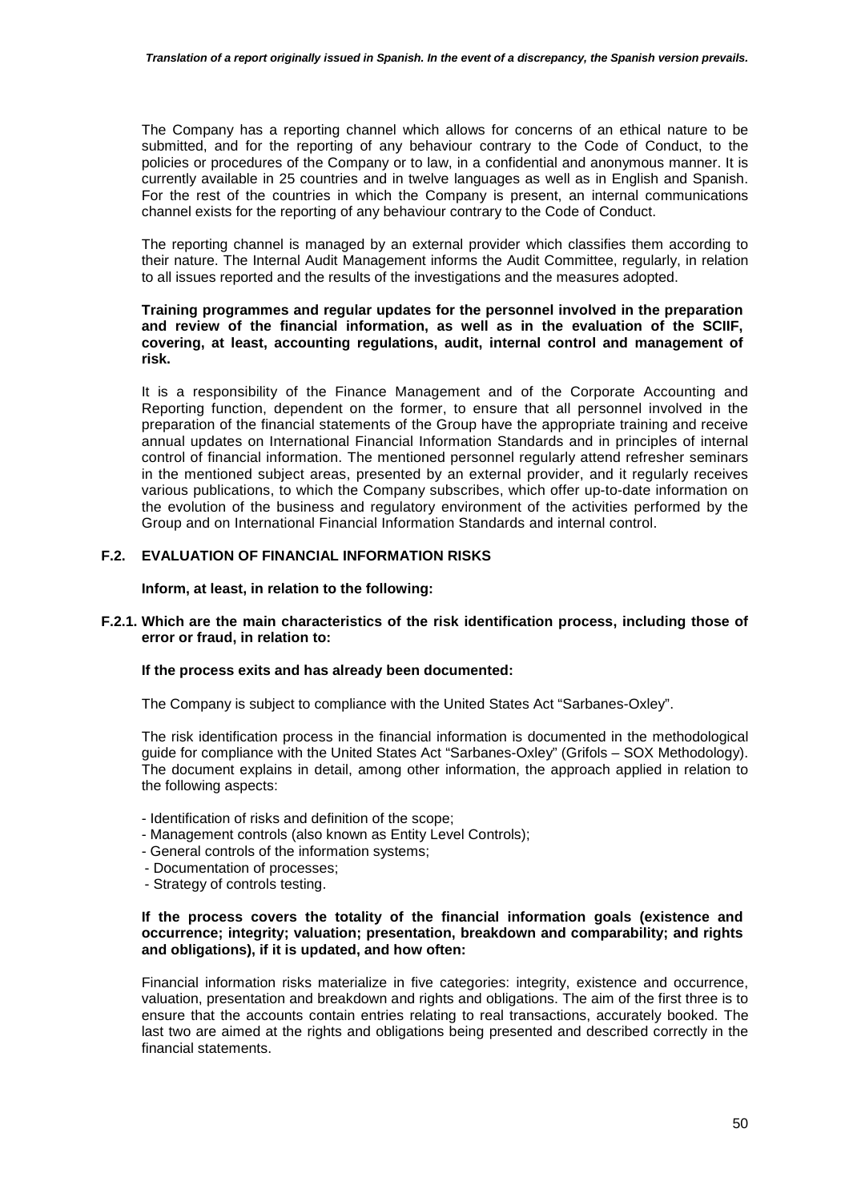The Company has a reporting channel which allows for concerns of an ethical nature to be submitted, and for the reporting of any behaviour contrary to the Code of Conduct, to the policies or procedures of the Company or to law, in a confidential and anonymous manner. It is currently available in 25 countries and in twelve languages as well as in English and Spanish. For the rest of the countries in which the Company is present, an internal communications channel exists for the reporting of any behaviour contrary to the Code of Conduct.

The reporting channel is managed by an external provider which classifies them according to their nature. The Internal Audit Management informs the Audit Committee, regularly, in relation to all issues reported and the results of the investigations and the measures adopted.

**Training programmes and regular updates for the personnel involved in the preparation and review of the financial information, as well as in the evaluation of the SCIIF, covering, at least, accounting regulations, audit, internal control and management of risk.**

It is a responsibility of the Finance Management and of the Corporate Accounting and Reporting function, dependent on the former, to ensure that all personnel involved in the preparation of the financial statements of the Group have the appropriate training and receive annual updates on International Financial Information Standards and in principles of internal control of financial information. The mentioned personnel regularly attend refresher seminars in the mentioned subject areas, presented by an external provider, and it regularly receives various publications, to which the Company subscribes, which offer up-to-date information on the evolution of the business and regulatory environment of the activities performed by the Group and on International Financial Information Standards and internal control.

## F.2. EVALUATION OF FINANCIAL INFORMATION RISKS

**Inform, at least, in relation to the following:**

### F.2.1. Which are the main characteristics of the risk identification process, including those of error or fraud, in relation to:

**If the process exits and has already been documented:**

The Company is subject to compliance with the United States Act "Sarbanes-Oxley".

The risk identification process in the financial information is documented in the methodological guide for compliance with the United States Act "Sarbanes-Oxley" (Grifols – SOX Methodology). The document explains in detail, among other information, the approach applied in relation to the following aspects:

- Identification of risks and definition of the scope;
- Management controls (also known as Entity Level Controls);
- General controls of the information systems;
- Documentation of processes;
- Strategy of controls testing.

**If the process covers the totality of the financial information goals (existence and occurrence; integrity; valuation; presentation, breakdown and comparability; and rights and obligations), if it is updated, and how often:**

Financial information risks materialize in five categories: integrity, existence and occurrence, valuation, presentation and breakdown and rights and obligations. The aim of the first three is to ensure that the accounts contain entries relating to real transactions, accurately booked. The last two are aimed at the rights and obligations being presented and described correctly in the financial statements.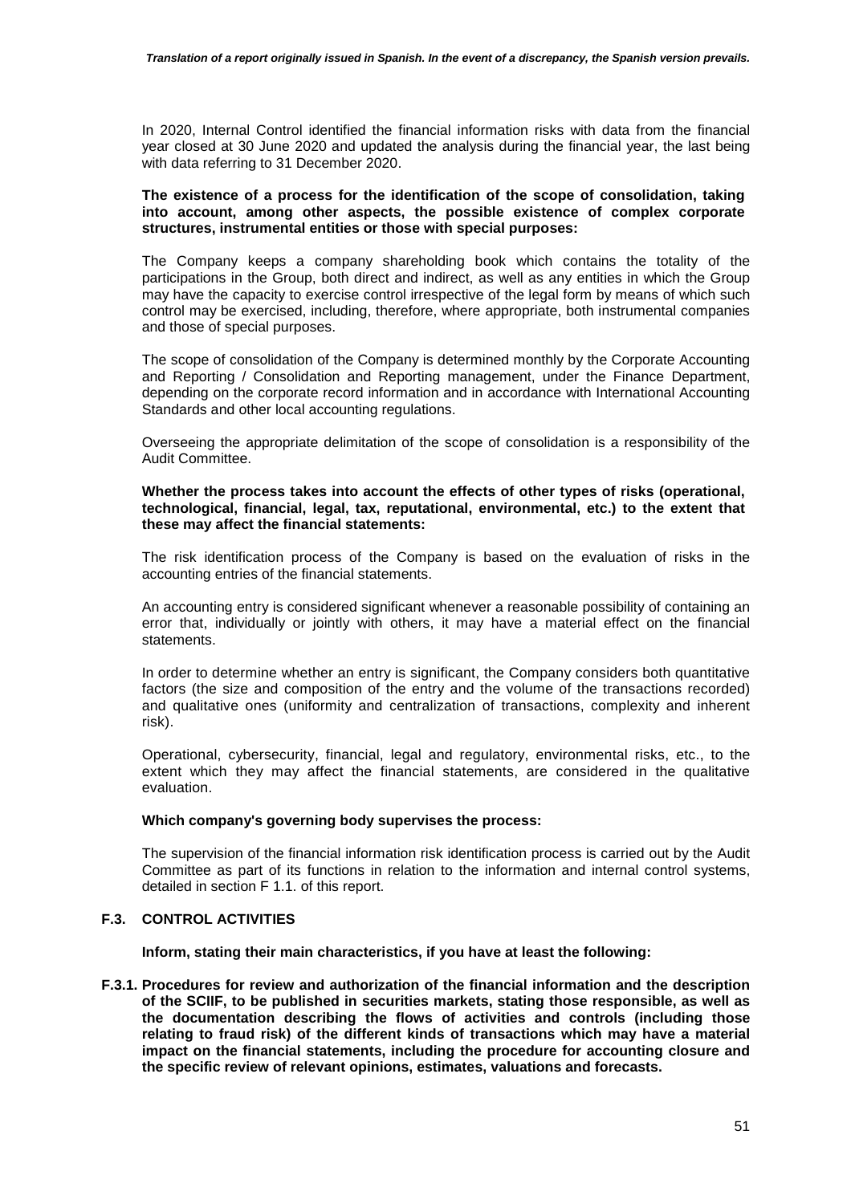In 2020, Internal Control identified the financial information risks with data from the financial year closed at 30 June 2020 and updated the analysis during the financial year, the last being with data referring to 31 December 2020.

**The existence of a process for the identification of the scope of consolidation, taking into account, among other aspects, the possible existence of complex corporate structures, instrumental entities or those with special purposes:**

The Company keeps a company shareholding book which contains the totality of the participations in the Group, both direct and indirect, as well as any entities in which the Group may have the capacity to exercise control irrespective of the legal form by means of which such control may be exercised, including, therefore, where appropriate, both instrumental companies and those of special purposes.

The scope of consolidation of the Company is determined monthly by the Corporate Accounting and Reporting / Consolidation and Reporting management, under the Finance Department, depending on the corporate record information and in accordance with International Accounting Standards and other local accounting regulations.

Overseeing the appropriate delimitation of the scope of consolidation is a responsibility of the Audit Committee.

**Whether the process takes into account the effects of other types of risks (operational, technological, financial, legal, tax, reputational, environmental, etc.) to the extent that these may affect the financial statements:**

The risk identification process of the Company is based on the evaluation of risks in the accounting entries of the financial statements.

An accounting entry is considered significant whenever a reasonable possibility of containing an error that, individually or jointly with others, it may have a material effect on the financial statements.

In order to determine whether an entry is significant, the Company considers both quantitative factors (the size and composition of the entry and the volume of the transactions recorded) and qualitative ones (uniformity and centralization of transactions, complexity and inherent risk).

Operational, cybersecurity, financial, legal and regulatory, environmental risks, etc., to the extent which they may affect the financial statements, are considered in the qualitative evaluation.

**Which company's governing body supervises the process:**

The supervision of the financial information risk identification process is carried out by the Audit Committee as part of its functions in relation to the information and internal control systems, detailed in section F 1.1. of this report.

## F.3. CONTROL ACTIVITIES

**Inform, stating their main characteristics, if you have at least the following:**

**F.3.1. Procedures for review and authorization of the financial information and the description of the SCIIF, to be published in securities markets, stating those responsible, as well as the documentation describing the flows of activities and controls (including those relating to fraud risk) of the different kinds of transactions which may have a material impact on the financial statements, including the procedure for accounting closure and the specific review of relevant opinions, estimates, valuations and forecasts.**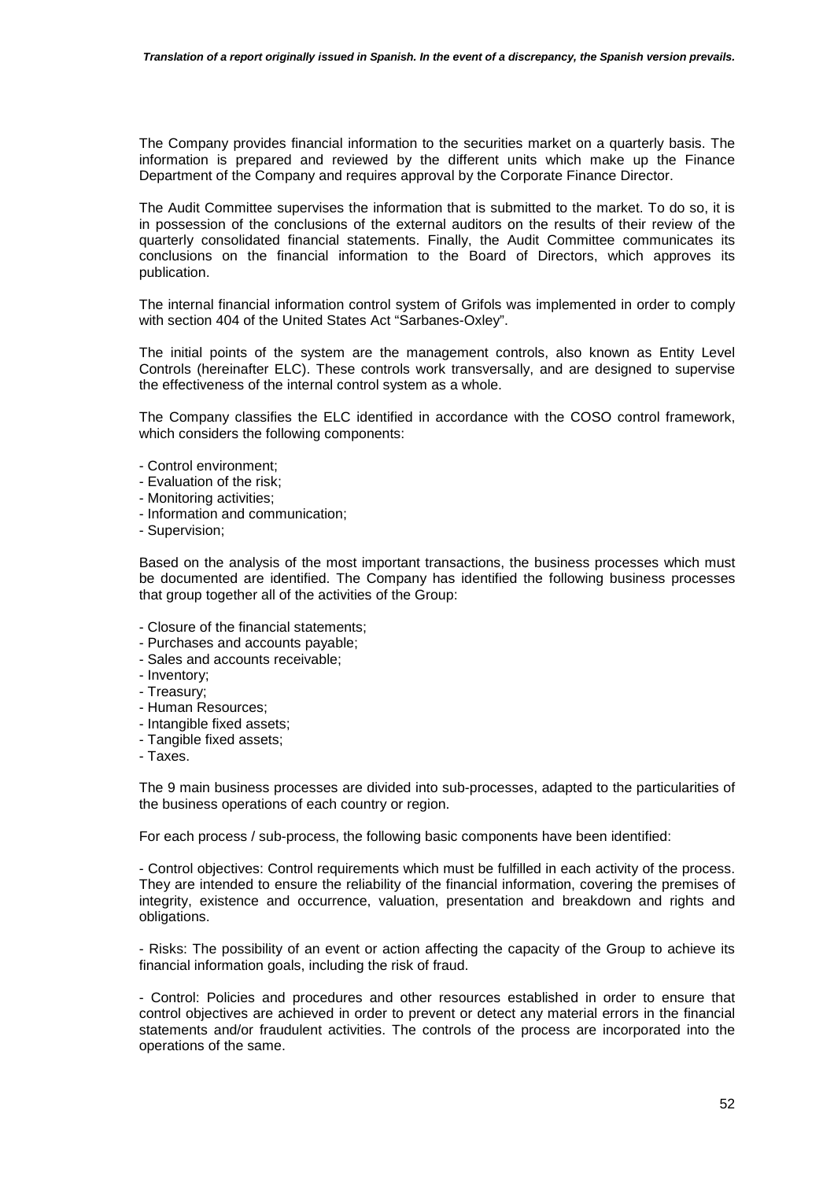The Company provides financial information to the securities market on a quarterly basis. The information is prepared and reviewed by the different units which make up the Finance Department of the Company and requires approval by the Corporate Finance Director.

The Audit Committee supervises the information that is submitted to the market. To do so, it is in possession of the conclusions of the external auditors on the results of their review of the quarterly consolidated financial statements. Finally, the Audit Committee communicates its conclusions on the financial information to the Board of Directors, which approves its publication.

The internal financial information control system of Grifols was implemented in order to comply with section 404 of the United States Act "Sarbanes-Oxley".

The initial points of the system are the management controls, also known as Entity Level Controls (hereinafter ELC). These controls work transversally, and are designed to supervise the effectiveness of the internal control system as a whole.

The Company classifies the ELC identified in accordance with the COSO control framework, which considers the following components:

- Control environment;
- Evaluation of the risk;
- Monitoring activities;
- Information and communication;
- Supervision;

Based on the analysis of the most important transactions, the business processes which must be documented are identified. The Company has identified the following business processes that group together all of the activities of the Group:

- Closure of the financial statements;
- Purchases and accounts payable;
- Sales and accounts receivable;
- Inventory;
- Treasury;
- Human Resources;
- Intangible fixed assets;
- Tangible fixed assets;
- Taxes.

The 9 main business processes are divided into sub-processes, adapted to the particularities of the business operations of each country or region.

For each process / sub-process, the following basic components have been identified:

- Control objectives: Control requirements which must be fulfilled in each activity of the process. They are intended to ensure the reliability of the financial information, covering the premises of integrity, existence and occurrence, valuation, presentation and breakdown and rights and obligations.

- Risks: The possibility of an event or action affecting the capacity of the Group to achieve its financial information goals, including the risk of fraud.

- Control: Policies and procedures and other resources established in order to ensure that control objectives are achieved in order to prevent or detect any material errors in the financial statements and/or fraudulent activities. The controls of the process are incorporated into the operations of the same.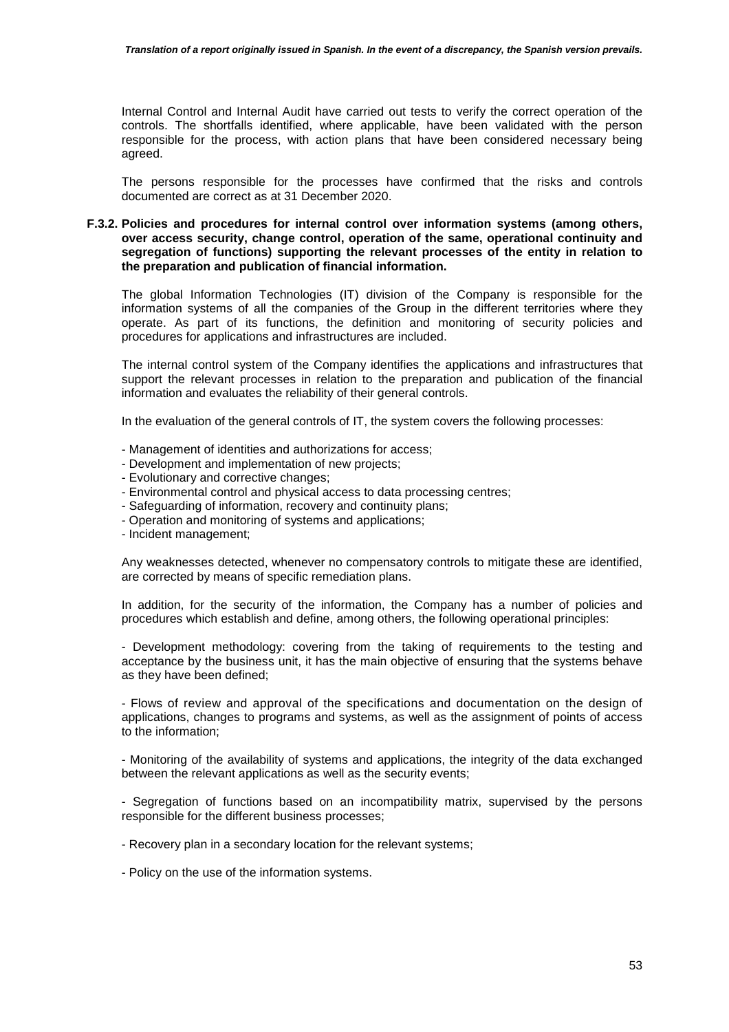Internal Control and Internal Audit have carried out tests to verify the correct operation of the controls. The shortfalls identified, where applicable, have been validated with the person responsible for the process, with action plans that have been considered necessary being agreed.

The persons responsible for the processes have confirmed that the risks and controls documented are correct as at 31 December 2020.

**F.3.2. Policies and procedures for internal control over information systems (among others, over access security, change control, operation of the same, operational continuity and segregation of functions) supporting the relevant processes of the entity in relation to the preparation and publication of financial information.**

The global Information Technologies (IT) division of the Company is responsible for the information systems of all the companies of the Group in the different territories where they operate. As part of its functions, the definition and monitoring of security policies and procedures for applications and infrastructures are included.

The internal control system of the Company identifies the applications and infrastructures that support the relevant processes in relation to the preparation and publication of the financial information and evaluates the reliability of their general controls.

In the evaluation of the general controls of IT, the system covers the following processes:

- Management of identities and authorizations for access;
- Development and implementation of new projects;
- Evolutionary and corrective changes;
- Environmental control and physical access to data processing centres;
- Safeguarding of information, recovery and continuity plans;
- Operation and monitoring of systems and applications;
- Incident management;

Any weaknesses detected, whenever no compensatory controls to mitigate these are identified, are corrected by means of specific remediation plans.

In addition, for the security of the information, the Company has a number of policies and procedures which establish and define, among others, the following operational principles:

- Development methodology: covering from the taking of requirements to the testing and acceptance by the business unit, it has the main objective of ensuring that the systems behave as they have been defined;

- Flows of review and approval of the specifications and documentation on the design of applications, changes to programs and systems, as well as the assignment of points of access to the information;

- Monitoring of the availability of systems and applications, the integrity of the data exchanged between the relevant applications as well as the security events;

- Segregation of functions based on an incompatibility matrix, supervised by the persons responsible for the different business processes;

- Recovery plan in a secondary location for the relevant systems;

- Policy on the use of the information systems.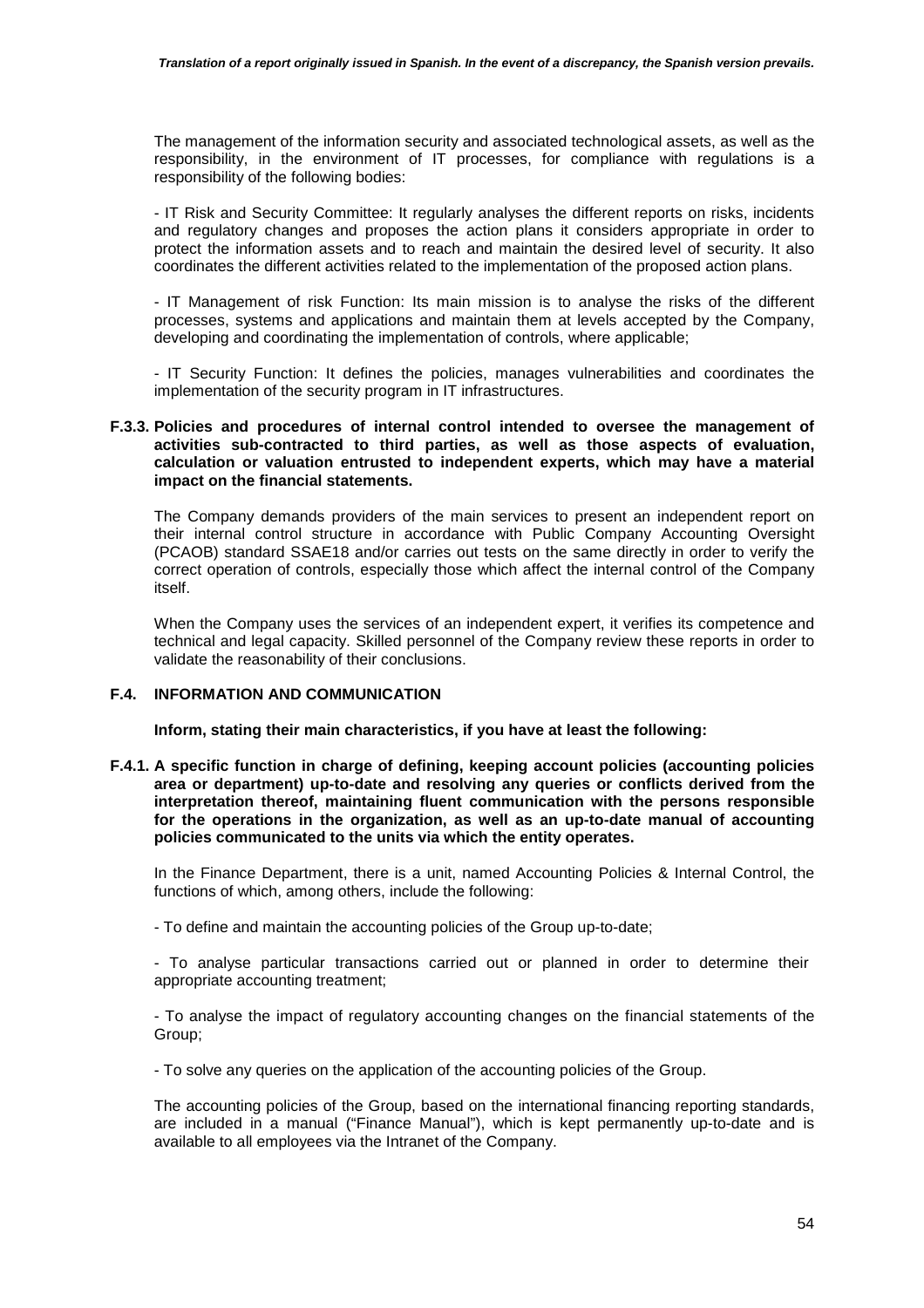The management of the information security and associated technological assets, as well as the responsibility, in the environment of IT processes, for compliance with regulations is a responsibility of the following bodies:

- IT Risk and Security Committee: It regularly analyses the different reports on risks, incidents and regulatory changes and proposes the action plans it considers appropriate in order to protect the information assets and to reach and maintain the desired level of security. It also coordinates the different activities related to the implementation of the proposed action plans.

- IT Management of risk Function: Its main mission is to analyse the risks of the different processes, systems and applications and maintain them at levels accepted by the Company, developing and coordinating the implementation of controls, where applicable;

- IT Security Function: It defines the policies, manages vulnerabilities and coordinates the implementation of the security program in IT infrastructures.

**F.3.3. Policies and procedures of internal control intended to oversee the management of activities sub-contracted to third parties, as well as those aspects of evaluation, calculation or valuation entrusted to independent experts, which may have a material impact on the financial statements.**

The Company demands providers of the main services to present an independent report on their internal control structure in accordance with Public Company Accounting Oversight (PCAOB) standard SSAE18 and/or carries out tests on the same directly in order to verify the correct operation of controls, especially those which affect the internal control of the Company itself.

When the Company uses the services of an independent expert, it verifies its competence and technical and legal capacity. Skilled personnel of the Company review these reports in order to validate the reasonability of their conclusions.

## F.4. INFORMATION AND COMMUNICATION

**Inform, stating their main characteristics, if you have at least the following:**

**F.4.1. A specific function in charge of defining, keeping account policies (accounting policies area or department) up-to-date and resolving any queries or conflicts derived from the interpretation thereof, maintaining fluent communication with the persons responsible for the operations in the organization, as well as an up-to-date manual of accounting policies communicated to the units via which the entity operates.**

In the Finance Department, there is a unit, named Accounting Policies & Internal Control, the functions of which, among others, include the following:

- To define and maintain the accounting policies of the Group up-to-date;

- To analyse particular transactions carried out or planned in order to determine their appropriate accounting treatment;

- To analyse the impact of regulatory accounting changes on the financial statements of the Group;

- To solve any queries on the application of the accounting policies of the Group.

The accounting policies of the Group, based on the international financing reporting standards, are included in a manual ("Finance Manual"), which is kept permanently up-to-date and is available to all employees via the Intranet of the Company.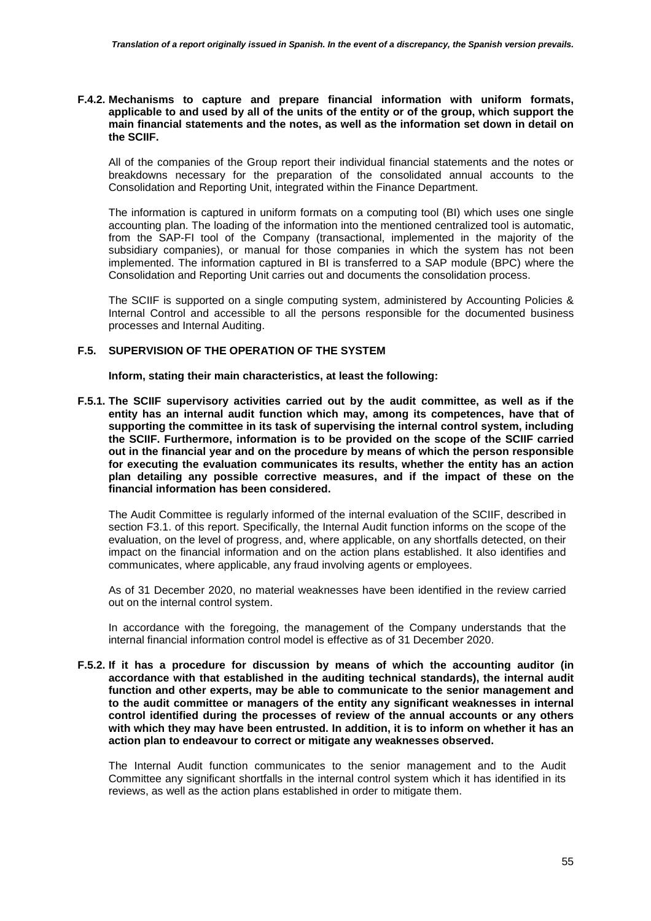**F.4.2. Mechanisms to capture and prepare financial information with uniform formats, applicable to and used by all of the units of the entity or of the group, which support the main financial statements and the notes, as well as the information set down in detail on the SCIIF.**

All of the companies of the Group report their individual financial statements and the notes or breakdowns necessary for the preparation of the consolidated annual accounts to the Consolidation and Reporting Unit, integrated within the Finance Department.

The information is captured in uniform formats on a computing tool (BI) which uses one single accounting plan. The loading of the information into the mentioned centralized tool is automatic, from the SAP-FI tool of the Company (transactional, implemented in the majority of the subsidiary companies), or manual for those companies in which the system has not been implemented. The information captured in BI is transferred to a SAP module (BPC) where the Consolidation and Reporting Unit carries out and documents the consolidation process.

The SCIIF is supported on a single computing system, administered by Accounting Policies & Internal Control and accessible to all the persons responsible for the documented business processes and Internal Auditing.

## F.5. SUPERVISION OF THE OPERATION OF THE SYSTEM

**Inform, stating their main characteristics, at least the following:**

**F.5.1. The SCIIF supervisory activities carried out by the audit committee, as well as if the entity has an internal audit function which may, among its competences, have that of supporting the committee in its task of supervising the internal control system, including the SCIIF. Furthermore, information is to be provided on the scope of the SCIIF carried out in the financial year and on the procedure by means of which the person responsible for executing the evaluation communicates its results, whether the entity has an action plan detailing any possible corrective measures, and if the impact of these on the financial information has been considered.**

The Audit Committee is regularly informed of the internal evaluation of the SCIIF, described in section F3.1. of this report. Specifically, the Internal Audit function informs on the scope of the evaluation, on the level of progress, and, where applicable, on any shortfalls detected, on their impact on the financial information and on the action plans established. It also identifies and communicates, where applicable, any fraud involving agents or employees.

As of 31 December 2020, no material weaknesses have been identified in the review carried out on the internal control system.

In accordance with the foregoing, the management of the Company understands that the internal financial information control model is effective as of 31 December 2020.

**F.5.2. If it has a procedure for discussion by means of which the accounting auditor (in accordance with that established in the auditing technical standards), the internal audit function and other experts, may be able to communicate to the senior management and to the audit committee or managers of the entity any significant weaknesses in internal control identified during the processes of review of the annual accounts or any others with which they may have been entrusted. In addition, it is to inform on whether it has an action plan to endeavour to correct or mitigate any weaknesses observed.**

The Internal Audit function communicates to the senior management and to the Audit Committee any significant shortfalls in the internal control system which it has identified in its reviews, as well as the action plans established in order to mitigate them.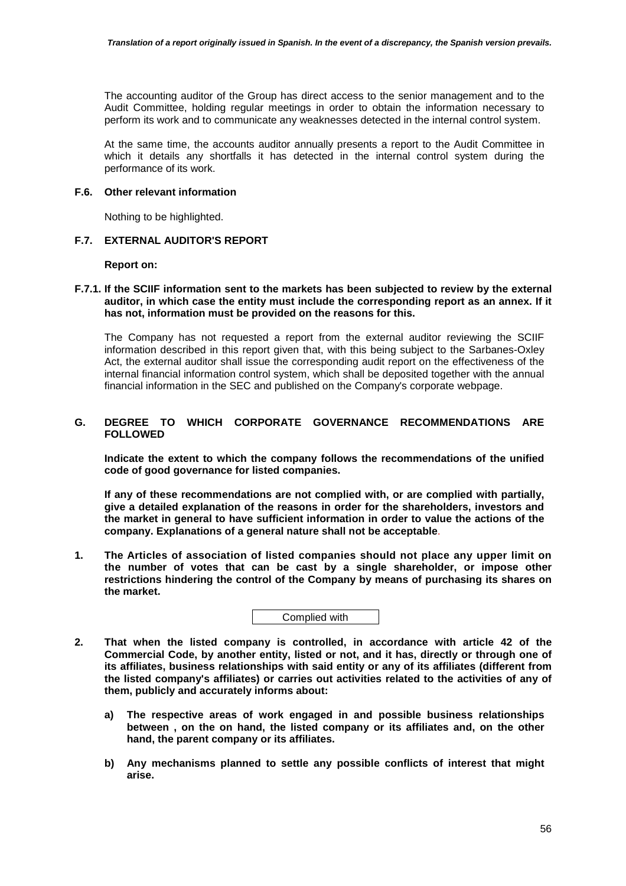The accounting auditor of the Group has direct access to the senior management and to the Audit Committee, holding regular meetings in order to obtain the information necessary to perform its work and to communicate any weaknesses detected in the internal control system.

At the same time, the accounts auditor annually presents a report to the Audit Committee in which it details any shortfalls it has detected in the internal control system during the performance of its work.

### F.6. Other relevant information

Nothing to be highlighted.

### F.7. EXTERNAL AUDITOR'S REPORT

**Report on:**

**F.7.1. If the SCIIF information sent to the markets has been subjected to review by the external auditor, in which case the entity must include the corresponding report as an annex. If it has not, information must be provided on the reasons for this.**

The Company has not requested a report from the external auditor reviewing the SCIIF information described in this report given that, with this being subject to the Sarbanes-Oxley Act, the external auditor shall issue the corresponding audit report on the effectiveness of the internal financial information control system, which shall be deposited together with the annual financial information in the SEC and published on the Company's corporate webpage.

## G. DEGREE TO WHICH CORPORATE GOVERNANCE RECOMMENDATIONS ARE FOLLOWED

**Indicate the extent to which the company follows the recommendations of the unified code of good governance for listed companies.**

**If any of these recommendations are not complied with, or are complied with partially, give a detailed explanation of the reasons in order for the shareholders, investors and the market in general to have sufficient information in order to value the actions of the company. Explanations of a general nature shall not be acceptable.**

**1. The Articles of association of listed companies should not place any upper limit on the number of votes that can be cast by a single shareholder, or impose other restrictions hindering the control of the Company by means of purchasing its shares on the market.**

| Complied with |
|---|

**2. That when the listed company is controlled, in accordance with article 42 of the Commercial Code, by another entity, listed or not, and it has, directly or through one of its affiliates, business relationships with said entity or any of its affiliates (different from the listed company's affiliates) or carries out activities related to the activities of any of them, publicly and accurately informs about:**

**a) The respective areas of work engaged in and possible business relationships between , on the on hand, the listed company or its affiliates and, on the other hand, the parent company or its affiliates.**

**b) Any mechanisms planned to settle any possible conflicts of interest that might arise.**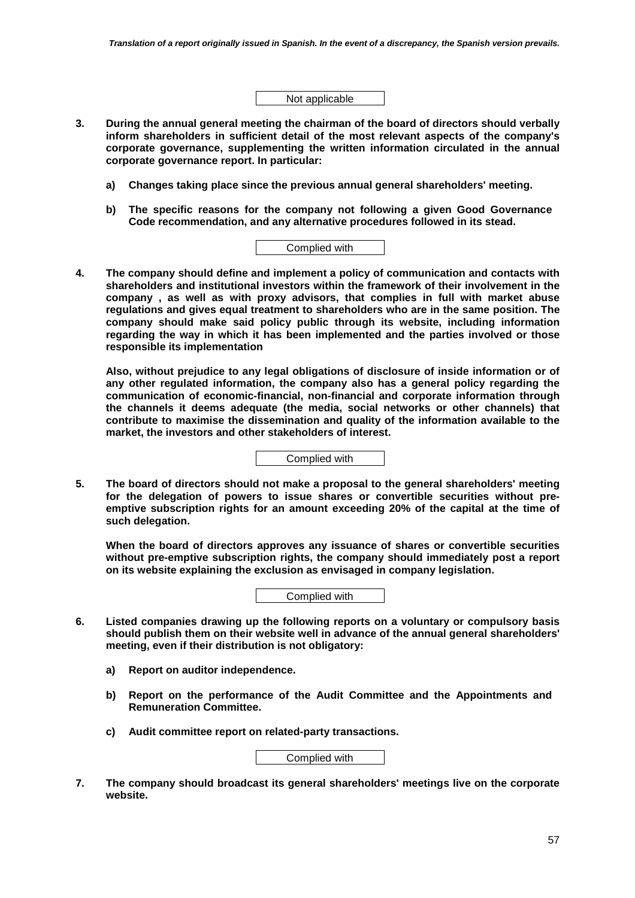*Translation of a report originally issued in Spanish. In the event of a discrepancy, the Spanish version prevails.*

Not applicable

**3. During the annual general meeting the chairman of the board of directors should verbally inform shareholders in sufficient detail of the most relevant aspects of the company's corporate governance, supplementing the written information circulated in the annual corporate governance report. In particular:**

**a) Changes taking place since the previous annual general shareholders' meeting.**

**b) The specific reasons for the company not following a given Good Governance Code recommendation, and any alternative procedures followed in its stead.**

Complied with

**4. The company should define and implement a policy of communication and contacts with shareholders and institutional investors within the framework of their involvement in the company , as well as with proxy advisors, that complies in full with market abuse regulations and gives equal treatment to shareholders who are in the same position. The company should make said policy public through its website, including information regarding the way in which it has been implemented and the parties involved or those responsible its implementation**

**Also, without prejudice to any legal obligations of disclosure of inside information or of any other regulated information, the company also has a general policy regarding the communication of economic-financial, non-financial and corporate information through the channels it deems adequate (the media, social networks or other channels) that contribute to maximise the dissemination and quality of the information available to the market, the investors and other stakeholders of interest.**

Complied with

**5. The board of directors should not make a proposal to the general shareholders' meeting for the delegation of powers to issue shares or convertible securities without pre-emptive subscription rights for an amount exceeding 20% of the capital at the time of such delegation.**

**When the board of directors approves any issuance of shares or convertible securities without pre-emptive subscription rights, the company should immediately post a report on its website explaining the exclusion as envisaged in company legislation.**

Complied with

**6. Listed companies drawing up the following reports on a voluntary or compulsory basis should publish them on their website well in advance of the annual general shareholders' meeting, even if their distribution is not obligatory:**

**a) Report on auditor independence.**

**b) Report on the performance of the Audit Committee and the Appointments and Remuneration Committee.**

**c) Audit committee report on related-party transactions.**

Complied with

**7. The company should broadcast its general shareholders' meetings live on the corporate website.**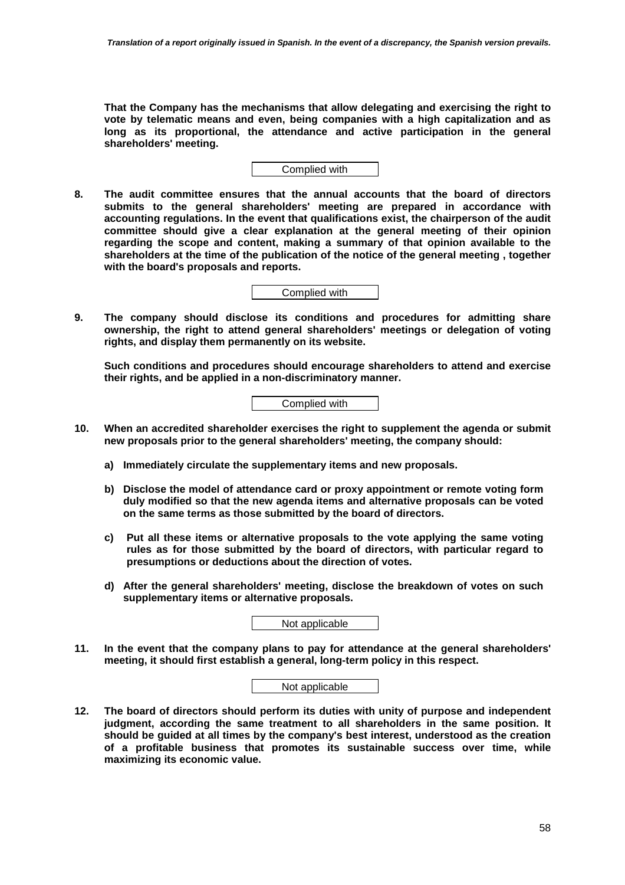**That the Company has the mechanisms that allow delegating and exercising the right to vote by telematic means and even, being companies with a high capitalization and as long as its proportional, the attendance and active participation in the general shareholders' meeting.**

Complied with

8. **The audit committee ensures that the annual accounts that the board of directors submits to the general shareholders' meeting are prepared in accordance with accounting regulations. In the event that qualifications exist, the chairperson of the audit committee should give a clear explanation at the general meeting of their opinion regarding the scope and content, making a summary of that opinion available to the shareholders at the time of the publication of the notice of the general meeting , together with the board's proposals and reports.**

Complied with

9. **The company should disclose its conditions and procedures for admitting share ownership, the right to attend general shareholders' meetings or delegation of voting rights, and display them permanently on its website.**

   **Such conditions and procedures should encourage shareholders to attend and exercise their rights, and be applied in a non-discriminatory manner.**

Complied with

10. **When an accredited shareholder exercises the right to supplement the agenda or submit new proposals prior to the general shareholders' meeting, the company should:**

    a) **Immediately circulate the supplementary items and new proposals.**

    b) **Disclose the model of attendance card or proxy appointment or remote voting form duly modified so that the new agenda items and alternative proposals can be voted on the same terms as those submitted by the board of directors.**

    c) **Put all these items or alternative proposals to the vote applying the same voting rules as for those submitted by the board of directors, with particular regard to presumptions or deductions about the direction of votes.**

    d) **After the general shareholders' meeting, disclose the breakdown of votes on such supplementary items or alternative proposals.**

Not applicable

11. **In the event that the company plans to pay for attendance at the general shareholders' meeting, it should first establish a general, long-term policy in this respect.**

Not applicable

12. **The board of directors should perform its duties with unity of purpose and independent judgment, according the same treatment to all shareholders in the same position. It should be guided at all times by the company's best interest, understood as the creation of a profitable business that promotes its sustainable success over time, while maximizing its economic value.**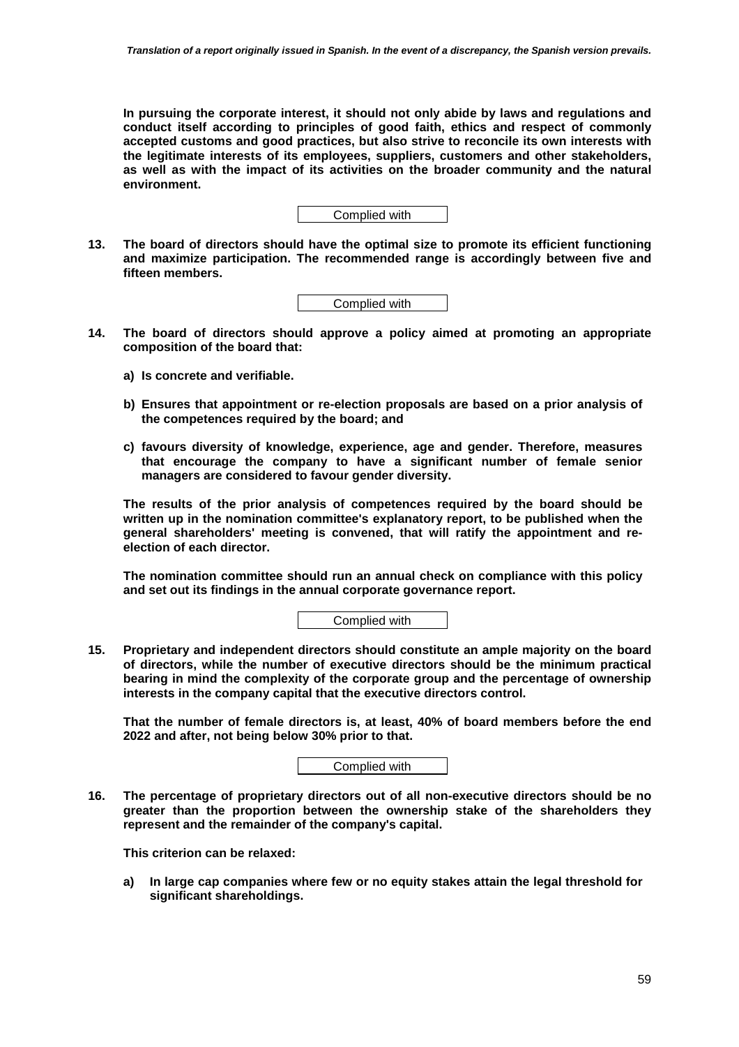**In pursuing the corporate interest, it should not only abide by laws and regulations and conduct itself according to principles of good faith, ethics and respect of commonly accepted customs and good practices, but also strive to reconcile its own interests with the legitimate interests of its employees, suppliers, customers and other stakeholders, as well as with the impact of its activities on the broader community and the natural environment.**

Complied with

**13. The board of directors should have the optimal size to promote its efficient functioning and maximize participation. The recommended range is accordingly between five and fifteen members.**

Complied with

**14. The board of directors should approve a policy aimed at promoting an appropriate composition of the board that:**

**a) Is concrete and verifiable.**

**b) Ensures that appointment or re-election proposals are based on a prior analysis of the competences required by the board; and**

**c) favours diversity of knowledge, experience, age and gender. Therefore, measures that encourage the company to have a significant number of female senior managers are considered to favour gender diversity.**

**The results of the prior analysis of competences required by the board should be written up in the nomination committee's explanatory report, to be published when the general shareholders' meeting is convened, that will ratify the appointment and re-election of each director.**

**The nomination committee should run an annual check on compliance with this policy and set out its findings in the annual corporate governance report.**

Complied with

**15. Proprietary and independent directors should constitute an ample majority on the board of directors, while the number of executive directors should be the minimum practical bearing in mind the complexity of the corporate group and the percentage of ownership interests in the company capital that the executive directors control.**

**That the number of female directors is, at least, 40% of board members before the end 2022 and after, not being below 30% prior to that.**

Complied with

**16. The percentage of proprietary directors out of all non-executive directors should be no greater than the proportion between the ownership stake of the shareholders they represent and the remainder of the company's capital.**

**This criterion can be relaxed:**

**a) In large cap companies where few or no equity stakes attain the legal threshold for significant shareholdings.**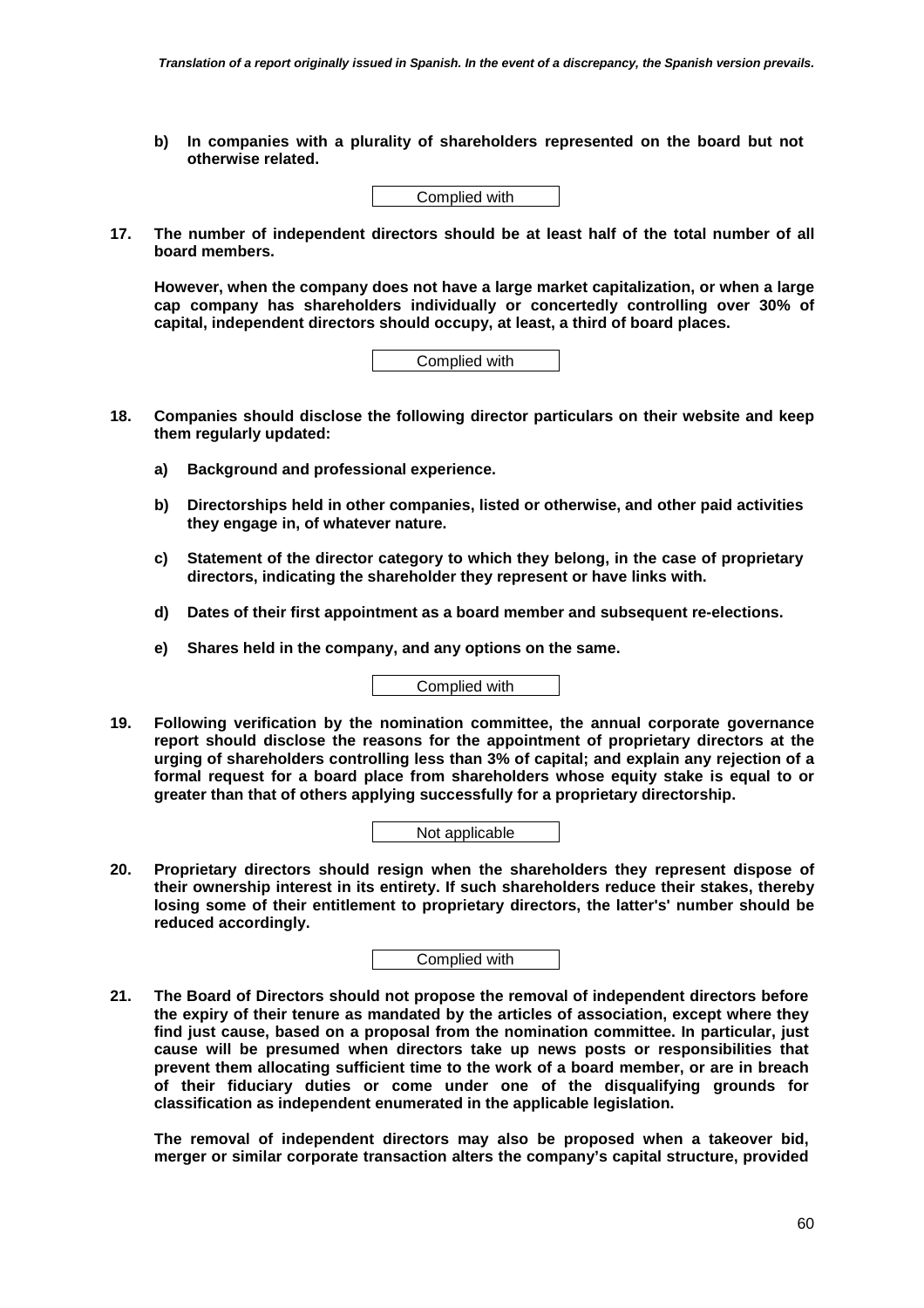**b) In companies with a plurality of shareholders represented on the board but not otherwise related.**

Complied with

**17. The number of independent directors should be at least half of the total number of all board members.**

**However, when the company does not have a large market capitalization, or when a large cap company has shareholders individually or concertedly controlling over 30% of capital, independent directors should occupy, at least, a third of board places.**

Complied with

**18. Companies should disclose the following director particulars on their website and keep them regularly updated:**

**a) Background and professional experience.**

**b) Directorships held in other companies, listed or otherwise, and other paid activities they engage in, of whatever nature.**

**c) Statement of the director category to which they belong, in the case of proprietary directors, indicating the shareholder they represent or have links with.**

**d) Dates of their first appointment as a board member and subsequent re-elections.**

**e) Shares held in the company, and any options on the same.**

Complied with

**19. Following verification by the nomination committee, the annual corporate governance report should disclose the reasons for the appointment of proprietary directors at the urging of shareholders controlling less than 3% of capital; and explain any rejection of a formal request for a board place from shareholders whose equity stake is equal to or greater than that of others applying successfully for a proprietary directorship.**

Not applicable

**20. Proprietary directors should resign when the shareholders they represent dispose of their ownership interest in its entirety. If such shareholders reduce their stakes, thereby losing some of their entitlement to proprietary directors, the latter's' number should be reduced accordingly.**

Complied with

**21. The Board of Directors should not propose the removal of independent directors before the expiry of their tenure as mandated by the articles of association, except where they find just cause, based on a proposal from the nomination committee. In particular, just cause will be presumed when directors take up news posts or responsibilities that prevent them allocating sufficient time to the work of a board member, or are in breach of their fiduciary duties or come under one of the disqualifying grounds for classification as independent enumerated in the applicable legislation.**

**The removal of independent directors may also be proposed when a takeover bid, merger or similar corporate transaction alters the company's capital structure, provided**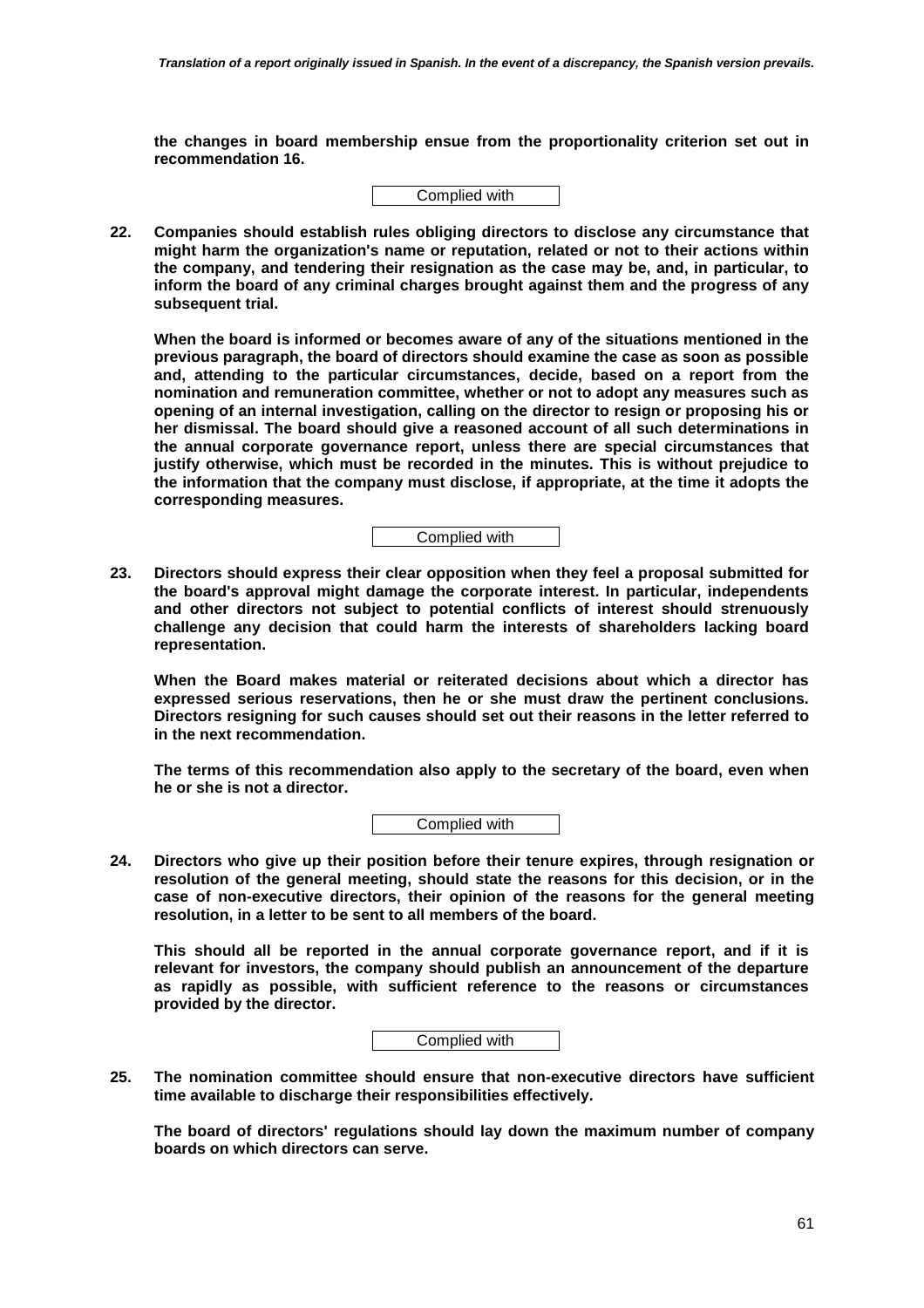**the changes in board membership ensue from the proportionality criterion set out in recommendation 16.**

Complied with

**22. Companies should establish rules obliging directors to disclose any circumstance that might harm the organization's name or reputation, related or not to their actions within the company, and tendering their resignation as the case may be, and, in particular, to inform the board of any criminal charges brought against them and the progress of any subsequent trial.**

**When the board is informed or becomes aware of any of the situations mentioned in the previous paragraph, the board of directors should examine the case as soon as possible and, attending to the particular circumstances, decide, based on a report from the nomination and remuneration committee, whether or not to adopt any measures such as opening of an internal investigation, calling on the director to resign or proposing his or her dismissal. The board should give a reasoned account of all such determinations in the annual corporate governance report, unless there are special circumstances that justify otherwise, which must be recorded in the minutes. This is without prejudice to the information that the company must disclose, if appropriate, at the time it adopts the corresponding measures.**

Complied with

**23. Directors should express their clear opposition when they feel a proposal submitted for the board's approval might damage the corporate interest. In particular, independents and other directors not subject to potential conflicts of interest should strenuously challenge any decision that could harm the interests of shareholders lacking board representation.**

**When the Board makes material or reiterated decisions about which a director has expressed serious reservations, then he or she must draw the pertinent conclusions. Directors resigning for such causes should set out their reasons in the letter referred to in the next recommendation.**

**The terms of this recommendation also apply to the secretary of the board, even when he or she is not a director.**

Complied with

**24. Directors who give up their position before their tenure expires, through resignation or resolution of the general meeting, should state the reasons for this decision, or in the case of non-executive directors, their opinion of the reasons for the general meeting resolution, in a letter to be sent to all members of the board.**

**This should all be reported in the annual corporate governance report, and if it is relevant for investors, the company should publish an announcement of the departure as rapidly as possible, with sufficient reference to the reasons or circumstances provided by the director.**

Complied with

**25. The nomination committee should ensure that non-executive directors have sufficient time available to discharge their responsibilities effectively.**

**The board of directors' regulations should lay down the maximum number of company boards on which directors can serve.**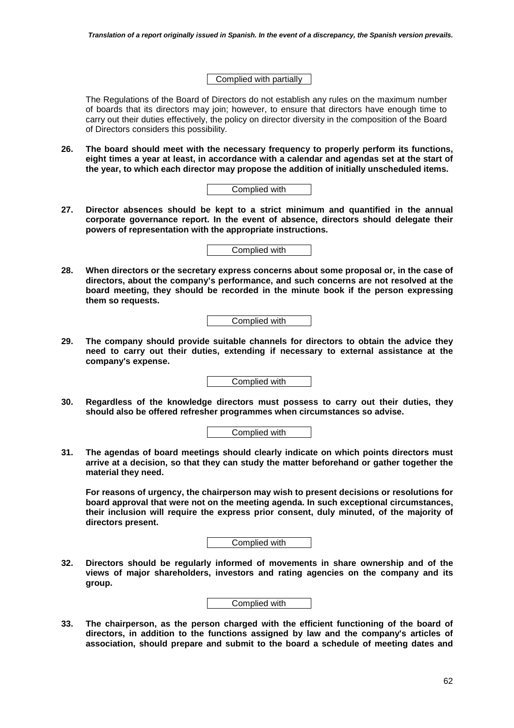Complied with partially

The Regulations of the Board of Directors do not establish any rules on the maximum number of boards that its directors may join; however, to ensure that directors have enough time to carry out their duties effectively, the policy on director diversity in the composition of the Board of Directors considers this possibility.

**26. The board should meet with the necessary frequency to properly perform its functions, eight times a year at least, in accordance with a calendar and agendas set at the start of the year, to which each director may propose the addition of initially unscheduled items.**

Complied with

**27. Director absences should be kept to a strict minimum and quantified in the annual corporate governance report. In the event of absence, directors should delegate their powers of representation with the appropriate instructions.**

Complied with

**28. When directors or the secretary express concerns about some proposal or, in the case of directors, about the company's performance, and such concerns are not resolved at the board meeting, they should be recorded in the minute book if the person expressing them so requests.**

Complied with

**29. The company should provide suitable channels for directors to obtain the advice they need to carry out their duties, extending if necessary to external assistance at the company's expense.**

Complied with

**30. Regardless of the knowledge directors must possess to carry out their duties, they should also be offered refresher programmes when circumstances so advise.**

Complied with

**31. The agendas of board meetings should clearly indicate on which points directors must arrive at a decision, so that they can study the matter beforehand or gather together the material they need.**

**For reasons of urgency, the chairperson may wish to present decisions or resolutions for board approval that were not on the meeting agenda. In such exceptional circumstances, their inclusion will require the express prior consent, duly minuted, of the majority of directors present.**

Complied with

**32. Directors should be regularly informed of movements in share ownership and of the views of major shareholders, investors and rating agencies on the company and its group.**

Complied with

**33. The chairperson, as the person charged with the efficient functioning of the board of directors, in addition to the functions assigned by law and the company's articles of association, should prepare and submit to the board a schedule of meeting dates and**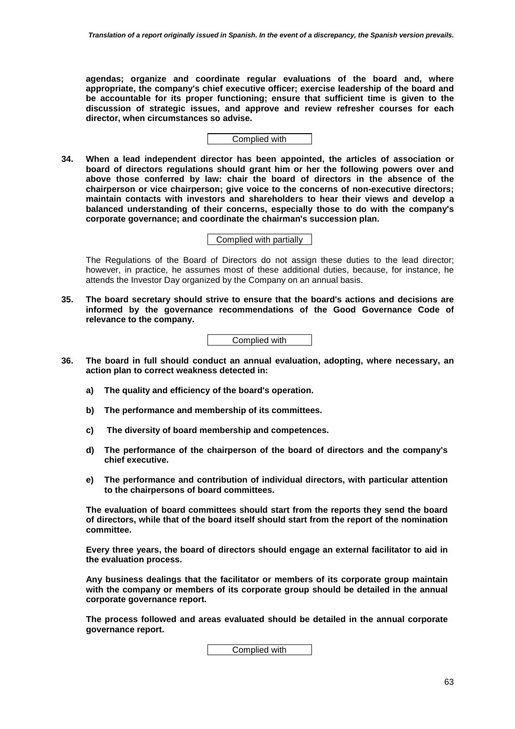**agendas; organize and coordinate regular evaluations of the board and, where appropriate, the company's chief executive officer; exercise leadership of the board and be accountable for its proper functioning; ensure that sufficient time is given to the discussion of strategic issues, and approve and review refresher courses for each director, when circumstances so advise.**

Complied with

**34. When a lead independent director has been appointed, the articles of association or board of directors regulations should grant him or her the following powers over and above those conferred by law: chair the board of directors in the absence of the chairperson or vice chairperson; give voice to the concerns of non-executive directors; maintain contacts with investors and shareholders to hear their views and develop a balanced understanding of their concerns, especially those to do with the company's corporate governance; and coordinate the chairman's succession plan.**

Complied with partially

The Regulations of the Board of Directors do not assign these duties to the lead director; however, in practice, he assumes most of these additional duties, because, for instance, he attends the Investor Day organized by the Company on an annual basis.

**35. The board secretary should strive to ensure that the board's actions and decisions are informed by the governance recommendations of the Good Governance Code of relevance to the company.**

Complied with

**36. The board in full should conduct an annual evaluation, adopting, where necessary, an action plan to correct weakness detected in:**

**a) The quality and efficiency of the board's operation.**

**b) The performance and membership of its committees.**

**c) The diversity of board membership and competences.**

**d) The performance of the chairperson of the board of directors and the company's chief executive.**

**e) The performance and contribution of individual directors, with particular attention to the chairpersons of board committees.**

**The evaluation of board committees should start from the reports they send the board of directors, while that of the board itself should start from the report of the nomination committee.**

**Every three years, the board of directors should engage an external facilitator to aid in the evaluation process.**

**Any business dealings that the facilitator or members of its corporate group maintain with the company or members of its corporate group should be detailed in the annual corporate governance report.**

**The process followed and areas evaluated should be detailed in the annual corporate governance report.**

Complied with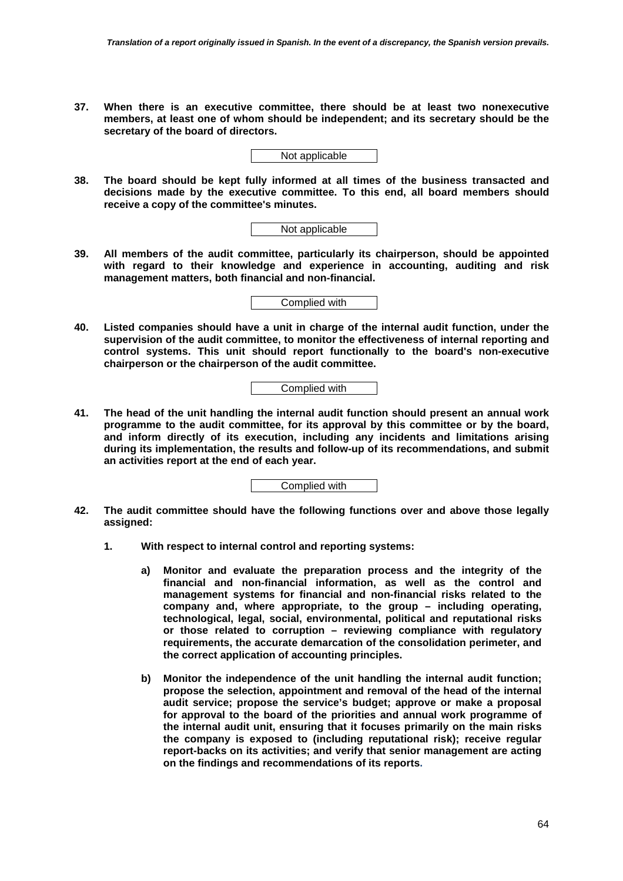**37. When there is an executive committee, there should be at least two nonexecutive members, at least one of whom should be independent; and its secretary should be the secretary of the board of directors.**

Not applicable

**38. The board should be kept fully informed at all times of the business transacted and decisions made by the executive committee. To this end, all board members should receive a copy of the committee's minutes.**

Not applicable

**39. All members of the audit committee, particularly its chairperson, should be appointed with regard to their knowledge and experience in accounting, auditing and risk management matters, both financial and non-financial.**

Complied with

**40. Listed companies should have a unit in charge of the internal audit function, under the supervision of the audit committee, to monitor the effectiveness of internal reporting and control systems. This unit should report functionally to the board's non-executive chairperson or the chairperson of the audit committee.**

Complied with

**41. The head of the unit handling the internal audit function should present an annual work programme to the audit committee, for its approval by this committee or by the board, and inform directly of its execution, including any incidents and limitations arising during its implementation, the results and follow-up of its recommendations, and submit an activities report at the end of each year.**

Complied with

**42. The audit committee should have the following functions over and above those legally assigned:**

**1. With respect to internal control and reporting systems:**

**a) Monitor and evaluate the preparation process and the integrity of the financial and non-financial information, as well as the control and management systems for financial and non-financial risks related to the company and, where appropriate, to the group – including operating, technological, legal, social, environmental, political and reputational risks or those related to corruption – reviewing compliance with regulatory requirements, the accurate demarcation of the consolidation perimeter, and the correct application of accounting principles.**

**b) Monitor the independence of the unit handling the internal audit function; propose the selection, appointment and removal of the head of the internal audit service; propose the service's budget; approve or make a proposal for approval to the board of the priorities and annual work programme of the internal audit unit, ensuring that it focuses primarily on the main risks the company is exposed to (including reputational risk); receive regular report-backs on its activities; and verify that senior management are acting on the findings and recommendations of its reports.**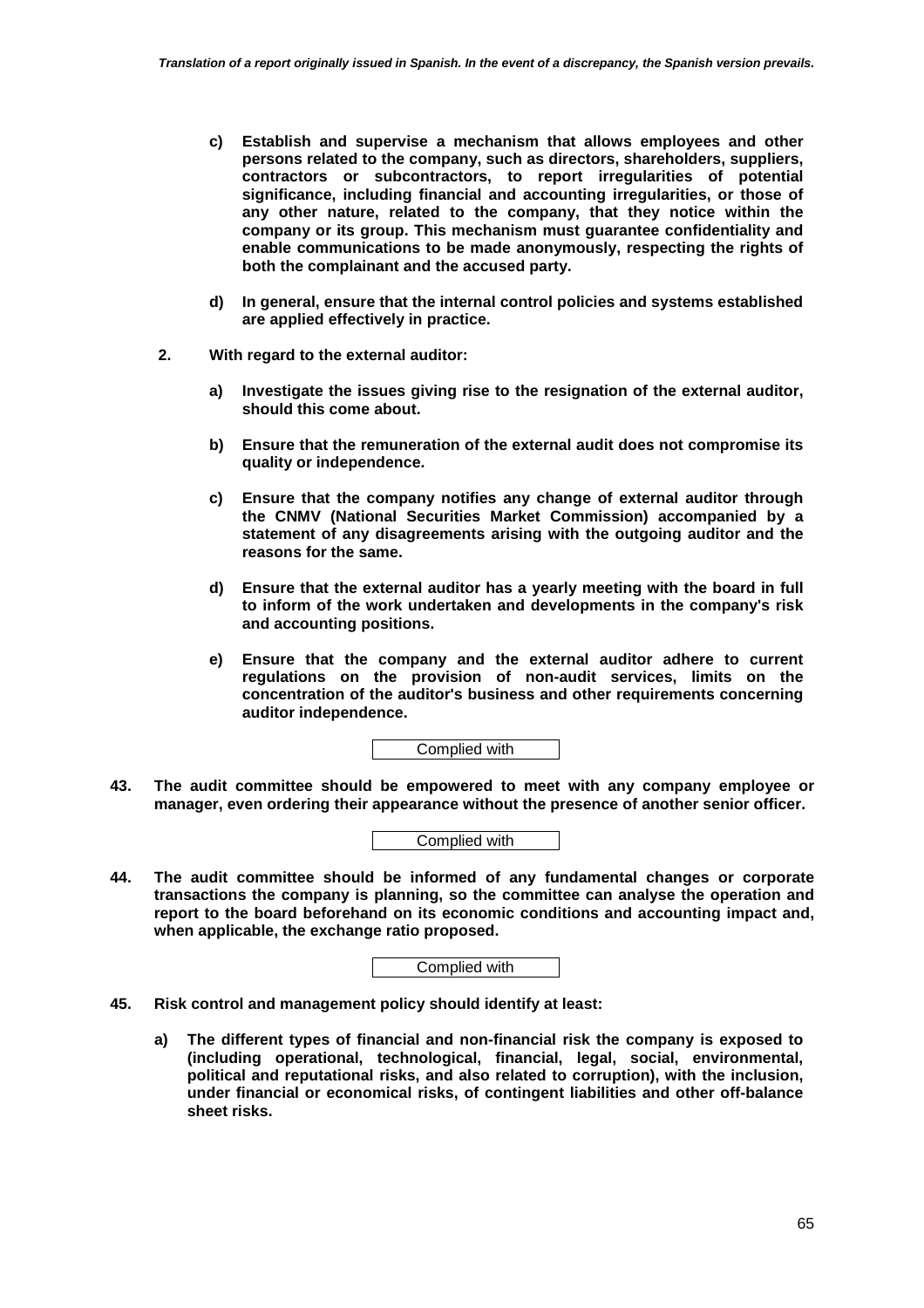**c) Establish and supervise a mechanism that allows employees and other persons related to the company, such as directors, shareholders, suppliers, contractors or subcontractors, to report irregularities of potential significance, including financial and accounting irregularities, or those of any other nature, related to the company, that they notice within the company or its group. This mechanism must guarantee confidentiality and enable communications to be made anonymously, respecting the rights of both the complainant and the accused party.**

**d) In general, ensure that the internal control policies and systems established are applied effectively in practice.**

**2. With regard to the external auditor:**

**a) Investigate the issues giving rise to the resignation of the external auditor, should this come about.**

**b) Ensure that the remuneration of the external audit does not compromise its quality or independence.**

**c) Ensure that the company notifies any change of external auditor through the CNMV (National Securities Market Commission) accompanied by a statement of any disagreements arising with the outgoing auditor and the reasons for the same.**

**d) Ensure that the external auditor has a yearly meeting with the board in full to inform of the work undertaken and developments in the company's risk and accounting positions.**

**e) Ensure that the company and the external auditor adhere to current regulations on the provision of non-audit services, limits on the concentration of the auditor's business and other requirements concerning auditor independence.**

Complied with

**43. The audit committee should be empowered to meet with any company employee or manager, even ordering their appearance without the presence of another senior officer.**

Complied with

**44. The audit committee should be informed of any fundamental changes or corporate transactions the company is planning, so the committee can analyse the operation and report to the board beforehand on its economic conditions and accounting impact and, when applicable, the exchange ratio proposed.**

Complied with

**45. Risk control and management policy should identify at least:**

**a) The different types of financial and non-financial risk the company is exposed to (including operational, technological, financial, legal, social, environmental, political and reputational risks, and also related to corruption), with the inclusion, under financial or economical risks, of contingent liabilities and other off-balance sheet risks.**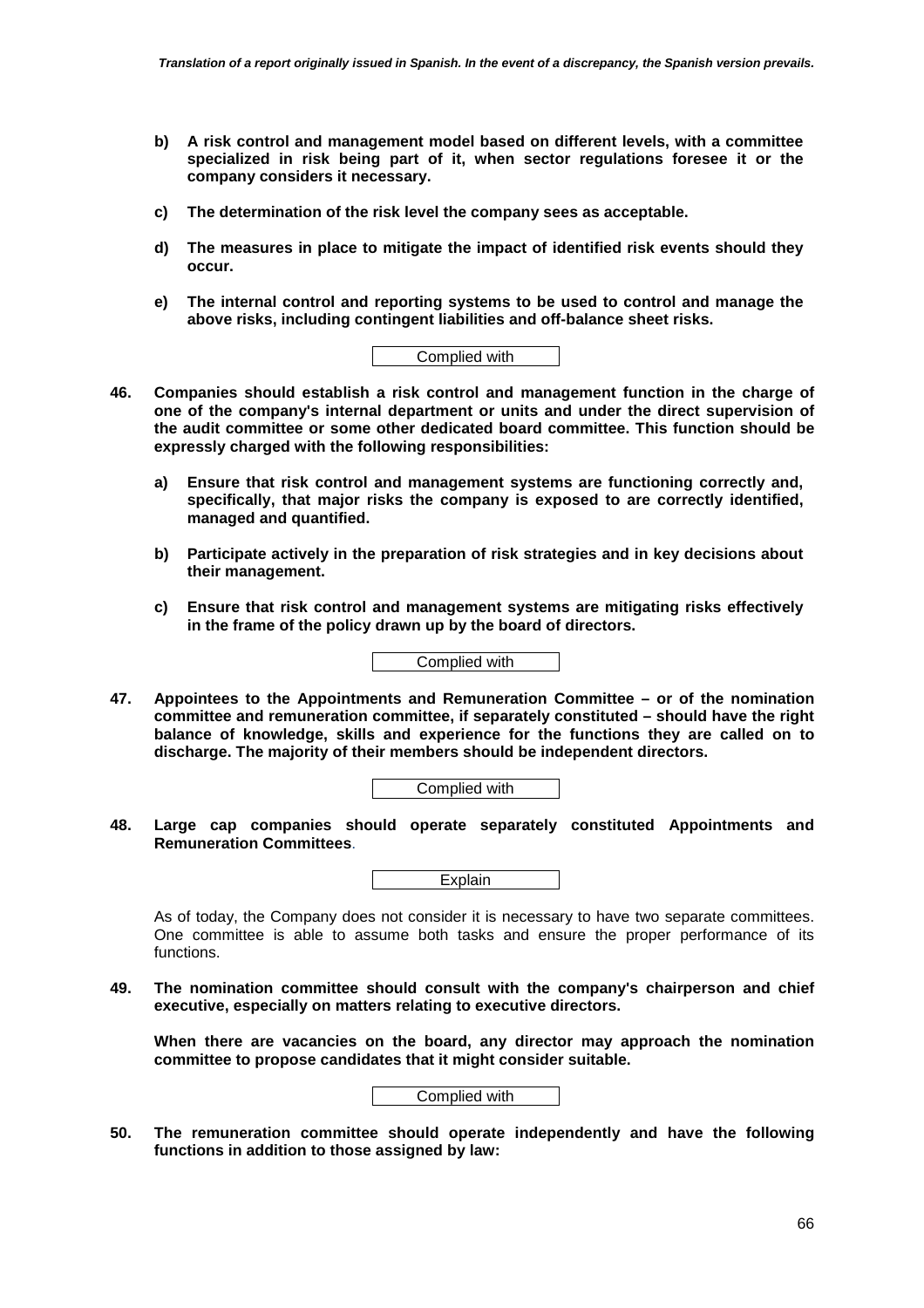**b) A risk control and management model based on different levels, with a committee specialized in risk being part of it, when sector regulations foresee it or the company considers it necessary.**

**c) The determination of the risk level the company sees as acceptable.**

**d) The measures in place to mitigate the impact of identified risk events should they occur.**

**e) The internal control and reporting systems to be used to control and manage the above risks, including contingent liabilities and off-balance sheet risks.**

Complied with

**46. Companies should establish a risk control and management function in the charge of one of the company's internal department or units and under the direct supervision of the audit committee or some other dedicated board committee. This function should be expressly charged with the following responsibilities:**

**a) Ensure that risk control and management systems are functioning correctly and, specifically, that major risks the company is exposed to are correctly identified, managed and quantified.**

**b) Participate actively in the preparation of risk strategies and in key decisions about their management.**

**c) Ensure that risk control and management systems are mitigating risks effectively in the frame of the policy drawn up by the board of directors.**

Complied with

**47. Appointees to the Appointments and Remuneration Committee – or of the nomination committee and remuneration committee, if separately constituted – should have the right balance of knowledge, skills and experience for the functions they are called on to discharge. The majority of their members should be independent directors.**

Complied with

**48. Large cap companies should operate separately constituted Appointments and Remuneration Committees**.

Explain

As of today, the Company does not consider it is necessary to have two separate committees. One committee is able to assume both tasks and ensure the proper performance of its functions.

**49. The nomination committee should consult with the company's chairperson and chief executive, especially on matters relating to executive directors.**

**When there are vacancies on the board, any director may approach the nomination committee to propose candidates that it might consider suitable.**

Complied with

**50. The remuneration committee should operate independently and have the following functions in addition to those assigned by law:**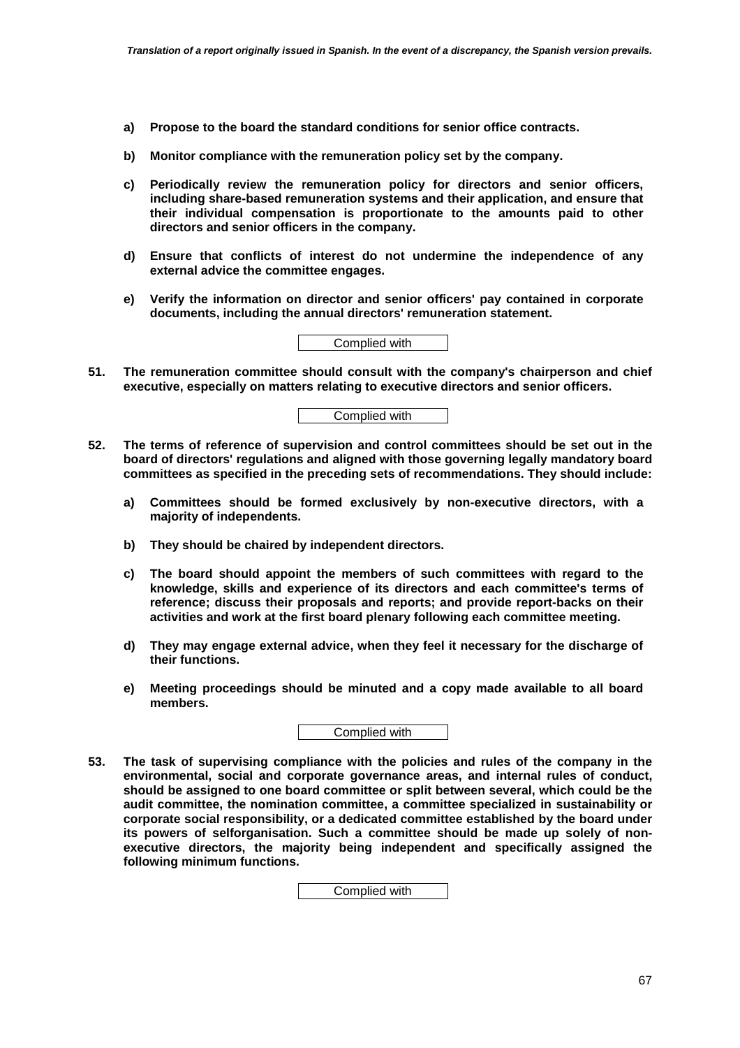**a) Propose to the board the standard conditions for senior office contracts.**

**b) Monitor compliance with the remuneration policy set by the company.**

**c) Periodically review the remuneration policy for directors and senior officers, including share-based remuneration systems and their application, and ensure that their individual compensation is proportionate to the amounts paid to other directors and senior officers in the company.**

**d) Ensure that conflicts of interest do not undermine the independence of any external advice the committee engages.**

**e) Verify the information on director and senior officers' pay contained in corporate documents, including the annual directors' remuneration statement.**

Complied with

**51. The remuneration committee should consult with the company's chairperson and chief executive, especially on matters relating to executive directors and senior officers.**

Complied with

**52. The terms of reference of supervision and control committees should be set out in the board of directors' regulations and aligned with those governing legally mandatory board committees as specified in the preceding sets of recommendations. They should include:**

**a) Committees should be formed exclusively by non-executive directors, with a majority of independents.**

**b) They should be chaired by independent directors.**

**c) The board should appoint the members of such committees with regard to the knowledge, skills and experience of its directors and each committee's terms of reference; discuss their proposals and reports; and provide report-backs on their activities and work at the first board plenary following each committee meeting.**

**d) They may engage external advice, when they feel it necessary for the discharge of their functions.**

**e) Meeting proceedings should be minuted and a copy made available to all board members.**

Complied with

**53. The task of supervising compliance with the policies and rules of the company in the environmental, social and corporate governance areas, and internal rules of conduct, should be assigned to one board committee or split between several, which could be the audit committee, the nomination committee, a committee specialized in sustainability or corporate social responsibility, or a dedicated committee established by the board under its powers of selforganisation. Such a committee should be made up solely of non-executive directors, the majority being independent and specifically assigned the following minimum functions.**

Complied with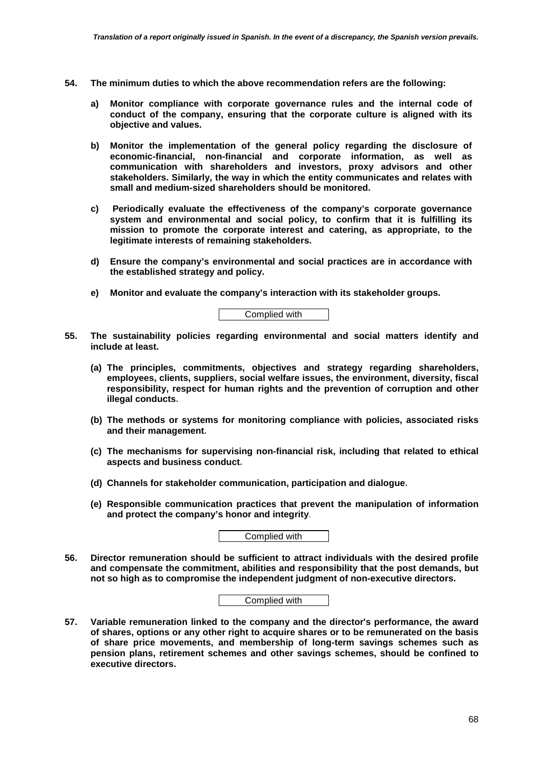**54. The minimum duties to which the above recommendation refers are the following:**

**a) Monitor compliance with corporate governance rules and the internal code of conduct of the company, ensuring that the corporate culture is aligned with its objective and values.**

**b) Monitor the implementation of the general policy regarding the disclosure of economic-financial, non-financial and corporate information, as well as communication with shareholders and investors, proxy advisors and other stakeholders. Similarly, the way in which the entity communicates and relates with small and medium-sized shareholders should be monitored.**

**c) Periodically evaluate the effectiveness of the company's corporate governance system and environmental and social policy, to confirm that it is fulfilling its mission to promote the corporate interest and catering, as appropriate, to the legitimate interests of remaining stakeholders.**

**d) Ensure the company's environmental and social practices are in accordance with the established strategy and policy.**

**e) Monitor and evaluate the company's interaction with its stakeholder groups.**

Complied with

**55. The sustainability policies regarding environmental and social matters identify and include at least.**

**(a) The principles, commitments, objectives and strategy regarding shareholders, employees, clients, suppliers, social welfare issues, the environment, diversity, fiscal responsibility, respect for human rights and the prevention of corruption and other illegal conducts.**

**(b) The methods or systems for monitoring compliance with policies, associated risks and their management.**

**(c) The mechanisms for supervising non-financial risk, including that related to ethical aspects and business conduct.**

**(d) Channels for stakeholder communication, participation and dialogue.**

**(e) Responsible communication practices that prevent the manipulation of information and protect the company's honor and integrity.**

Complied with

**56. Director remuneration should be sufficient to attract individuals with the desired profile and compensate the commitment, abilities and responsibility that the post demands, but not so high as to compromise the independent judgment of non-executive directors.**

Complied with

**57. Variable remuneration linked to the company and the director's performance, the award of shares, options or any other right to acquire shares or to be remunerated on the basis of share price movements, and membership of long-term savings schemes such as pension plans, retirement schemes and other savings schemes, should be confined to executive directors.**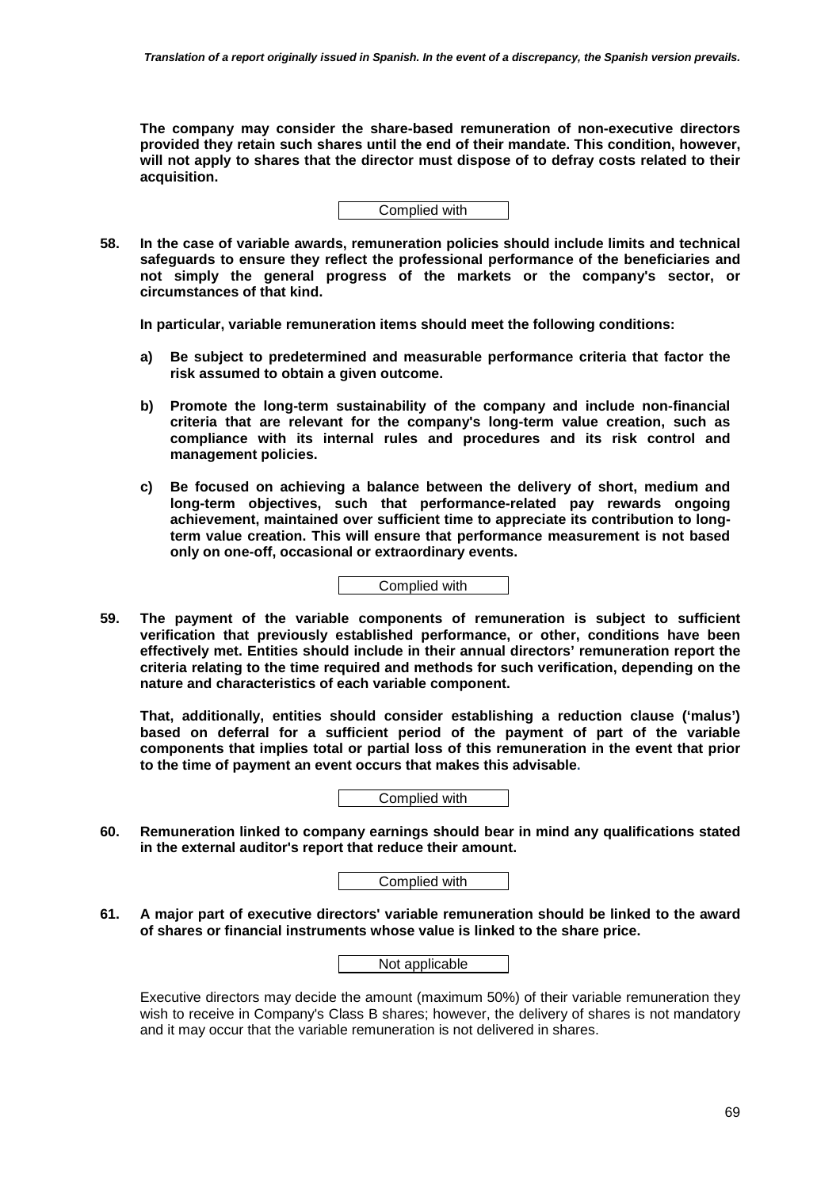**The company may consider the share-based remuneration of non-executive directors provided they retain such shares until the end of their mandate. This condition, however, will not apply to shares that the director must dispose of to defray costs related to their acquisition.**

Complied with

**58. In the case of variable awards, remuneration policies should include limits and technical safeguards to ensure they reflect the professional performance of the beneficiaries and not simply the general progress of the markets or the company's sector, or circumstances of that kind.**

**In particular, variable remuneration items should meet the following conditions:**

**a) Be subject to predetermined and measurable performance criteria that factor the risk assumed to obtain a given outcome.**

**b) Promote the long-term sustainability of the company and include non-financial criteria that are relevant for the company's long-term value creation, such as compliance with its internal rules and procedures and its risk control and management policies.**

**c) Be focused on achieving a balance between the delivery of short, medium and long-term objectives, such that performance-related pay rewards ongoing achievement, maintained over sufficient time to appreciate its contribution to long-term value creation. This will ensure that performance measurement is not based only on one-off, occasional or extraordinary events.**

Complied with

**59. The payment of the variable components of remuneration is subject to sufficient verification that previously established performance, or other, conditions have been effectively met. Entities should include in their annual directors' remuneration report the criteria relating to the time required and methods for such verification, depending on the nature and characteristics of each variable component.**

**That, additionally, entities should consider establishing a reduction clause ('malus') based on deferral for a sufficient period of the payment of part of the variable components that implies total or partial loss of this remuneration in the event that prior to the time of payment an event occurs that makes this advisable.**

Complied with

**60. Remuneration linked to company earnings should bear in mind any qualifications stated in the external auditor's report that reduce their amount.**

Complied with

**61. A major part of executive directors' variable remuneration should be linked to the award of shares or financial instruments whose value is linked to the share price.**

Not applicable

Executive directors may decide the amount (maximum 50%) of their variable remuneration they wish to receive in Company's Class B shares; however, the delivery of shares is not mandatory and it may occur that the variable remuneration is not delivered in shares.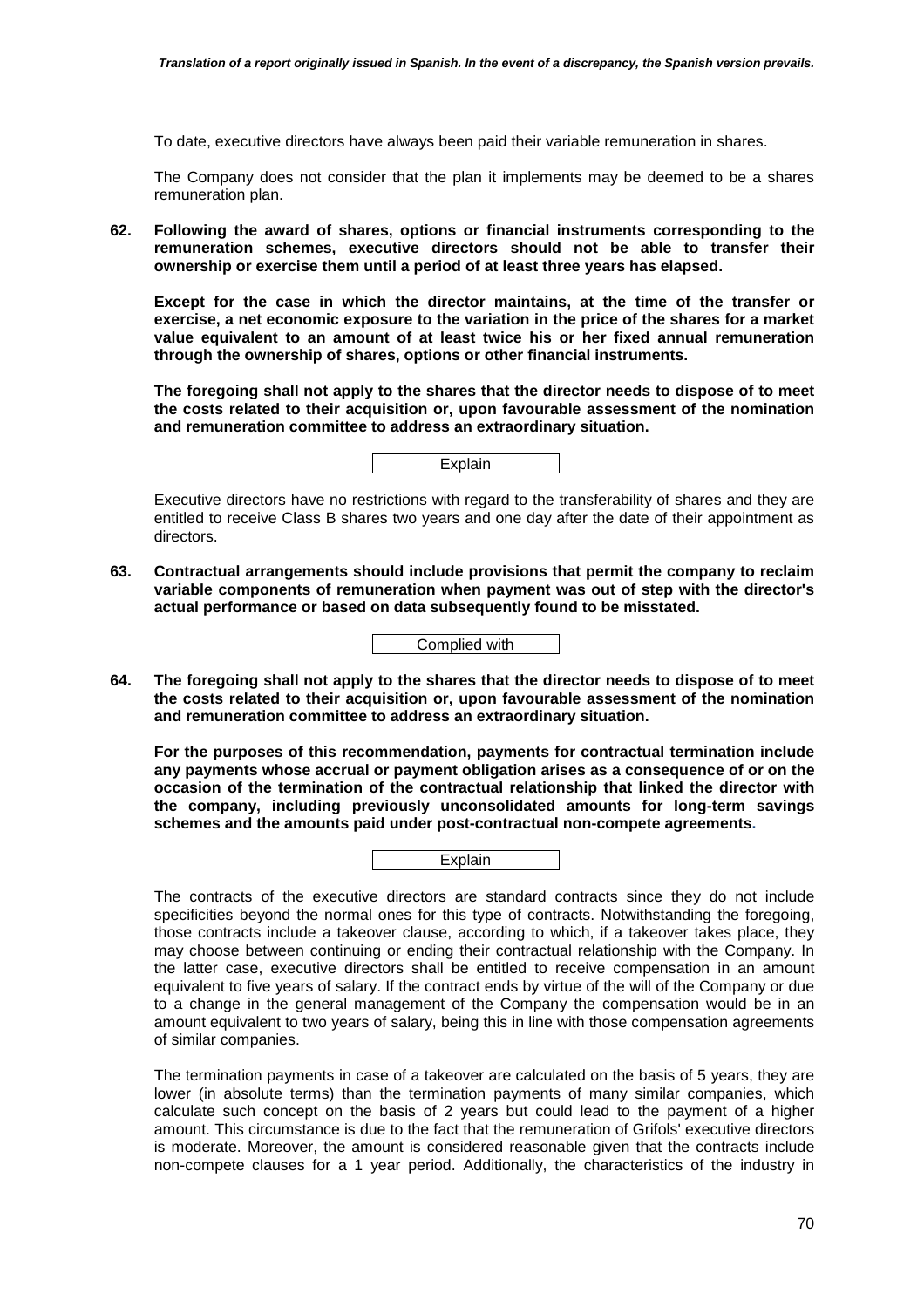To date, executive directors have always been paid their variable remuneration in shares.

The Company does not consider that the plan it implements may be deemed to be a shares remuneration plan.

**62. Following the award of shares, options or financial instruments corresponding to the remuneration schemes, executive directors should not be able to transfer their ownership or exercise them until a period of at least three years has elapsed.**

**Except for the case in which the director maintains, at the time of the transfer or exercise, a net economic exposure to the variation in the price of the shares for a market value equivalent to an amount of at least twice his or her fixed annual remuneration through the ownership of shares, options or other financial instruments.**

**The foregoing shall not apply to the shares that the director needs to dispose of to meet the costs related to their acquisition or, upon favourable assessment of the nomination and remuneration committee to address an extraordinary situation.**

Explain

Executive directors have no restrictions with regard to the transferability of shares and they are entitled to receive Class B shares two years and one day after the date of their appointment as directors.

**63. Contractual arrangements should include provisions that permit the company to reclaim variable components of remuneration when payment was out of step with the director's actual performance or based on data subsequently found to be misstated.**

Complied with

**64. The foregoing shall not apply to the shares that the director needs to dispose of to meet the costs related to their acquisition or, upon favourable assessment of the nomination and remuneration committee to address an extraordinary situation.**

**For the purposes of this recommendation, payments for contractual termination include any payments whose accrual or payment obligation arises as a consequence of or on the occasion of the termination of the contractual relationship that linked the director with the company, including previously unconsolidated amounts for long-term savings schemes and the amounts paid under post-contractual non-compete agreements.**

Explain

The contracts of the executive directors are standard contracts since they do not include specificities beyond the normal ones for this type of contracts. Notwithstanding the foregoing, those contracts include a takeover clause, according to which, if a takeover takes place, they may choose between continuing or ending their contractual relationship with the Company. In the latter case, executive directors shall be entitled to receive compensation in an amount equivalent to five years of salary. If the contract ends by virtue of the will of the Company or due to a change in the general management of the Company the compensation would be in an amount equivalent to two years of salary, being this in line with those compensation agreements of similar companies.

The termination payments in case of a takeover are calculated on the basis of 5 years, they are lower (in absolute terms) than the termination payments of many similar companies, which calculate such concept on the basis of 2 years but could lead to the payment of a higher amount. This circumstance is due to the fact that the remuneration of Grifols' executive directors is moderate. Moreover, the amount is considered reasonable given that the contracts include non-compete clauses for a 1 year period. Additionally, the characteristics of the industry in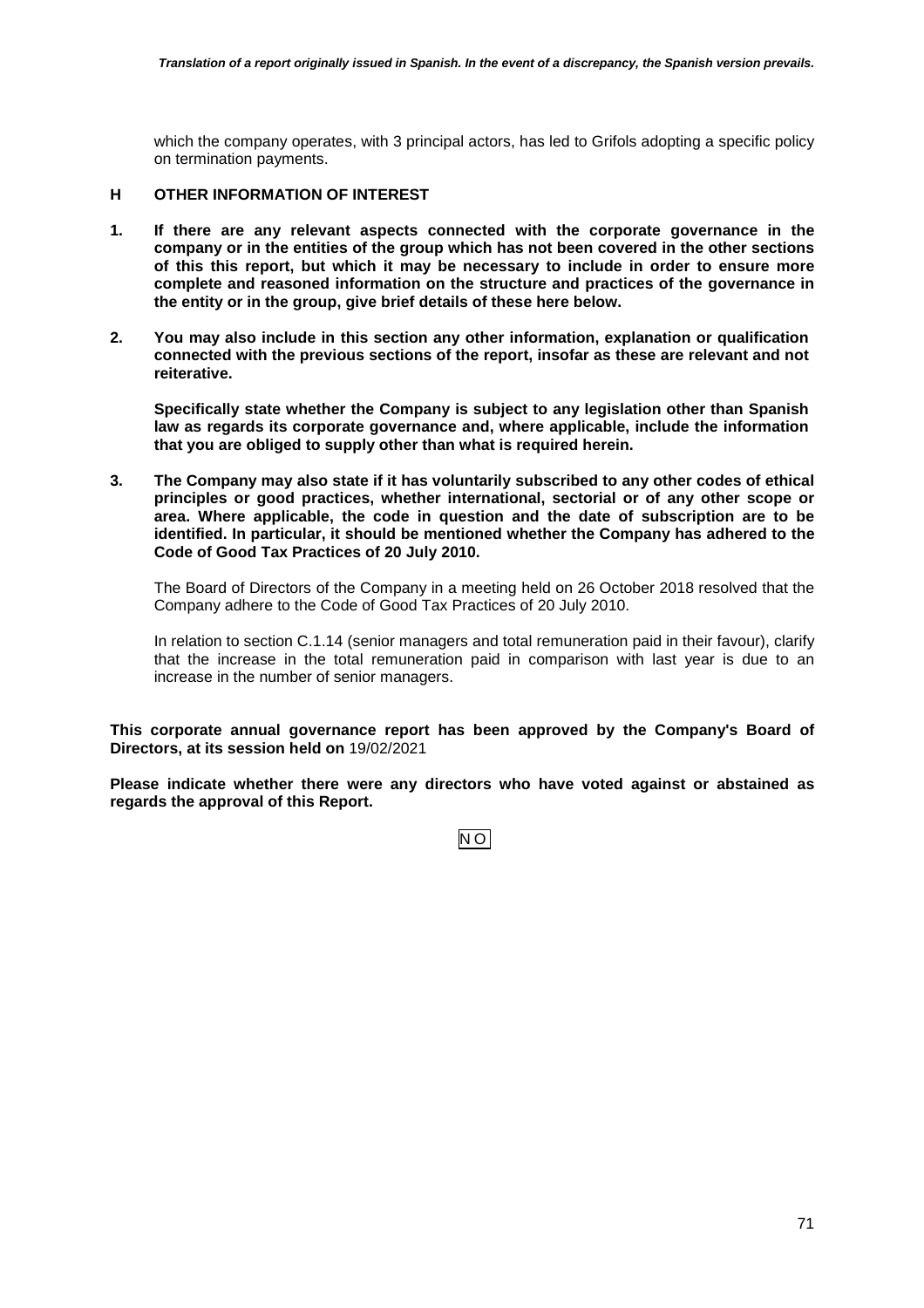which the company operates, with 3 principal actors, has led to Grifols adopting a specific policy on termination payments.

## H OTHER INFORMATION OF INTEREST

**1. If there are any relevant aspects connected with the corporate governance in the company or in the entities of the group which has not been covered in the other sections of this this report, but which it may be necessary to include in order to ensure more complete and reasoned information on the structure and practices of the governance in the entity or in the group, give brief details of these here below.**

**2. You may also include in this section any other information, explanation or qualification connected with the previous sections of the report, insofar as these are relevant and not reiterative.**

**Specifically state whether the Company is subject to any legislation other than Spanish law as regards its corporate governance and, where applicable, include the information that you are obliged to supply other than what is required herein.**

**3. The Company may also state if it has voluntarily subscribed to any other codes of ethical principles or good practices, whether international, sectorial or of any other scope or area. Where applicable, the code in question and the date of subscription are to be identified. In particular, it should be mentioned whether the Company has adhered to the Code of Good Tax Practices of 20 July 2010.**

The Board of Directors of the Company in a meeting held on 26 October 2018 resolved that the Company adhere to the Code of Good Tax Practices of 20 July 2010.

In relation to section C.1.14 (senior managers and total remuneration paid in their favour), clarify that the increase in the total remuneration paid in comparison with last year is due to an increase in the number of senior managers.

**This corporate annual governance report has been approved by the Company's Board of Directors, at its session held on** 19/02/2021

**Please indicate whether there were any directors who have voted against or abstained as regards the approval of this Report.**

NO